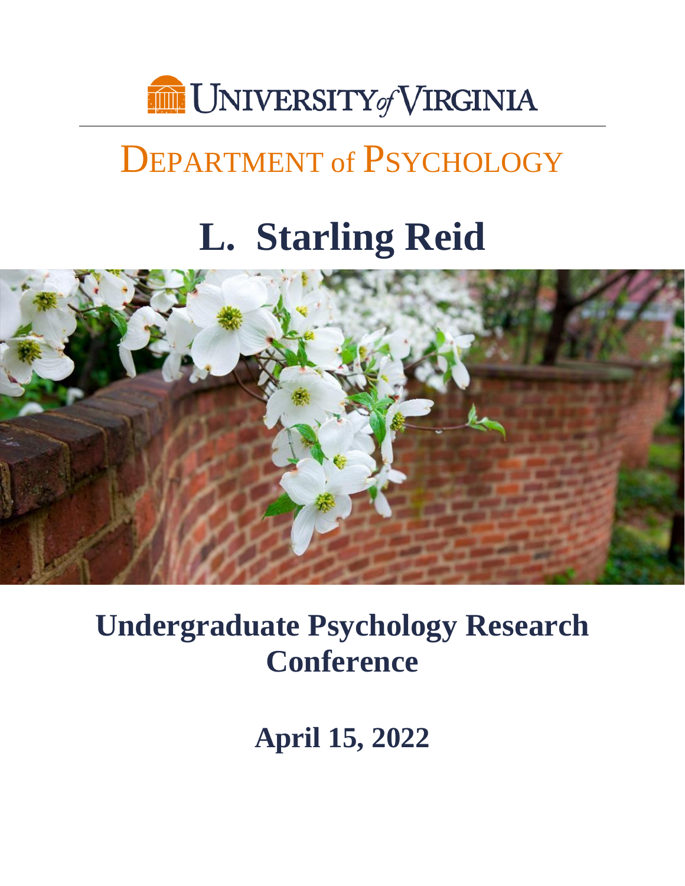UNIVERSITY of VIRGINIA

# DEPARTMENT of PSYCHOLOGY

# L. Starling Reid

## Undergraduate Psychology Research Conference

## April 15, 2022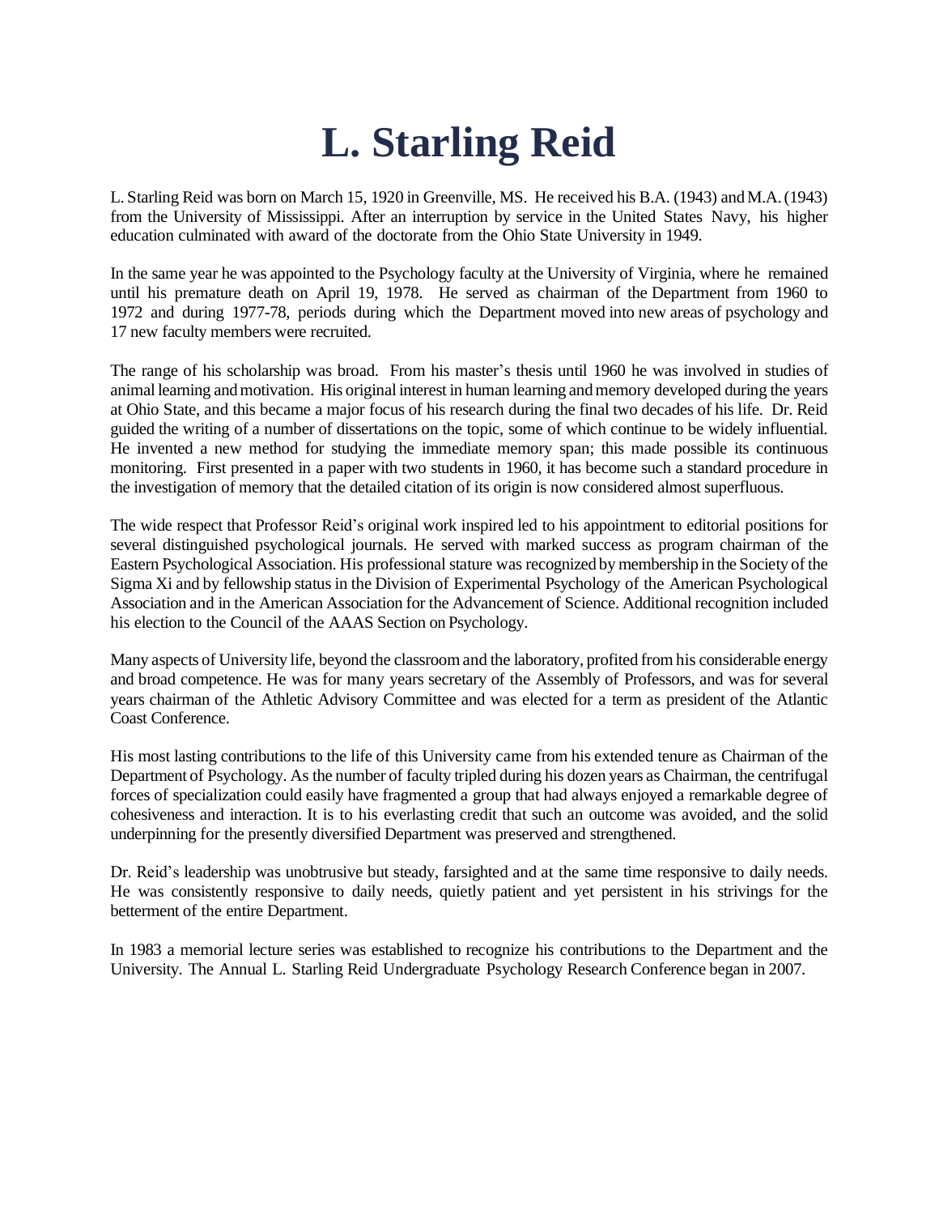# L. Starling Reid

L. Starling Reid was born on March 15, 1920 in Greenville, MS. He received his B.A. (1943) and M.A. (1943) from the University of Mississippi. After an interruption by service in the United States Navy, his higher education culminated with award of the doctorate from the Ohio State University in 1949.

In the same year he was appointed to the Psychology faculty at the University of Virginia, where he remained until his premature death on April 19, 1978. He served as chairman of the Department from 1960 to 1972 and during 1977-78, periods during which the Department moved into new areas of psychology and 17 new faculty members were recruited.

The range of his scholarship was broad. From his master's thesis until 1960 he was involved in studies of animal learning and motivation. His original interest in human learning and memory developed during the years at Ohio State, and this became a major focus of his research during the final two decades of his life. Dr. Reid guided the writing of a number of dissertations on the topic, some of which continue to be widely influential. He invented a new method for studying the immediate memory span; this made possible its continuous monitoring. First presented in a paper with two students in 1960, it has become such a standard procedure in the investigation of memory that the detailed citation of its origin is now considered almost superfluous.

The wide respect that Professor Reid's original work inspired led to his appointment to editorial positions for several distinguished psychological journals. He served with marked success as program chairman of the Eastern Psychological Association. His professional stature was recognized by membership in the Society of the Sigma Xi and by fellowship status in the Division of Experimental Psychology of the American Psychological Association and in the American Association for the Advancement of Science. Additional recognition included his election to the Council of the AAAS Section on Psychology.

Many aspects of University life, beyond the classroom and the laboratory, profited from his considerable energy and broad competence. He was for many years secretary of the Assembly of Professors, and was for several years chairman of the Athletic Advisory Committee and was elected for a term as president of the Atlantic Coast Conference.

His most lasting contributions to the life of this University came from his extended tenure as Chairman of the Department of Psychology. As the number of faculty tripled during his dozen years as Chairman, the centrifugal forces of specialization could easily have fragmented a group that had always enjoyed a remarkable degree of cohesiveness and interaction. It is to his everlasting credit that such an outcome was avoided, and the solid underpinning for the presently diversified Department was preserved and strengthened.

Dr. Reid's leadership was unobtrusive but steady, farsighted and at the same time responsive to daily needs. He was consistently responsive to daily needs, quietly patient and yet persistent in his strivings for the betterment of the entire Department.

In 1983 a memorial lecture series was established to recognize his contributions to the Department and the University. The Annual L. Starling Reid Undergraduate Psychology Research Conference began in 2007.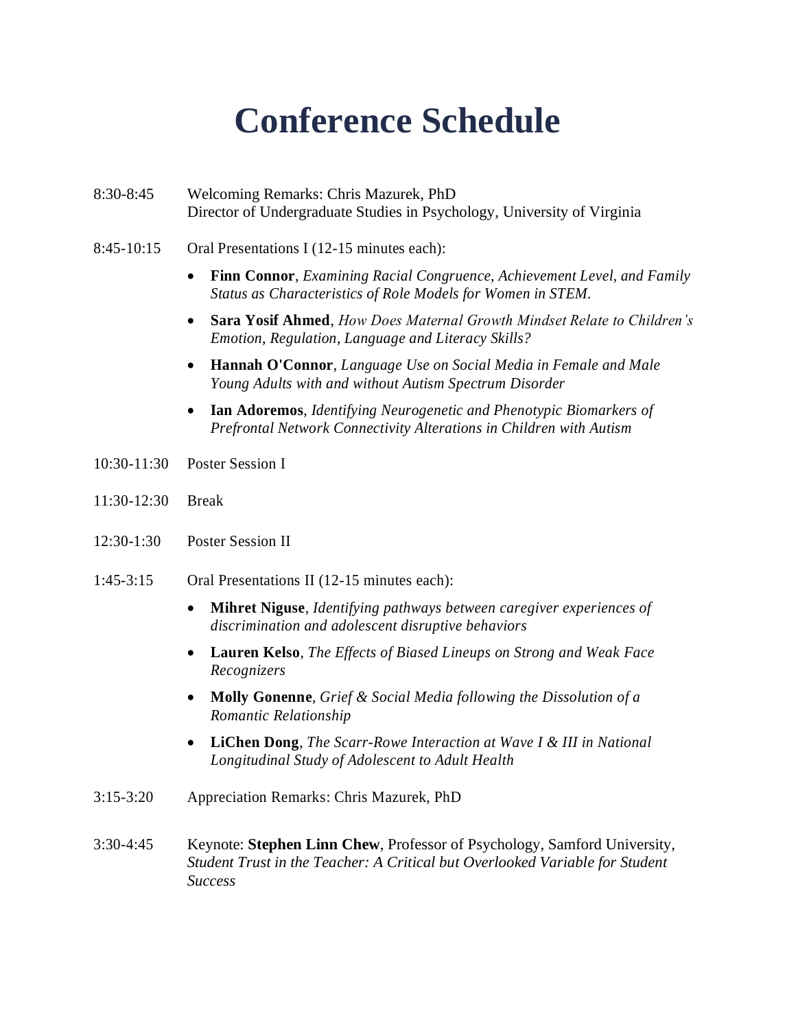# Conference Schedule

8:30-8:45 Welcoming Remarks: Chris Mazurek, PhD
Director of Undergraduate Studies in Psychology, University of Virginia

8:45-10:15 Oral Presentations I (12-15 minutes each):

- **Finn Connor**, *Examining Racial Congruence, Achievement Level, and Family Status as Characteristics of Role Models for Women in STEM.*
- **Sara Yosif Ahmed**, *How Does Maternal Growth Mindset Relate to Children's Emotion, Regulation, Language and Literacy Skills?*
- **Hannah O'Connor**, *Language Use on Social Media in Female and Male Young Adults with and without Autism Spectrum Disorder*
- **Ian Adoremos**, *Identifying Neurogenetic and Phenotypic Biomarkers of Prefrontal Network Connectivity Alterations in Children with Autism*

10:30-11:30 Poster Session I

11:30-12:30 Break

12:30-1:30 Poster Session II

1:45-3:15 Oral Presentations II (12-15 minutes each):

- **Mihret Niguse**, *Identifying pathways between caregiver experiences of discrimination and adolescent disruptive behaviors*
- **Lauren Kelso**, *The Effects of Biased Lineups on Strong and Weak Face Recognizers*
- **Molly Gonenne**, *Grief & Social Media following the Dissolution of a Romantic Relationship*
- **LiChen Dong**, *The Scarr-Rowe Interaction at Wave I & III in National Longitudinal Study of Adolescent to Adult Health*

3:15-3:20 Appreciation Remarks: Chris Mazurek, PhD

3:30-4:45 Keynote: **Stephen Linn Chew**, Professor of Psychology, Samford University, *Student Trust in the Teacher: A Critical but Overlooked Variable for Student Success*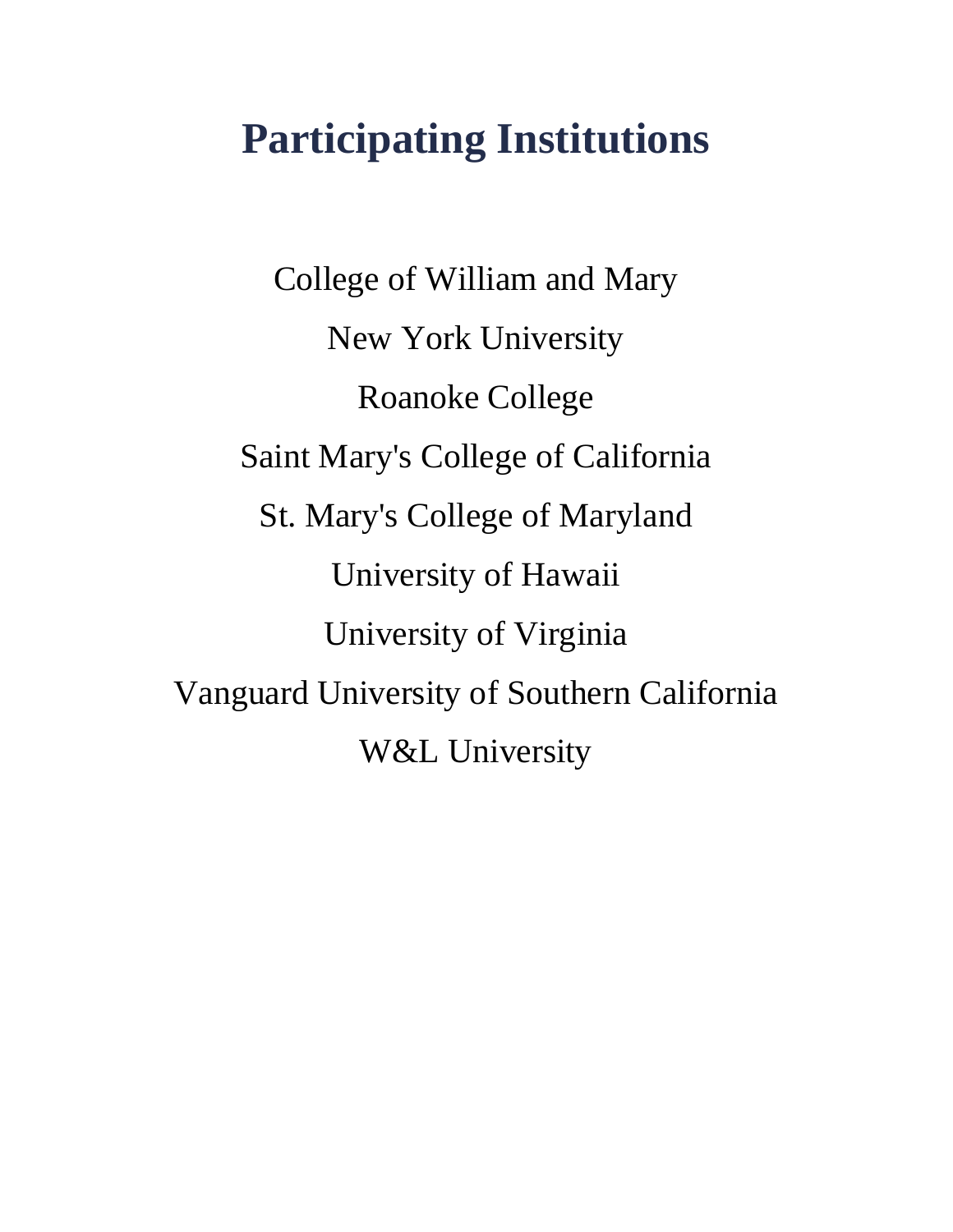# Participating Institutions

College of William and Mary

New York University

Roanoke College

Saint Mary's College of California

St. Mary's College of Maryland

University of Hawaii

University of Virginia

Vanguard University of Southern California

W&L University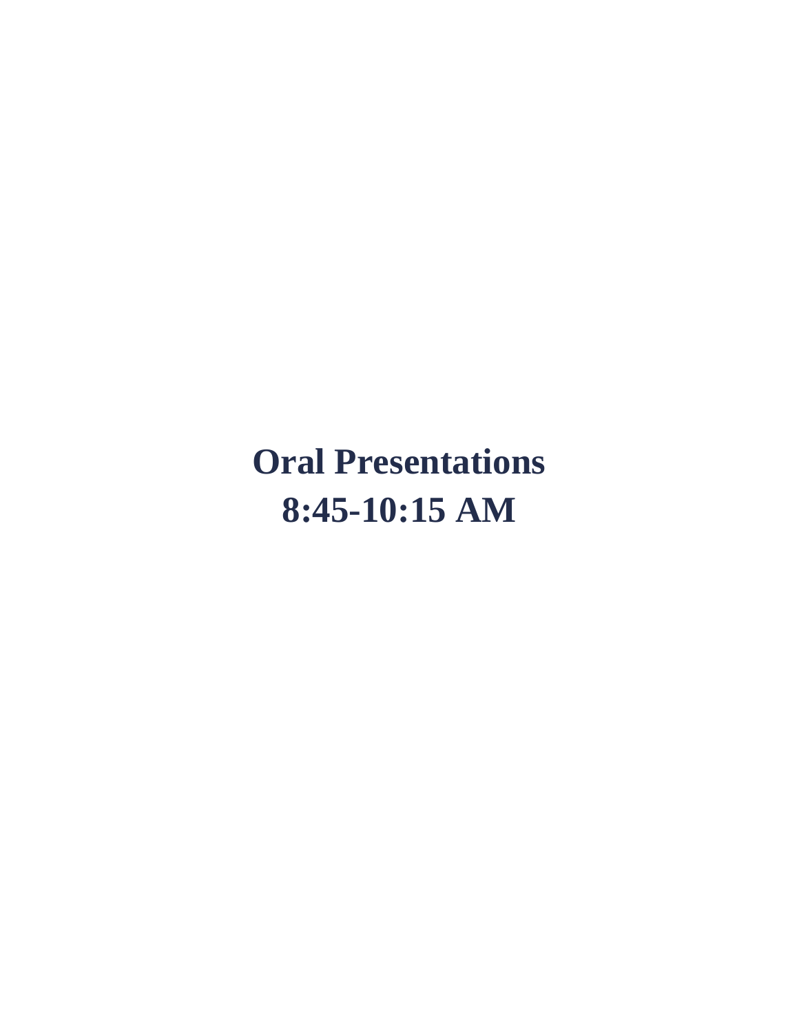# Oral Presentations
# 8:45-10:15 AM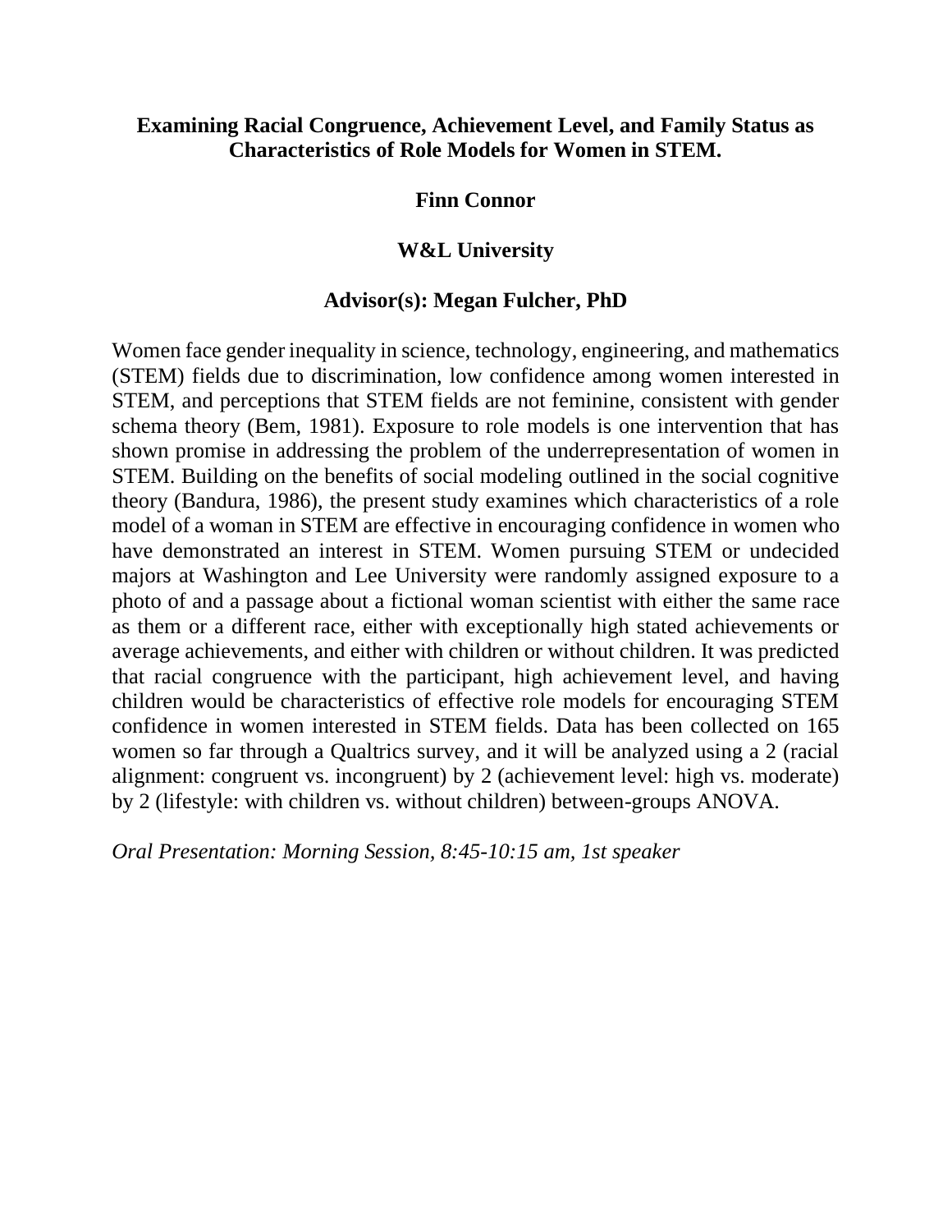### Examining Racial Congruence, Achievement Level, and Family Status as Characteristics of Role Models for Women in STEM.

**Finn Connor**

**W&L University**

**Advisor(s): Megan Fulcher, PhD**

Women face gender inequality in science, technology, engineering, and mathematics (STEM) fields due to discrimination, low confidence among women interested in STEM, and perceptions that STEM fields are not feminine, consistent with gender schema theory (Bem, 1981). Exposure to role models is one intervention that has shown promise in addressing the problem of the underrepresentation of women in STEM. Building on the benefits of social modeling outlined in the social cognitive theory (Bandura, 1986), the present study examines which characteristics of a role model of a woman in STEM are effective in encouraging confidence in women who have demonstrated an interest in STEM. Women pursuing STEM or undecided majors at Washington and Lee University were randomly assigned exposure to a photo of and a passage about a fictional woman scientist with either the same race as them or a different race, either with exceptionally high stated achievements or average achievements, and either with children or without children. It was predicted that racial congruence with the participant, high achievement level, and having children would be characteristics of effective role models for encouraging STEM confidence in women interested in STEM fields. Data has been collected on 165 women so far through a Qualtrics survey, and it will be analyzed using a 2 (racial alignment: congruent vs. incongruent) by 2 (achievement level: high vs. moderate) by 2 (lifestyle: with children vs. without children) between-groups ANOVA.

*Oral Presentation: Morning Session, 8:45-10:15 am, 1st speaker*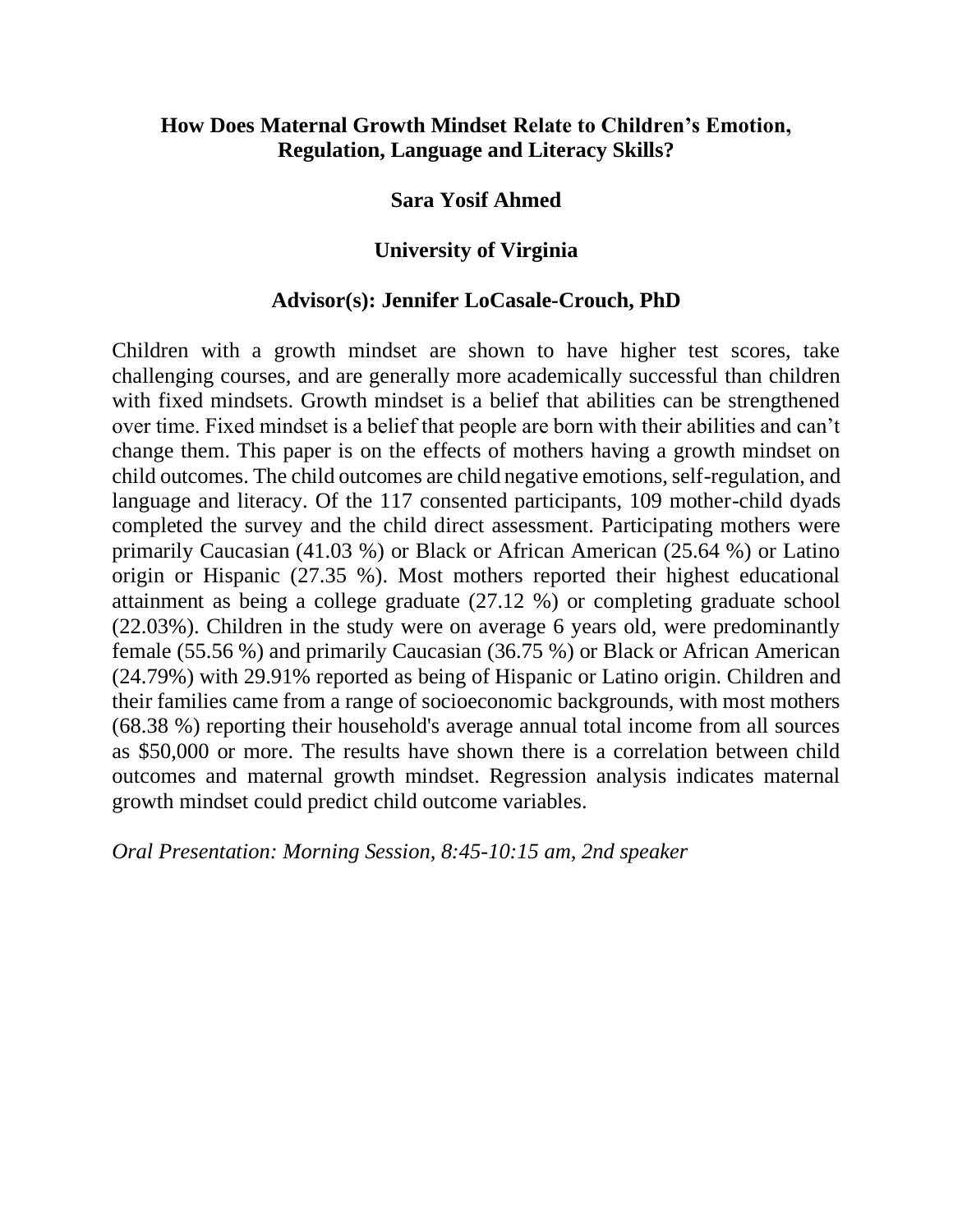## How Does Maternal Growth Mindset Relate to Children's Emotion, Regulation, Language and Literacy Skills?

**Sara Yosif Ahmed**

**University of Virginia**

**Advisor(s): Jennifer LoCasale-Crouch, PhD**

Children with a growth mindset are shown to have higher test scores, take challenging courses, and are generally more academically successful than children with fixed mindsets. Growth mindset is a belief that abilities can be strengthened over time. Fixed mindset is a belief that people are born with their abilities and can't change them. This paper is on the effects of mothers having a growth mindset on child outcomes. The child outcomes are child negative emotions, self-regulation, and language and literacy. Of the 117 consented participants, 109 mother-child dyads completed the survey and the child direct assessment. Participating mothers were primarily Caucasian (41.03 %) or Black or African American (25.64 %) or Latino origin or Hispanic (27.35 %). Most mothers reported their highest educational attainment as being a college graduate (27.12 %) or completing graduate school (22.03%). Children in the study were on average 6 years old, were predominantly female (55.56 %) and primarily Caucasian (36.75 %) or Black or African American (24.79%) with 29.91% reported as being of Hispanic or Latino origin. Children and their families came from a range of socioeconomic backgrounds, with most mothers (68.38 %) reporting their household's average annual total income from all sources as $50,000 or more. The results have shown there is a correlation between child outcomes and maternal growth mindset. Regression analysis indicates maternal growth mindset could predict child outcome variables.

*Oral Presentation: Morning Session, 8:45-10:15 am, 2nd speaker*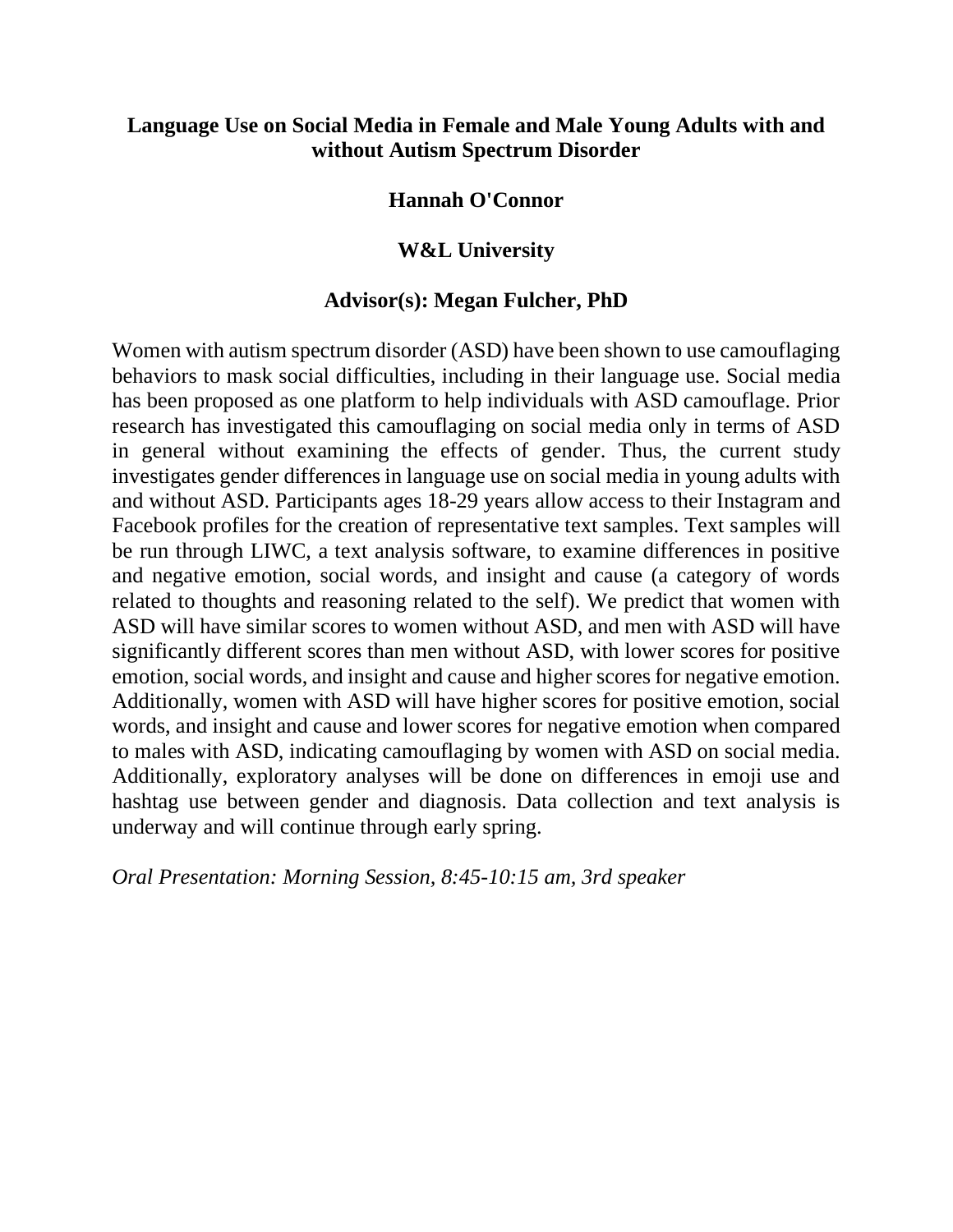# Language Use on Social Media in Female and Male Young Adults with and without Autism Spectrum Disorder

**Hannah O'Connor**

**W&L University**

**Advisor(s): Megan Fulcher, PhD**

Women with autism spectrum disorder (ASD) have been shown to use camouflaging behaviors to mask social difficulties, including in their language use. Social media has been proposed as one platform to help individuals with ASD camouflage. Prior research has investigated this camouflaging on social media only in terms of ASD in general without examining the effects of gender. Thus, the current study investigates gender differences in language use on social media in young adults with and without ASD. Participants ages 18-29 years allow access to their Instagram and Facebook profiles for the creation of representative text samples. Text samples will be run through LIWC, a text analysis software, to examine differences in positive and negative emotion, social words, and insight and cause (a category of words related to thoughts and reasoning related to the self). We predict that women with ASD will have similar scores to women without ASD, and men with ASD will have significantly different scores than men without ASD, with lower scores for positive emotion, social words, and insight and cause and higher scores for negative emotion. Additionally, women with ASD will have higher scores for positive emotion, social words, and insight and cause and lower scores for negative emotion when compared to males with ASD, indicating camouflaging by women with ASD on social media. Additionally, exploratory analyses will be done on differences in emoji use and hashtag use between gender and diagnosis. Data collection and text analysis is underway and will continue through early spring.

*Oral Presentation: Morning Session, 8:45-10:15 am, 3rd speaker*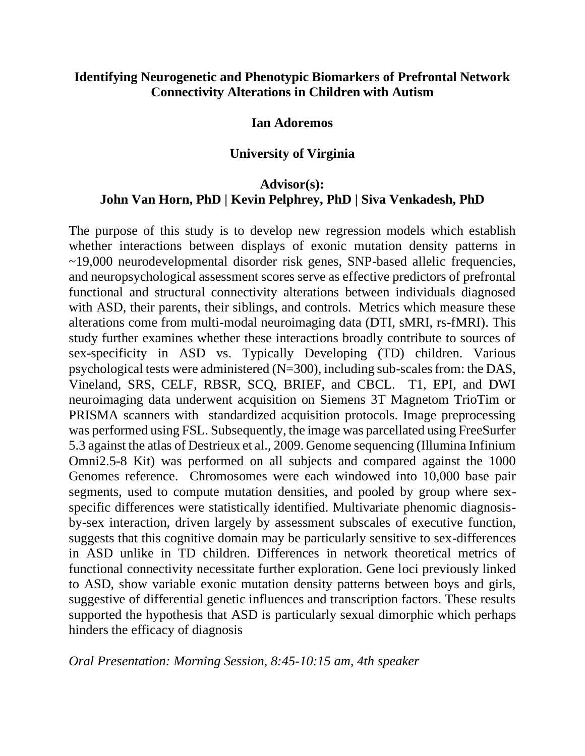**Identifying Neurogenetic and Phenotypic Biomarkers of Prefrontal Network Connectivity Alterations in Children with Autism**

**Ian Adoremos**

**University of Virginia**

**Advisor(s):**
**John Van Horn, PhD | Kevin Pelphrey, PhD | Siva Venkadesh, PhD**

The purpose of this study is to develop new regression models which establish whether interactions between displays of exonic mutation density patterns in ~19,000 neurodevelopmental disorder risk genes, SNP-based allelic frequencies, and neuropsychological assessment scores serve as effective predictors of prefrontal functional and structural connectivity alterations between individuals diagnosed with ASD, their parents, their siblings, and controls. Metrics which measure these alterations come from multi-modal neuroimaging data (DTI, sMRI, rs-fMRI). This study further examines whether these interactions broadly contribute to sources of sex-specificity in ASD vs. Typically Developing (TD) children. Various psychological tests were administered (N=300), including sub-scales from: the DAS, Vineland, SRS, CELF, RBSR, SCQ, BRIEF, and CBCL. T1, EPI, and DWI neuroimaging data underwent acquisition on Siemens 3T Magnetom TrioTim or PRISMA scanners with standardized acquisition protocols. Image preprocessing was performed using FSL. Subsequently, the image was parcellated using FreeSurfer 5.3 against the atlas of Destrieux et al., 2009. Genome sequencing (Illumina Infinium Omni2.5-8 Kit) was performed on all subjects and compared against the 1000 Genomes reference. Chromosomes were each windowed into 10,000 base pair segments, used to compute mutation densities, and pooled by group where sex-specific differences were statistically identified. Multivariate phenomic diagnosis-by-sex interaction, driven largely by assessment subscales of executive function, suggests that this cognitive domain may be particularly sensitive to sex-differences in ASD unlike in TD children. Differences in network theoretical metrics of functional connectivity necessitate further exploration. Gene loci previously linked to ASD, show variable exonic mutation density patterns between boys and girls, suggestive of differential genetic influences and transcription factors. These results supported the hypothesis that ASD is particularly sexual dimorphic which perhaps hinders the efficacy of diagnosis

*Oral Presentation: Morning Session, 8:45-10:15 am, 4th speaker*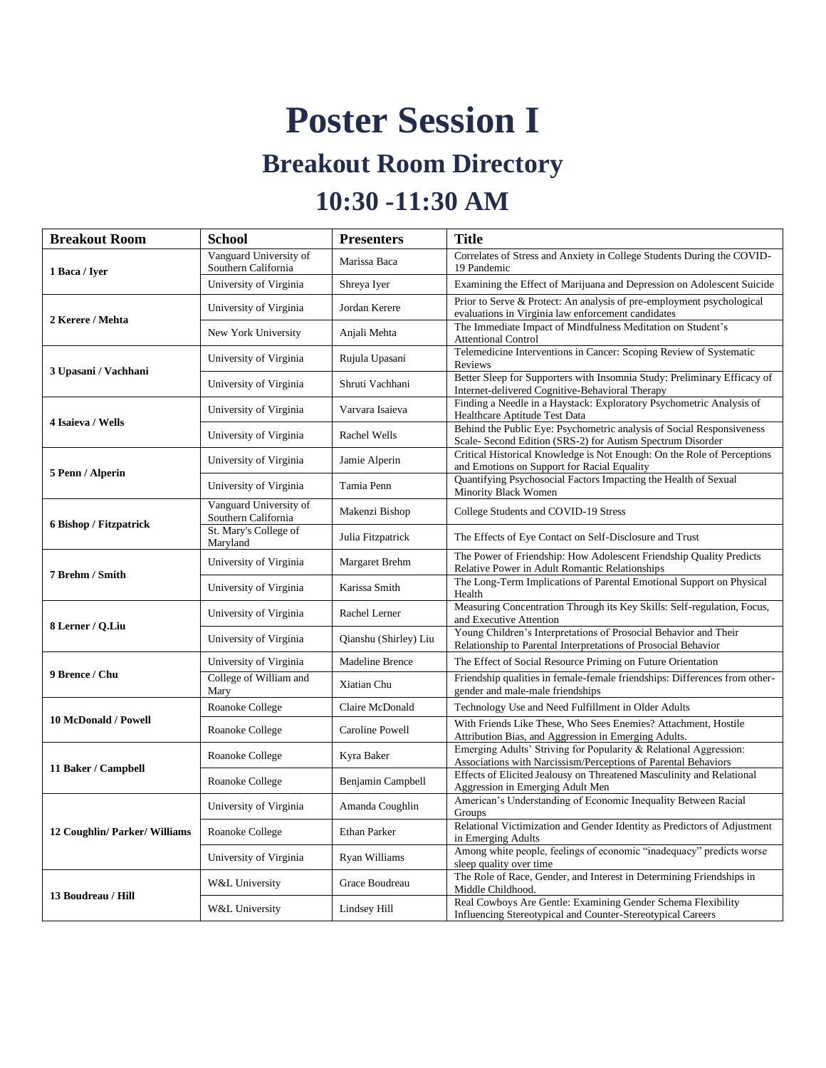# Poster Session I

## Breakout Room Directory

## 10:30 -11:30 AM

| Breakout Room | School | Presenters | Title |
|---|---|---|---|
| **1 Baca / Iyer** | Vanguard University of Southern California | Marissa Baca | Correlates of Stress and Anxiety in College Students During the COVID-19 Pandemic |
| | University of Virginia | Shreya Iyer | Examining the Effect of Marijuana and Depression on Adolescent Suicide |
| **2 Kerere / Mehta** | University of Virginia | Jordan Kerere | Prior to Serve & Protect: An analysis of pre-employment psychological evaluations in Virginia law enforcement candidates |
| | New York University | Anjali Mehta | The Immediate Impact of Mindfulness Meditation on Student's Attentional Control |
| **3 Upasani / Vachhani** | University of Virginia | Rujula Upasani | Telemedicine Interventions in Cancer: Scoping Review of Systematic Reviews |
| | University of Virginia | Shruti Vachhani | Better Sleep for Supporters with Insomnia Study: Preliminary Efficacy of Internet-delivered Cognitive-Behavioral Therapy |
| **4 Isaieva / Wells** | University of Virginia | Varvara Isaieva | Finding a Needle in a Haystack: Exploratory Psychometric Analysis of Healthcare Aptitude Test Data |
| | University of Virginia | Rachel Wells | Behind the Public Eye: Psychometric analysis of Social Responsiveness Scale- Second Edition (SRS-2) for Autism Spectrum Disorder |
| **5 Penn / Alperin** | University of Virginia | Jamie Alperin | Critical Historical Knowledge is Not Enough: On the Role of Perceptions and Emotions on Support for Racial Equality |
| | University of Virginia | Tamia Penn | Quantifying Psychosocial Factors Impacting the Health of Sexual Minority Black Women |
| **6 Bishop / Fitzpatrick** | Vanguard University of Southern California | Makenzi Bishop | College Students and COVID-19 Stress |
| | St. Mary's College of Maryland | Julia Fitzpatrick | The Effects of Eye Contact on Self-Disclosure and Trust |
| **7 Brehm / Smith** | University of Virginia | Margaret Brehm | The Power of Friendship: How Adolescent Friendship Quality Predicts Relative Power in Adult Romantic Relationships |
| | University of Virginia | Karissa Smith | The Long-Term Implications of Parental Emotional Support on Physical Health |
| **8 Lerner / Q.Liu** | University of Virginia | Rachel Lerner | Measuring Concentration Through its Key Skills: Self-regulation, Focus, and Executive Attention |
| | University of Virginia | Qianshu (Shirley) Liu | Young Children's Interpretations of Prosocial Behavior and Their Relationship to Parental Interpretations of Prosocial Behavior |
| **9 Brence / Chu** | University of Virginia | Madeline Brence | The Effect of Social Resource Priming on Future Orientation |
| | College of William and Mary | Xiatian Chu | Friendship qualities in female-female friendships: Differences from other-gender and male-male friendships |
| **10 McDonald / Powell** | Roanoke College | Claire McDonald | Technology Use and Need Fulfillment in Older Adults |
| | Roanoke College | Caroline Powell | With Friends Like These, Who Sees Enemies? Attachment, Hostile Attribution Bias, and Aggression in Emerging Adults. |
| **11 Baker / Campbell** | Roanoke College | Kyra Baker | Emerging Adults' Striving for Popularity & Relational Aggression: Associations with Narcissism/Perceptions of Parental Behaviors |
| | Roanoke College | Benjamin Campbell | Effects of Elicited Jealousy on Threatened Masculinity and Relational Aggression in Emerging Adult Men |
| **12 Coughlin/ Parker/ Williams** | University of Virginia | Amanda Coughlin | American's Understanding of Economic Inequality Between Racial Groups |
| | Roanoke College | Ethan Parker | Relational Victimization and Gender Identity as Predictors of Adjustment in Emerging Adults |
| | University of Virginia | Ryan Williams | Among white people, feelings of economic "inadequacy" predicts worse sleep quality over time |
| **13 Boudreau / Hill** | W&L University | Grace Boudreau | The Role of Race, Gender, and Interest in Determining Friendships in Middle Childhood. |
| | W&L University | Lindsey Hill | Real Cowboys Are Gentle: Examining Gender Schema Flexibility Influencing Stereotypical and Counter-Stereotypical Careers |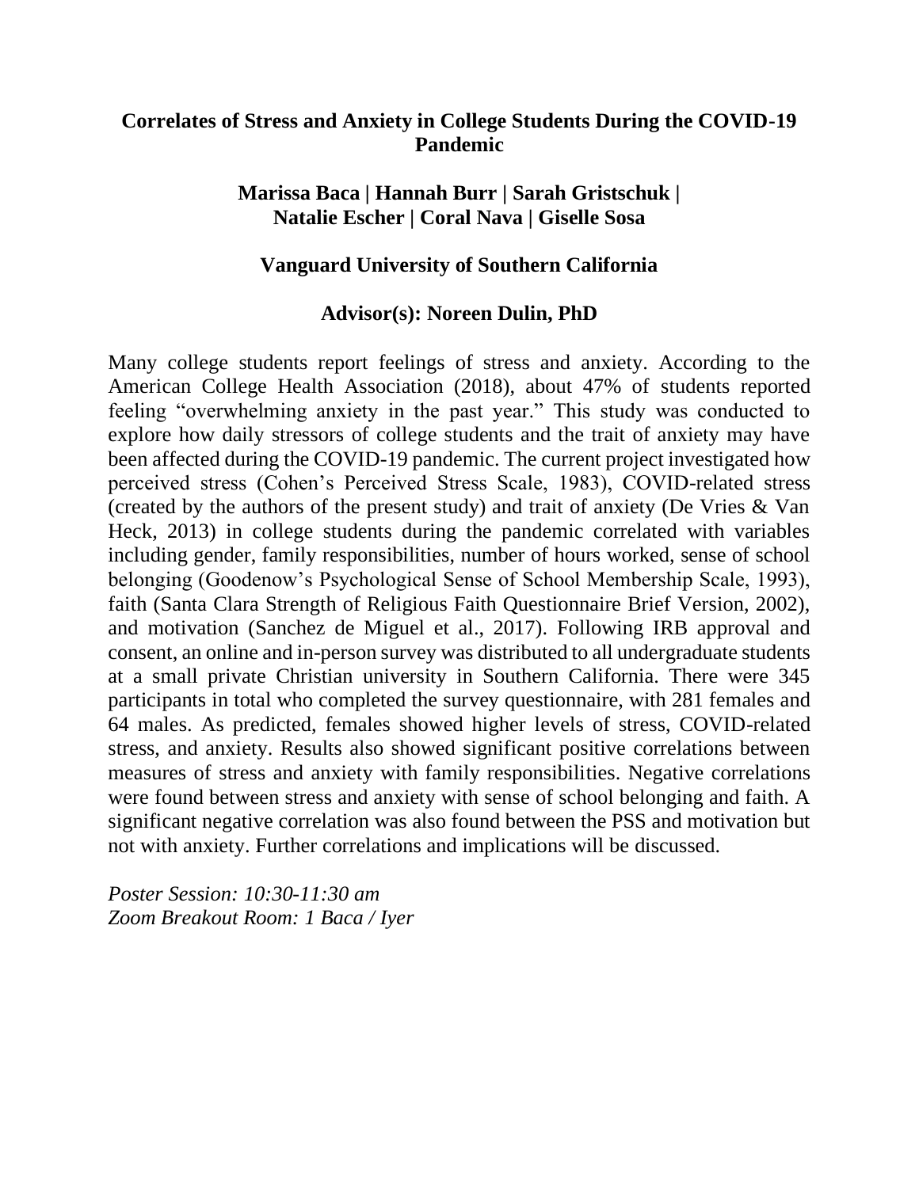**Correlates of Stress and Anxiety in College Students During the COVID-19 Pandemic**

**Marissa Baca | Hannah Burr | Sarah Gristschuk | Natalie Escher | Coral Nava | Giselle Sosa**

**Vanguard University of Southern California**

**Advisor(s): Noreen Dulin, PhD**

Many college students report feelings of stress and anxiety. According to the American College Health Association (2018), about 47% of students reported feeling "overwhelming anxiety in the past year." This study was conducted to explore how daily stressors of college students and the trait of anxiety may have been affected during the COVID-19 pandemic. The current project investigated how perceived stress (Cohen's Perceived Stress Scale, 1983), COVID-related stress (created by the authors of the present study) and trait of anxiety (De Vries & Van Heck, 2013) in college students during the pandemic correlated with variables including gender, family responsibilities, number of hours worked, sense of school belonging (Goodenow's Psychological Sense of School Membership Scale, 1993), faith (Santa Clara Strength of Religious Faith Questionnaire Brief Version, 2002), and motivation (Sanchez de Miguel et al., 2017). Following IRB approval and consent, an online and in-person survey was distributed to all undergraduate students at a small private Christian university in Southern California. There were 345 participants in total who completed the survey questionnaire, with 281 females and 64 males. As predicted, females showed higher levels of stress, COVID-related stress, and anxiety. Results also showed significant positive correlations between measures of stress and anxiety with family responsibilities. Negative correlations were found between stress and anxiety with sense of school belonging and faith. A significant negative correlation was also found between the PSS and motivation but not with anxiety. Further correlations and implications will be discussed.

*Poster Session: 10:30-11:30 am*
*Zoom Breakout Room: 1 Baca / Iyer*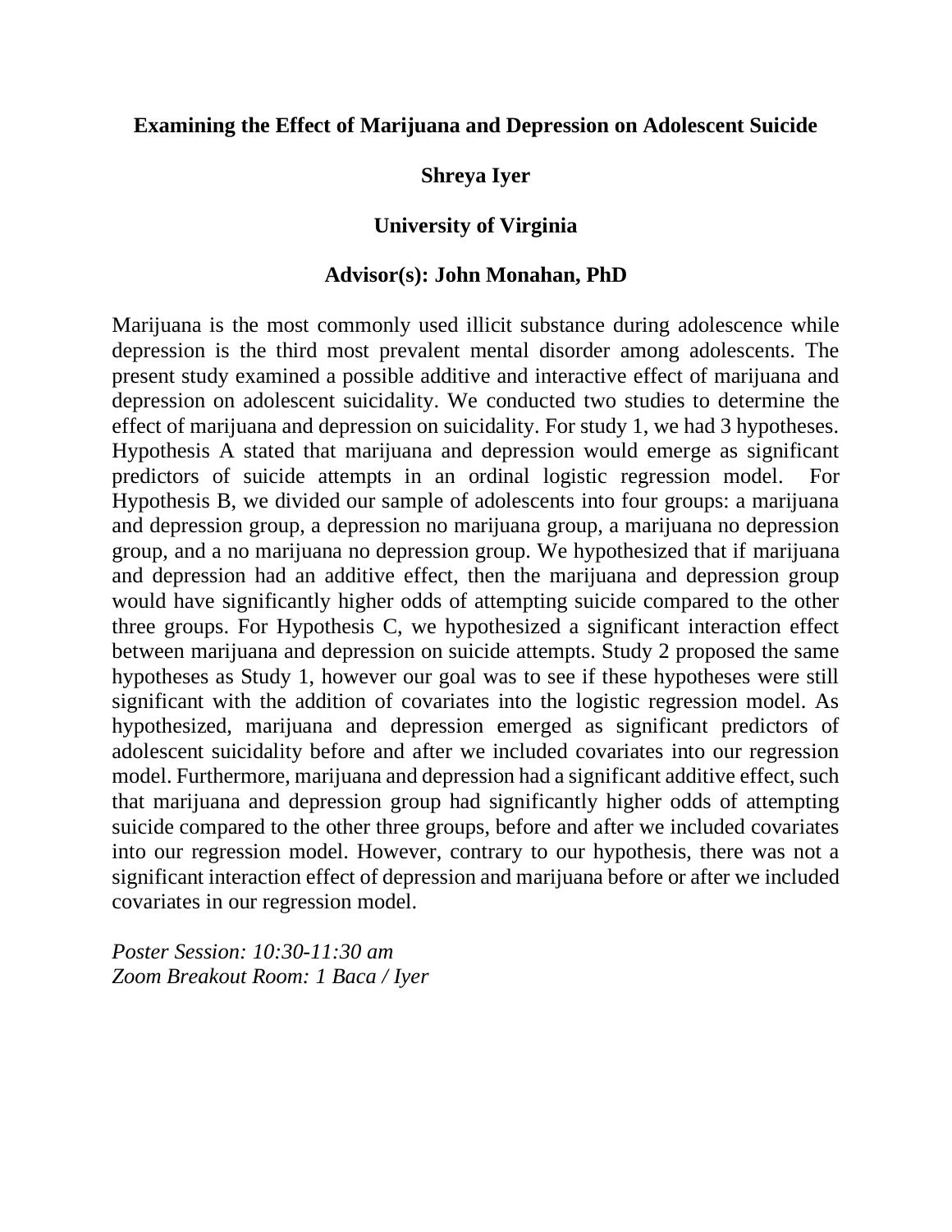**Examining the Effect of Marijuana and Depression on Adolescent Suicide**

**Shreya Iyer**

**University of Virginia**

**Advisor(s): John Monahan, PhD**

Marijuana is the most commonly used illicit substance during adolescence while depression is the third most prevalent mental disorder among adolescents. The present study examined a possible additive and interactive effect of marijuana and depression on adolescent suicidality. We conducted two studies to determine the effect of marijuana and depression on suicidality. For study 1, we had 3 hypotheses. Hypothesis A stated that marijuana and depression would emerge as significant predictors of suicide attempts in an ordinal logistic regression model. For Hypothesis B, we divided our sample of adolescents into four groups: a marijuana and depression group, a depression no marijuana group, a marijuana no depression group, and a no marijuana no depression group. We hypothesized that if marijuana and depression had an additive effect, then the marijuana and depression group would have significantly higher odds of attempting suicide compared to the other three groups. For Hypothesis C, we hypothesized a significant interaction effect between marijuana and depression on suicide attempts. Study 2 proposed the same hypotheses as Study 1, however our goal was to see if these hypotheses were still significant with the addition of covariates into the logistic regression model. As hypothesized, marijuana and depression emerged as significant predictors of adolescent suicidality before and after we included covariates into our regression model. Furthermore, marijuana and depression had a significant additive effect, such that marijuana and depression group had significantly higher odds of attempting suicide compared to the other three groups, before and after we included covariates into our regression model. However, contrary to our hypothesis, there was not a significant interaction effect of depression and marijuana before or after we included covariates in our regression model.

*Poster Session: 10:30-11:30 am*
*Zoom Breakout Room: 1 Baca / Iyer*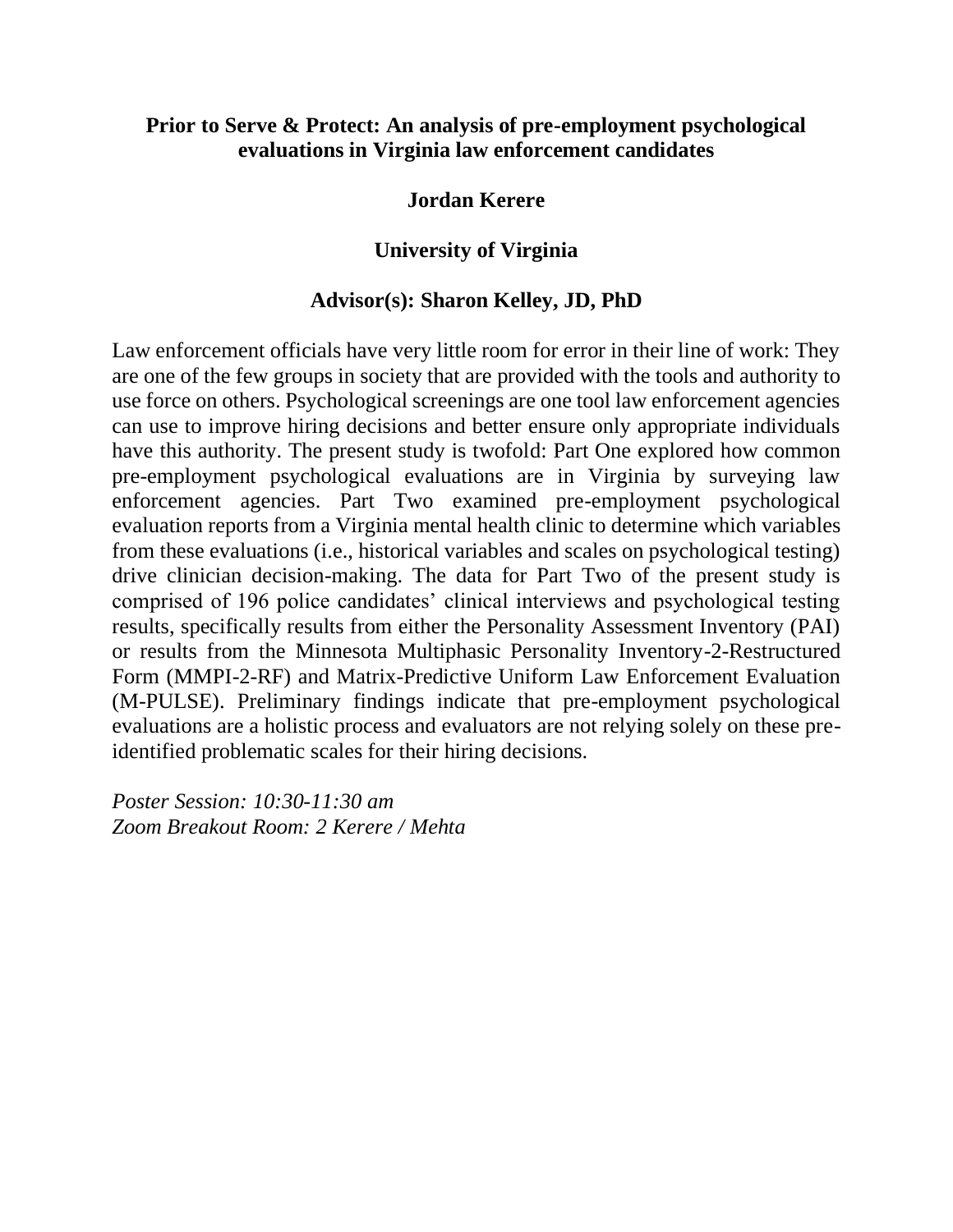## Prior to Serve & Protect: An analysis of pre-employment psychological evaluations in Virginia law enforcement candidates

**Jordan Kerere**

**University of Virginia**

**Advisor(s): Sharon Kelley, JD, PhD**

Law enforcement officials have very little room for error in their line of work: They are one of the few groups in society that are provided with the tools and authority to use force on others. Psychological screenings are one tool law enforcement agencies can use to improve hiring decisions and better ensure only appropriate individuals have this authority. The present study is twofold: Part One explored how common pre-employment psychological evaluations are in Virginia by surveying law enforcement agencies. Part Two examined pre-employment psychological evaluation reports from a Virginia mental health clinic to determine which variables from these evaluations (i.e., historical variables and scales on psychological testing) drive clinician decision-making. The data for Part Two of the present study is comprised of 196 police candidates' clinical interviews and psychological testing results, specifically results from either the Personality Assessment Inventory (PAI) or results from the Minnesota Multiphasic Personality Inventory-2-Restructured Form (MMPI-2-RF) and Matrix-Predictive Uniform Law Enforcement Evaluation (M-PULSE). Preliminary findings indicate that pre-employment psychological evaluations are a holistic process and evaluators are not relying solely on these pre-identified problematic scales for their hiring decisions.

*Poster Session: 10:30-11:30 am*
*Zoom Breakout Room: 2 Kerere / Mehta*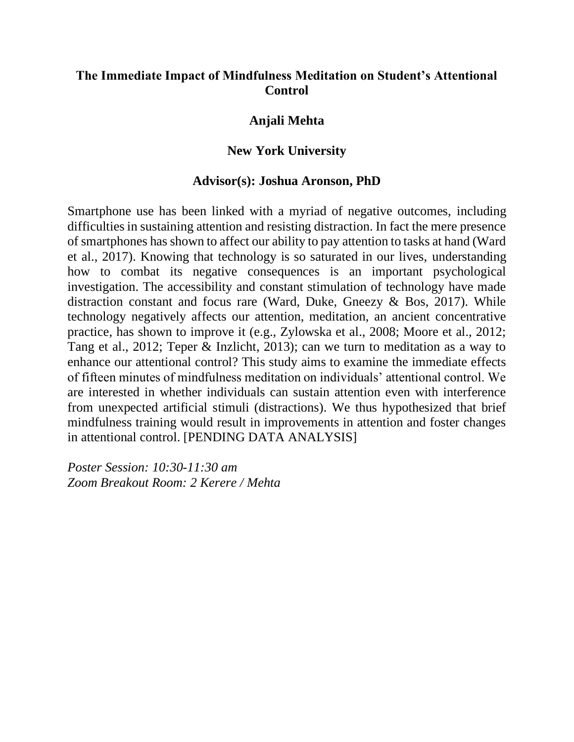## The Immediate Impact of Mindfulness Meditation on Student's Attentional Control

**Anjali Mehta**

**New York University**

**Advisor(s): Joshua Aronson, PhD**

Smartphone use has been linked with a myriad of negative outcomes, including difficulties in sustaining attention and resisting distraction. In fact the mere presence of smartphones has shown to affect our ability to pay attention to tasks at hand (Ward et al., 2017). Knowing that technology is so saturated in our lives, understanding how to combat its negative consequences is an important psychological investigation. The accessibility and constant stimulation of technology have made distraction constant and focus rare (Ward, Duke, Gneezy & Bos, 2017). While technology negatively affects our attention, meditation, an ancient concentrative practice, has shown to improve it (e.g., Zylowska et al., 2008; Moore et al., 2012; Tang et al., 2012; Teper & Inzlicht, 2013); can we turn to meditation as a way to enhance our attentional control? This study aims to examine the immediate effects of fifteen minutes of mindfulness meditation on individuals' attentional control. We are interested in whether individuals can sustain attention even with interference from unexpected artificial stimuli (distractions). We thus hypothesized that brief mindfulness training would result in improvements in attention and foster changes in attentional control. [PENDING DATA ANALYSIS]

*Poster Session: 10:30-11:30 am*
*Zoom Breakout Room: 2 Kerere / Mehta*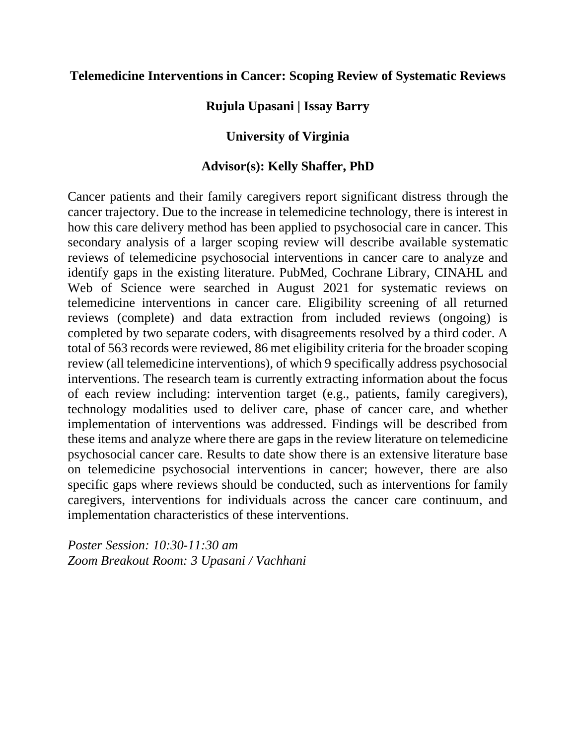**Telemedicine Interventions in Cancer: Scoping Review of Systematic Reviews**

**Rujula Upasani | Issay Barry**

**University of Virginia**

**Advisor(s): Kelly Shaffer, PhD**

Cancer patients and their family caregivers report significant distress through the cancer trajectory. Due to the increase in telemedicine technology, there is interest in how this care delivery method has been applied to psychosocial care in cancer. This secondary analysis of a larger scoping review will describe available systematic reviews of telemedicine psychosocial interventions in cancer care to analyze and identify gaps in the existing literature. PubMed, Cochrane Library, CINAHL and Web of Science were searched in August 2021 for systematic reviews on telemedicine interventions in cancer care. Eligibility screening of all returned reviews (complete) and data extraction from included reviews (ongoing) is completed by two separate coders, with disagreements resolved by a third coder. A total of 563 records were reviewed, 86 met eligibility criteria for the broader scoping review (all telemedicine interventions), of which 9 specifically address psychosocial interventions. The research team is currently extracting information about the focus of each review including: intervention target (e.g., patients, family caregivers), technology modalities used to deliver care, phase of cancer care, and whether implementation of interventions was addressed. Findings will be described from these items and analyze where there are gaps in the review literature on telemedicine psychosocial cancer care. Results to date show there is an extensive literature base on telemedicine psychosocial interventions in cancer; however, there are also specific gaps where reviews should be conducted, such as interventions for family caregivers, interventions for individuals across the cancer care continuum, and implementation characteristics of these interventions.

*Poster Session: 10:30-11:30 am*
*Zoom Breakout Room: 3 Upasani / Vachhani*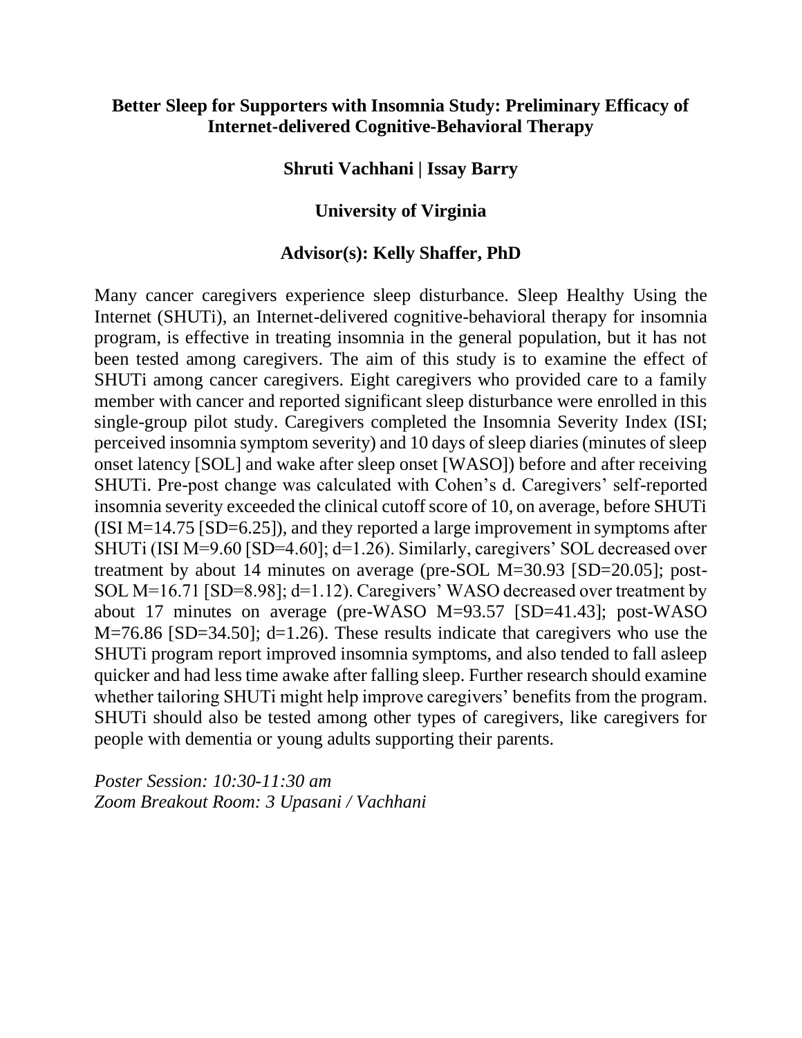**Better Sleep for Supporters with Insomnia Study: Preliminary Efficacy of Internet-delivered Cognitive-Behavioral Therapy**

**Shruti Vachhani | Issay Barry**

**University of Virginia**

**Advisor(s): Kelly Shaffer, PhD**

Many cancer caregivers experience sleep disturbance. Sleep Healthy Using the Internet (SHUTi), an Internet-delivered cognitive-behavioral therapy for insomnia program, is effective in treating insomnia in the general population, but it has not been tested among caregivers. The aim of this study is to examine the effect of SHUTi among cancer caregivers. Eight caregivers who provided care to a family member with cancer and reported significant sleep disturbance were enrolled in this single-group pilot study. Caregivers completed the Insomnia Severity Index (ISI; perceived insomnia symptom severity) and 10 days of sleep diaries (minutes of sleep onset latency [SOL] and wake after sleep onset [WASO]) before and after receiving SHUTi. Pre-post change was calculated with Cohen's d. Caregivers' self-reported insomnia severity exceeded the clinical cutoff score of 10, on average, before SHUTi (ISI M=14.75 [SD=6.25]), and they reported a large improvement in symptoms after SHUTi (ISI M=9.60 [SD=4.60]; d=1.26). Similarly, caregivers' SOL decreased over treatment by about 14 minutes on average (pre-SOL M=30.93 [SD=20.05]; post-SOL M=16.71 [SD=8.98]; d=1.12). Caregivers' WASO decreased over treatment by about 17 minutes on average (pre-WASO M=93.57 [SD=41.43]; post-WASO M=76.86 [SD=34.50]; d=1.26). These results indicate that caregivers who use the SHUTi program report improved insomnia symptoms, and also tended to fall asleep quicker and had less time awake after falling sleep. Further research should examine whether tailoring SHUTi might help improve caregivers' benefits from the program. SHUTi should also be tested among other types of caregivers, like caregivers for people with dementia or young adults supporting their parents.

*Poster Session: 10:30-11:30 am*
*Zoom Breakout Room: 3 Upasani / Vachhani*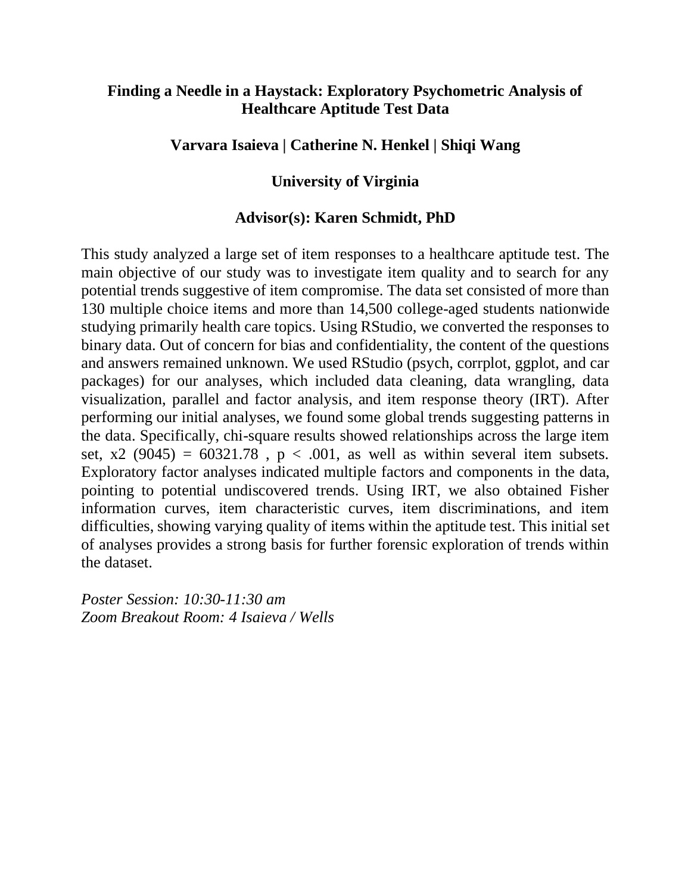## Finding a Needle in a Haystack: Exploratory Psychometric Analysis of Healthcare Aptitude Test Data

**Varvara Isaieva | Catherine N. Henkel | Shiqi Wang**

**University of Virginia**

**Advisor(s): Karen Schmidt, PhD**

This study analyzed a large set of item responses to a healthcare aptitude test. The main objective of our study was to investigate item quality and to search for any potential trends suggestive of item compromise. The data set consisted of more than 130 multiple choice items and more than 14,500 college-aged students nationwide studying primarily health care topics. Using RStudio, we converted the responses to binary data. Out of concern for bias and confidentiality, the content of the questions and answers remained unknown. We used RStudio (psych, corrplot, ggplot, and car packages) for our analyses, which included data cleaning, data wrangling, data visualization, parallel and factor analysis, and item response theory (IRT). After performing our initial analyses, we found some global trends suggesting patterns in the data. Specifically, chi-square results showed relationships across the large item set, $x2$ (9045) = 60321.78 , $p < .001$, as well as within several item subsets. Exploratory factor analyses indicated multiple factors and components in the data, pointing to potential undiscovered trends. Using IRT, we also obtained Fisher information curves, item characteristic curves, item discriminations, and item difficulties, showing varying quality of items within the aptitude test. This initial set of analyses provides a strong basis for further forensic exploration of trends within the dataset.

*Poster Session: 10:30-11:30 am*
*Zoom Breakout Room: 4 Isaieva / Wells*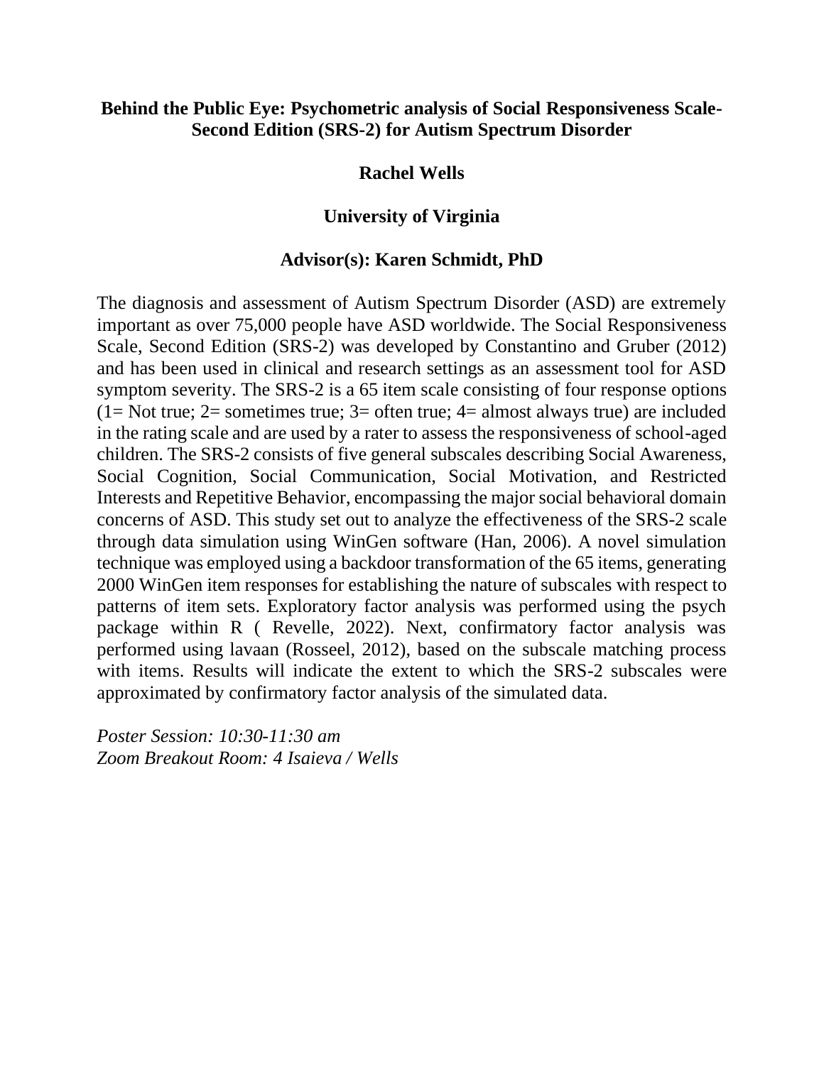**Behind the Public Eye: Psychometric analysis of Social Responsiveness Scale-Second Edition (SRS-2) for Autism Spectrum Disorder**

**Rachel Wells**

**University of Virginia**

**Advisor(s): Karen Schmidt, PhD**

The diagnosis and assessment of Autism Spectrum Disorder (ASD) are extremely important as over 75,000 people have ASD worldwide. The Social Responsiveness Scale, Second Edition (SRS-2) was developed by Constantino and Gruber (2012) and has been used in clinical and research settings as an assessment tool for ASD symptom severity. The SRS-2 is a 65 item scale consisting of four response options (1= Not true; 2= sometimes true; 3= often true; 4= almost always true) are included in the rating scale and are used by a rater to assess the responsiveness of school-aged children. The SRS-2 consists of five general subscales describing Social Awareness, Social Cognition, Social Communication, Social Motivation, and Restricted Interests and Repetitive Behavior, encompassing the major social behavioral domain concerns of ASD. This study set out to analyze the effectiveness of the SRS-2 scale through data simulation using WinGen software (Han, 2006). A novel simulation technique was employed using a backdoor transformation of the 65 items, generating 2000 WinGen item responses for establishing the nature of subscales with respect to patterns of item sets. Exploratory factor analysis was performed using the psych package within R ( Revelle, 2022). Next, confirmatory factor analysis was performed using lavaan (Rosseel, 2012), based on the subscale matching process with items. Results will indicate the extent to which the SRS-2 subscales were approximated by confirmatory factor analysis of the simulated data.

*Poster Session: 10:30-11:30 am*
*Zoom Breakout Room: 4 Isaieva / Wells*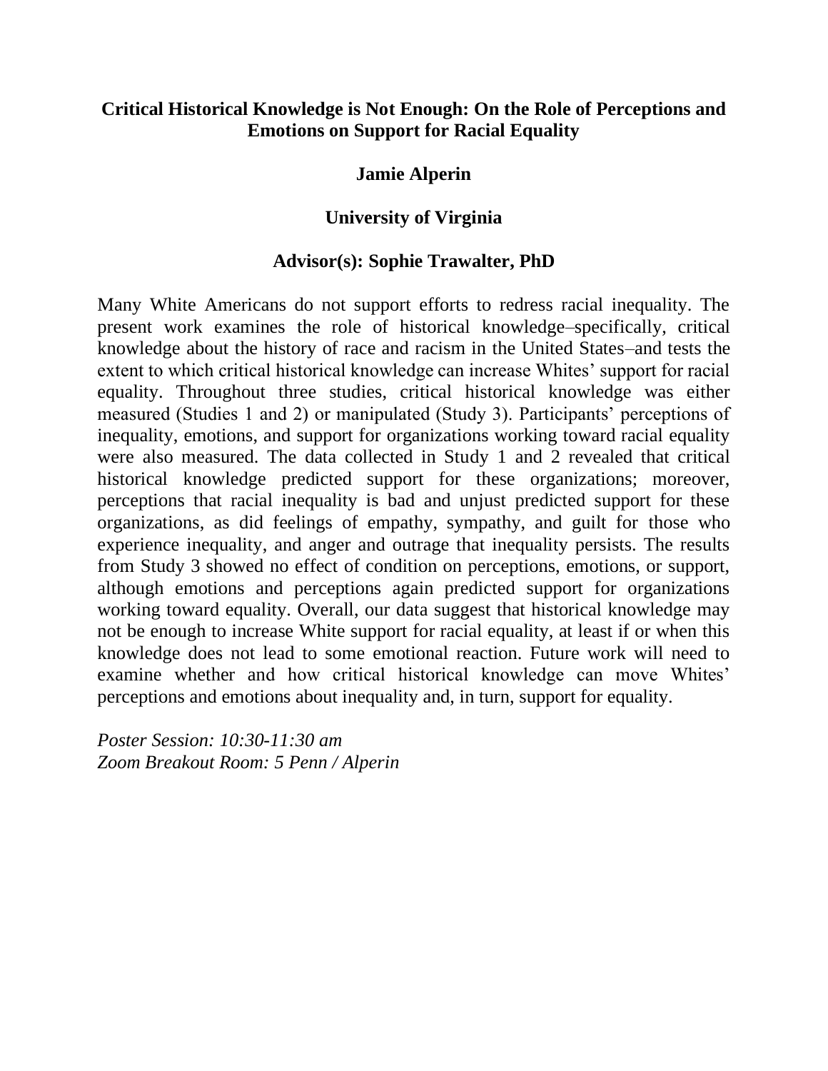# Critical Historical Knowledge is Not Enough: On the Role of Perceptions and Emotions on Support for Racial Equality

**Jamie Alperin**

**University of Virginia**

**Advisor(s): Sophie Trawalter, PhD**

Many White Americans do not support efforts to redress racial inequality. The present work examines the role of historical knowledge–specifically, critical knowledge about the history of race and racism in the United States–and tests the extent to which critical historical knowledge can increase Whites' support for racial equality. Throughout three studies, critical historical knowledge was either measured (Studies 1 and 2) or manipulated (Study 3). Participants' perceptions of inequality, emotions, and support for organizations working toward racial equality were also measured. The data collected in Study 1 and 2 revealed that critical historical knowledge predicted support for these organizations; moreover, perceptions that racial inequality is bad and unjust predicted support for these organizations, as did feelings of empathy, sympathy, and guilt for those who experience inequality, and anger and outrage that inequality persists. The results from Study 3 showed no effect of condition on perceptions, emotions, or support, although emotions and perceptions again predicted support for organizations working toward equality. Overall, our data suggest that historical knowledge may not be enough to increase White support for racial equality, at least if or when this knowledge does not lead to some emotional reaction. Future work will need to examine whether and how critical historical knowledge can move Whites' perceptions and emotions about inequality and, in turn, support for equality.

*Poster Session: 10:30-11:30 am*
*Zoom Breakout Room: 5 Penn / Alperin*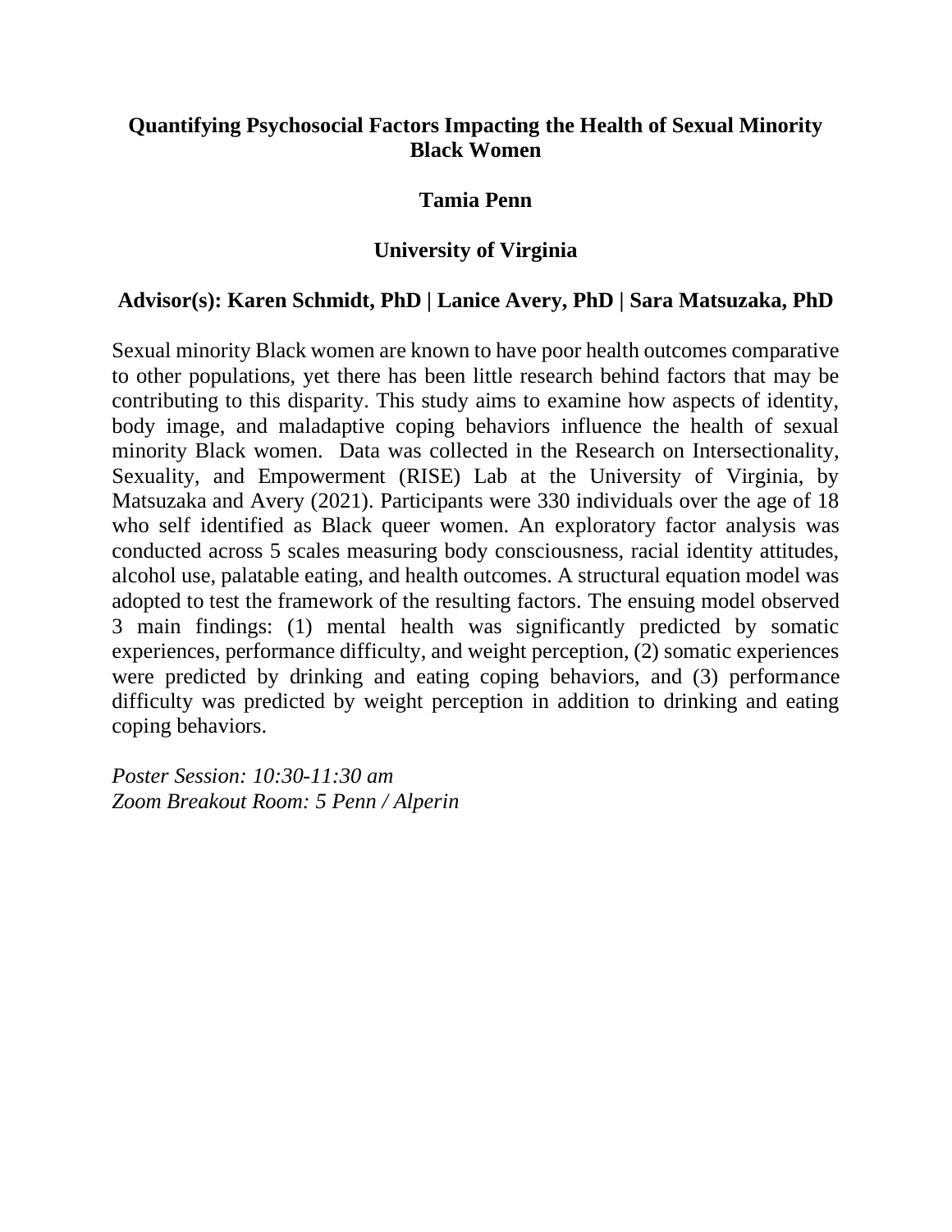# Quantifying Psychosocial Factors Impacting the Health of Sexual Minority Black Women

**Tamia Penn**

**University of Virginia**

**Advisor(s): Karen Schmidt, PhD | Lanice Avery, PhD | Sara Matsuzaka, PhD**

Sexual minority Black women are known to have poor health outcomes comparative to other populations, yet there has been little research behind factors that may be contributing to this disparity. This study aims to examine how aspects of identity, body image, and maladaptive coping behaviors influence the health of sexual minority Black women. Data was collected in the Research on Intersectionality, Sexuality, and Empowerment (RISE) Lab at the University of Virginia, by Matsuzaka and Avery (2021). Participants were 330 individuals over the age of 18 who self identified as Black queer women. An exploratory factor analysis was conducted across 5 scales measuring body consciousness, racial identity attitudes, alcohol use, palatable eating, and health outcomes. A structural equation model was adopted to test the framework of the resulting factors. The ensuing model observed 3 main findings: (1) mental health was significantly predicted by somatic experiences, performance difficulty, and weight perception, (2) somatic experiences were predicted by drinking and eating coping behaviors, and (3) performance difficulty was predicted by weight perception in addition to drinking and eating coping behaviors.

*Poster Session: 10:30-11:30 am*
*Zoom Breakout Room: 5 Penn / Alperin*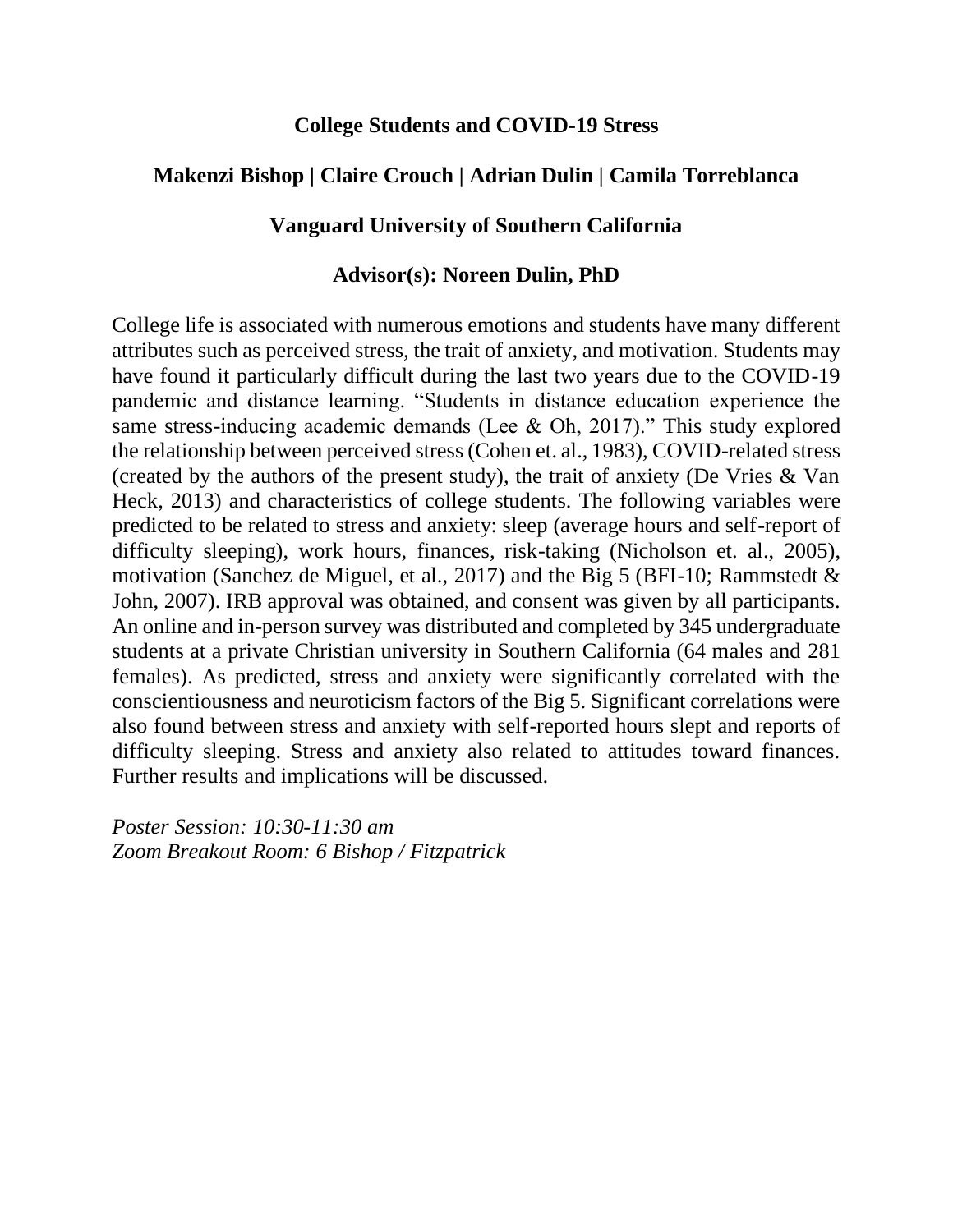**College Students and COVID-19 Stress**

**Makenzi Bishop | Claire Crouch | Adrian Dulin | Camila Torreblanca**

**Vanguard University of Southern California**

**Advisor(s): Noreen Dulin, PhD**

College life is associated with numerous emotions and students have many different attributes such as perceived stress, the trait of anxiety, and motivation. Students may have found it particularly difficult during the last two years due to the COVID-19 pandemic and distance learning. "Students in distance education experience the same stress-inducing academic demands (Lee & Oh, 2017)." This study explored the relationship between perceived stress (Cohen et. al., 1983), COVID-related stress (created by the authors of the present study), the trait of anxiety (De Vries & Van Heck, 2013) and characteristics of college students. The following variables were predicted to be related to stress and anxiety: sleep (average hours and self-report of difficulty sleeping), work hours, finances, risk-taking (Nicholson et. al., 2005), motivation (Sanchez de Miguel, et al., 2017) and the Big 5 (BFI-10; Rammstedt & John, 2007). IRB approval was obtained, and consent was given by all participants. An online and in-person survey was distributed and completed by 345 undergraduate students at a private Christian university in Southern California (64 males and 281 females). As predicted, stress and anxiety were significantly correlated with the conscientiousness and neuroticism factors of the Big 5. Significant correlations were also found between stress and anxiety with self-reported hours slept and reports of difficulty sleeping. Stress and anxiety also related to attitudes toward finances. Further results and implications will be discussed.

*Poster Session: 10:30-11:30 am*
*Zoom Breakout Room: 6 Bishop / Fitzpatrick*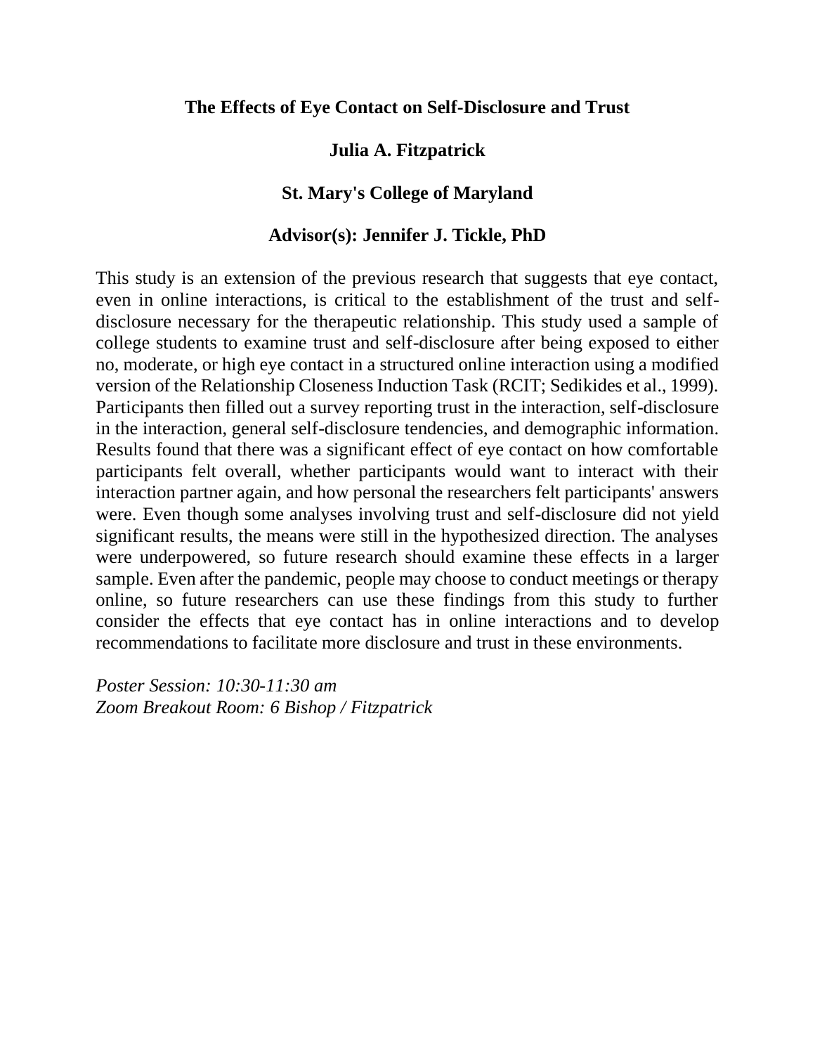**The Effects of Eye Contact on Self-Disclosure and Trust**

**Julia A. Fitzpatrick**

**St. Mary's College of Maryland**

**Advisor(s): Jennifer J. Tickle, PhD**

This study is an extension of the previous research that suggests that eye contact, even in online interactions, is critical to the establishment of the trust and self-disclosure necessary for the therapeutic relationship. This study used a sample of college students to examine trust and self-disclosure after being exposed to either no, moderate, or high eye contact in a structured online interaction using a modified version of the Relationship Closeness Induction Task (RCIT; Sedikides et al., 1999). Participants then filled out a survey reporting trust in the interaction, self-disclosure in the interaction, general self-disclosure tendencies, and demographic information. Results found that there was a significant effect of eye contact on how comfortable participants felt overall, whether participants would want to interact with their interaction partner again, and how personal the researchers felt participants' answers were. Even though some analyses involving trust and self-disclosure did not yield significant results, the means were still in the hypothesized direction. The analyses were underpowered, so future research should examine these effects in a larger sample. Even after the pandemic, people may choose to conduct meetings or therapy online, so future researchers can use these findings from this study to further consider the effects that eye contact has in online interactions and to develop recommendations to facilitate more disclosure and trust in these environments.

*Poster Session: 10:30-11:30 am*
*Zoom Breakout Room: 6 Bishop / Fitzpatrick*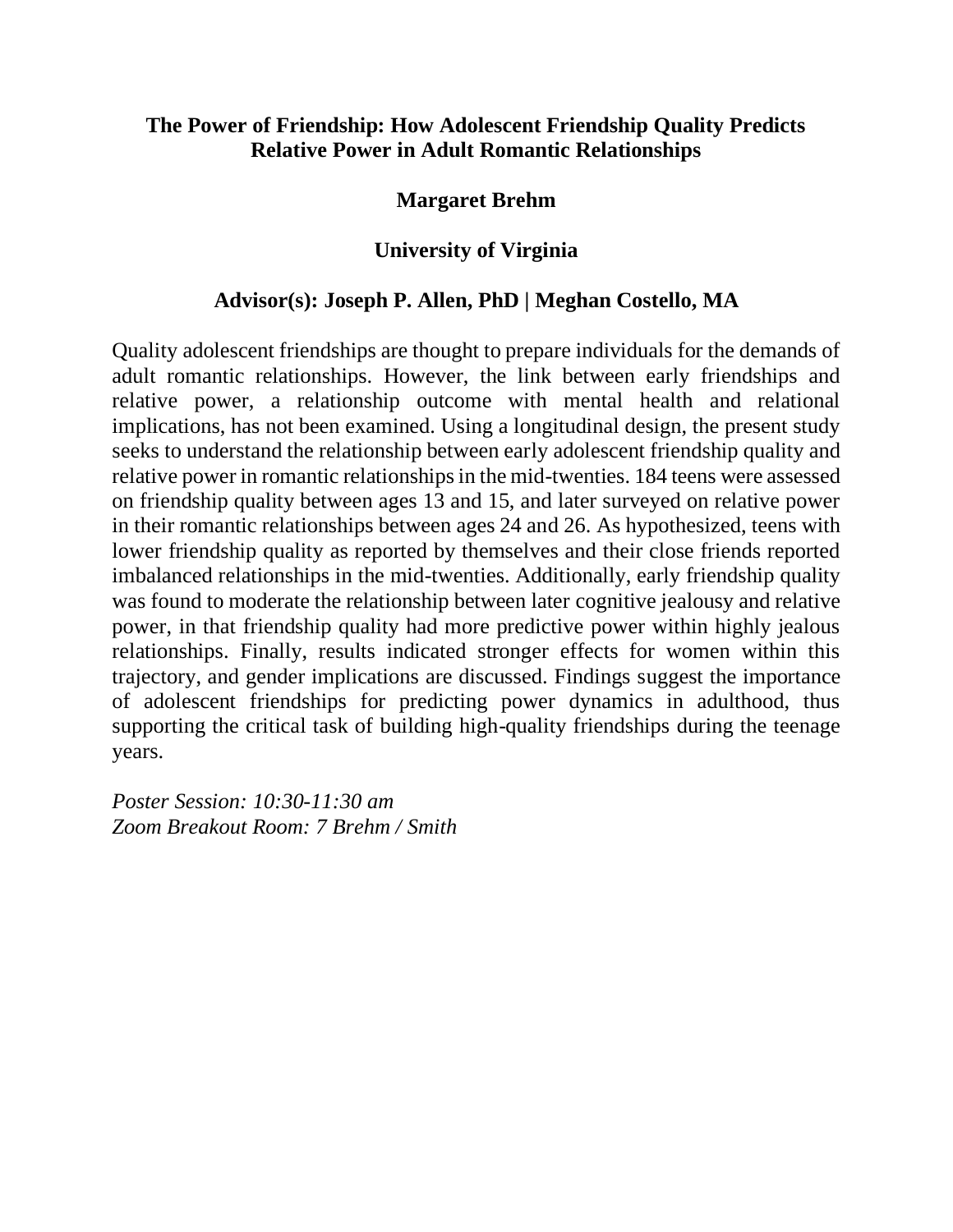## The Power of Friendship: How Adolescent Friendship Quality Predicts Relative Power in Adult Romantic Relationships

**Margaret Brehm**

**University of Virginia**

**Advisor(s): Joseph P. Allen, PhD | Meghan Costello, MA**

Quality adolescent friendships are thought to prepare individuals for the demands of adult romantic relationships. However, the link between early friendships and relative power, a relationship outcome with mental health and relational implications, has not been examined. Using a longitudinal design, the present study seeks to understand the relationship between early adolescent friendship quality and relative power in romantic relationships in the mid-twenties. 184 teens were assessed on friendship quality between ages 13 and 15, and later surveyed on relative power in their romantic relationships between ages 24 and 26. As hypothesized, teens with lower friendship quality as reported by themselves and their close friends reported imbalanced relationships in the mid-twenties. Additionally, early friendship quality was found to moderate the relationship between later cognitive jealousy and relative power, in that friendship quality had more predictive power within highly jealous relationships. Finally, results indicated stronger effects for women within this trajectory, and gender implications are discussed. Findings suggest the importance of adolescent friendships for predicting power dynamics in adulthood, thus supporting the critical task of building high-quality friendships during the teenage years.

*Poster Session: 10:30-11:30 am*
*Zoom Breakout Room: 7 Brehm / Smith*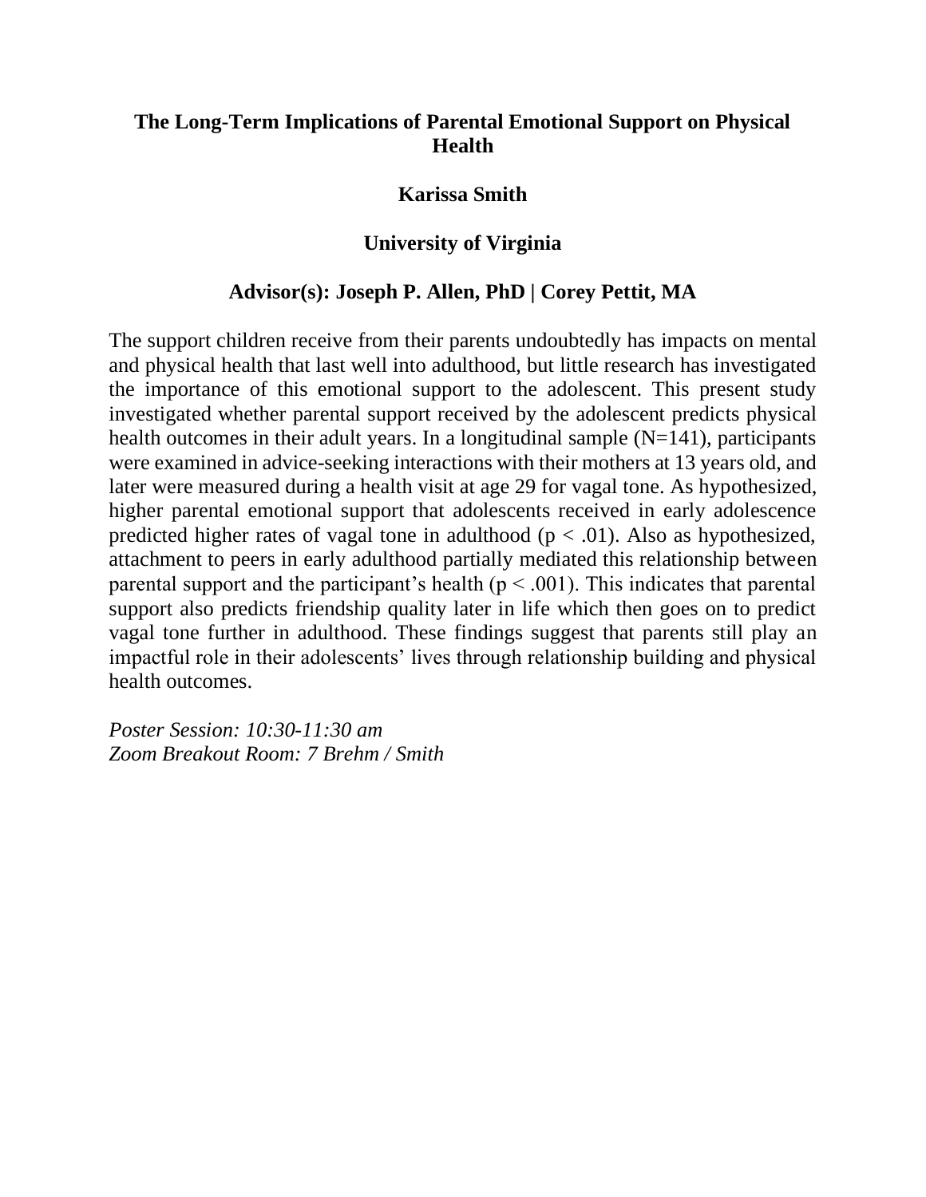## The Long-Term Implications of Parental Emotional Support on Physical Health

**Karissa Smith**

**University of Virginia**

**Advisor(s): Joseph P. Allen, PhD | Corey Pettit, MA**

The support children receive from their parents undoubtedly has impacts on mental and physical health that last well into adulthood, but little research has investigated the importance of this emotional support to the adolescent. This present study investigated whether parental support received by the adolescent predicts physical health outcomes in their adult years. In a longitudinal sample (N=141), participants were examined in advice-seeking interactions with their mothers at 13 years old, and later were measured during a health visit at age 29 for vagal tone. As hypothesized, higher parental emotional support that adolescents received in early adolescence predicted higher rates of vagal tone in adulthood ($p < .01$). Also as hypothesized, attachment to peers in early adulthood partially mediated this relationship between parental support and the participant's health ($p < .001$). This indicates that parental support also predicts friendship quality later in life which then goes on to predict vagal tone further in adulthood. These findings suggest that parents still play an impactful role in their adolescents' lives through relationship building and physical health outcomes.

*Poster Session: 10:30-11:30 am*
*Zoom Breakout Room: 7 Brehm / Smith*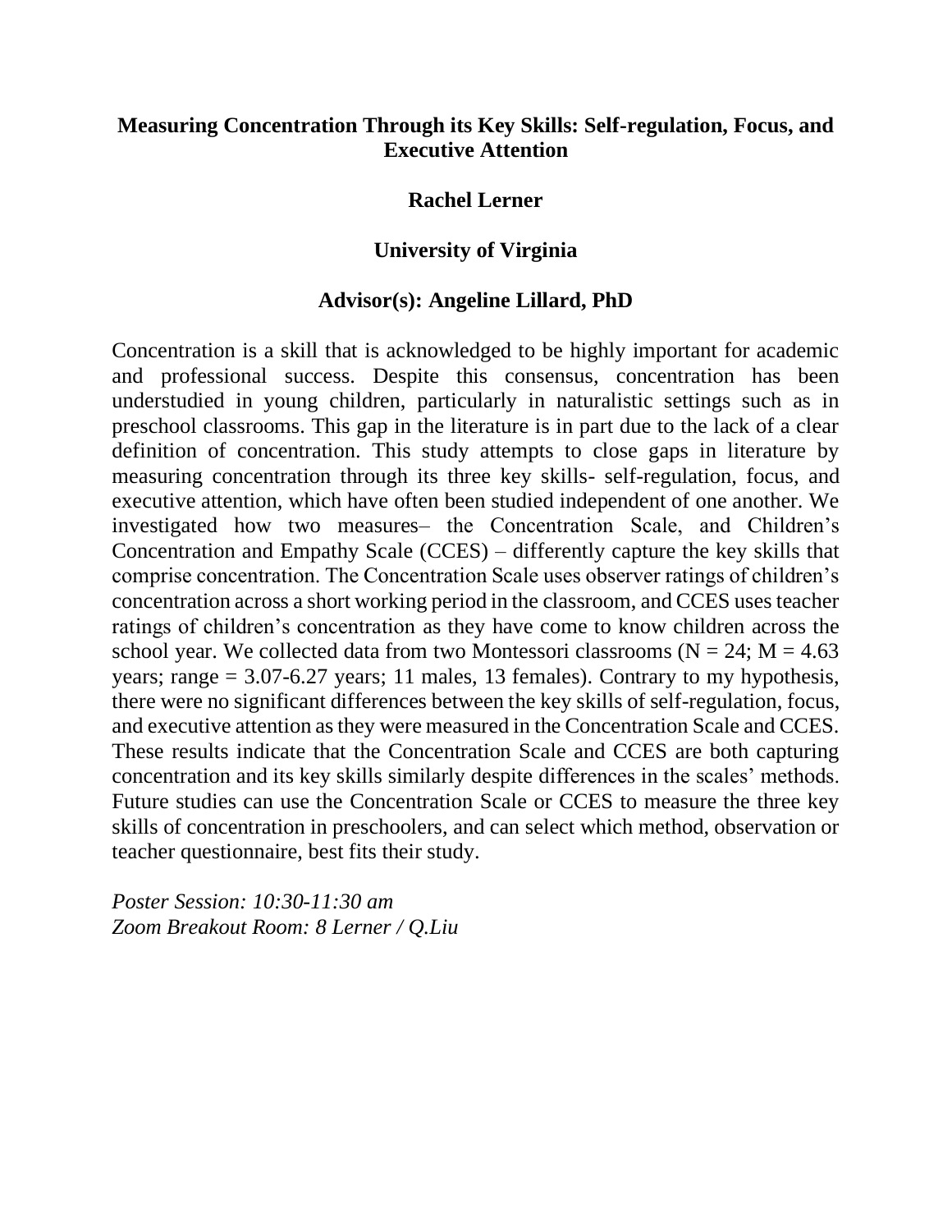**Measuring Concentration Through its Key Skills: Self-regulation, Focus, and Executive Attention**

**Rachel Lerner**

**University of Virginia**

**Advisor(s): Angeline Lillard, PhD**

Concentration is a skill that is acknowledged to be highly important for academic and professional success. Despite this consensus, concentration has been understudied in young children, particularly in naturalistic settings such as in preschool classrooms. This gap in the literature is in part due to the lack of a clear definition of concentration. This study attempts to close gaps in literature by measuring concentration through its three key skills- self-regulation, focus, and executive attention, which have often been studied independent of one another. We investigated how two measures– the Concentration Scale, and Children's Concentration and Empathy Scale (CCES) – differently capture the key skills that comprise concentration. The Concentration Scale uses observer ratings of children's concentration across a short working period in the classroom, and CCES uses teacher ratings of children's concentration as they have come to know children across the school year. We collected data from two Montessori classrooms ($N = 24$; $M = 4.63$ years; range = 3.07-6.27 years; 11 males, 13 females). Contrary to my hypothesis, there were no significant differences between the key skills of self-regulation, focus, and executive attention as they were measured in the Concentration Scale and CCES. These results indicate that the Concentration Scale and CCES are both capturing concentration and its key skills similarly despite differences in the scales' methods. Future studies can use the Concentration Scale or CCES to measure the three key skills of concentration in preschoolers, and can select which method, observation or teacher questionnaire, best fits their study.

*Poster Session: 10:30-11:30 am*
*Zoom Breakout Room: 8 Lerner / Q.Liu*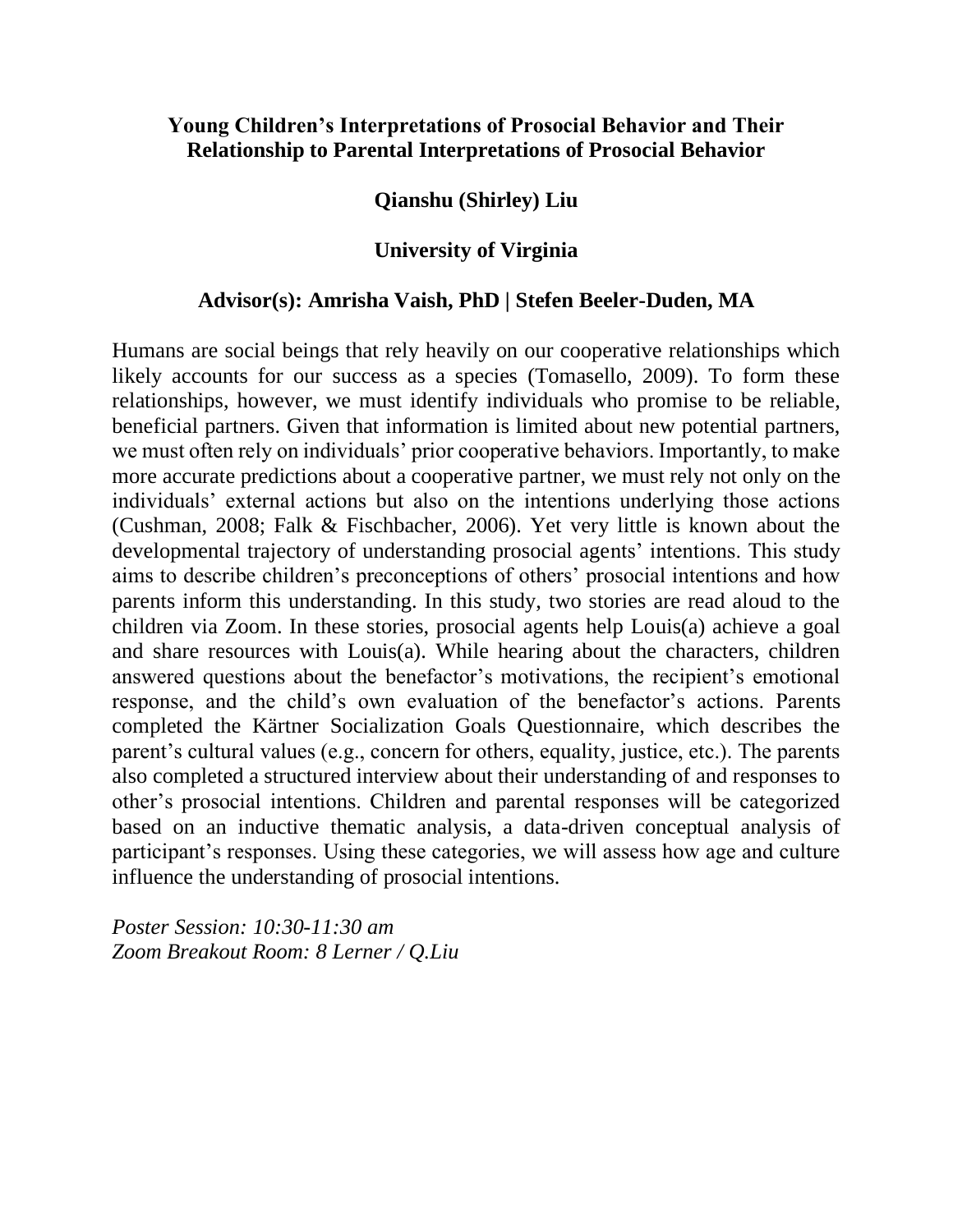**Young Children's Interpretations of Prosocial Behavior and Their Relationship to Parental Interpretations of Prosocial Behavior**

**Qianshu (Shirley) Liu**

**University of Virginia**

**Advisor(s): Amrisha Vaish, PhD | Stefen Beeler-Duden, MA**

Humans are social beings that rely heavily on our cooperative relationships which likely accounts for our success as a species (Tomasello, 2009). To form these relationships, however, we must identify individuals who promise to be reliable, beneficial partners. Given that information is limited about new potential partners, we must often rely on individuals' prior cooperative behaviors. Importantly, to make more accurate predictions about a cooperative partner, we must rely not only on the individuals' external actions but also on the intentions underlying those actions (Cushman, 2008; Falk & Fischbacher, 2006). Yet very little is known about the developmental trajectory of understanding prosocial agents' intentions. This study aims to describe children's preconceptions of others' prosocial intentions and how parents inform this understanding. In this study, two stories are read aloud to the children via Zoom. In these stories, prosocial agents help Louis(a) achieve a goal and share resources with Louis(a). While hearing about the characters, children answered questions about the benefactor's motivations, the recipient's emotional response, and the child's own evaluation of the benefactor's actions. Parents completed the Kärtner Socialization Goals Questionnaire, which describes the parent's cultural values (e.g., concern for others, equality, justice, etc.). The parents also completed a structured interview about their understanding of and responses to other's prosocial intentions. Children and parental responses will be categorized based on an inductive thematic analysis, a data-driven conceptual analysis of participant's responses. Using these categories, we will assess how age and culture influence the understanding of prosocial intentions.

*Poster Session: 10:30-11:30 am*
*Zoom Breakout Room: 8 Lerner / Q.Liu*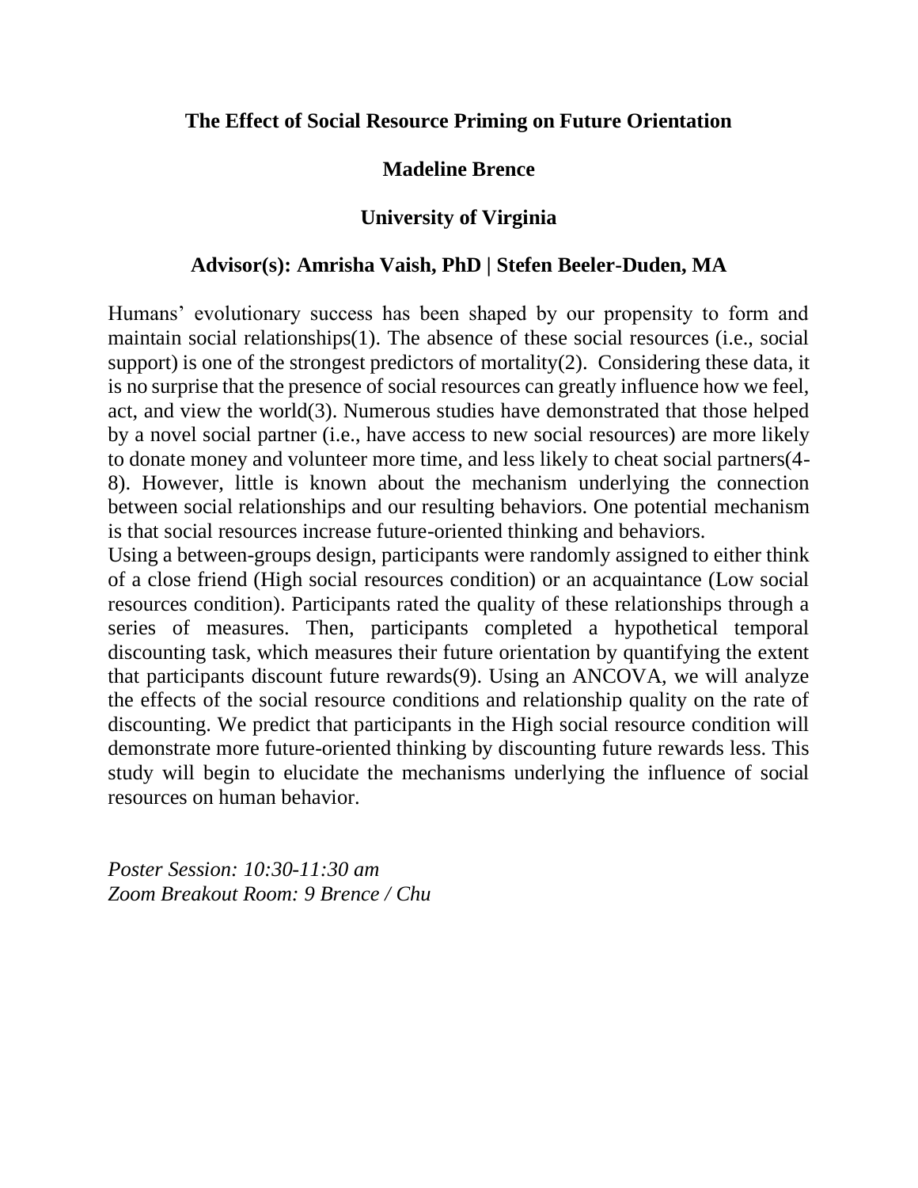# The Effect of Social Resource Priming on Future Orientation

**Madeline Brence**

**University of Virginia**

**Advisor(s): Amrisha Vaish, PhD | Stefen Beeler-Duden, MA**

Humans' evolutionary success has been shaped by our propensity to form and maintain social relationships(1). The absence of these social resources (i.e., social support) is one of the strongest predictors of mortality(2). Considering these data, it is no surprise that the presence of social resources can greatly influence how we feel, act, and view the world(3). Numerous studies have demonstrated that those helped by a novel social partner (i.e., have access to new social resources) are more likely to donate money and volunteer more time, and less likely to cheat social partners(4-8). However, little is known about the mechanism underlying the connection between social relationships and our resulting behaviors. One potential mechanism is that social resources increase future-oriented thinking and behaviors.

Using a between-groups design, participants were randomly assigned to either think of a close friend (High social resources condition) or an acquaintance (Low social resources condition). Participants rated the quality of these relationships through a series of measures. Then, participants completed a hypothetical temporal discounting task, which measures their future orientation by quantifying the extent that participants discount future rewards(9). Using an ANCOVA, we will analyze the effects of the social resource conditions and relationship quality on the rate of discounting. We predict that participants in the High social resource condition will demonstrate more future-oriented thinking by discounting future rewards less. This study will begin to elucidate the mechanisms underlying the influence of social resources on human behavior.

*Poster Session: 10:30-11:30 am*
*Zoom Breakout Room: 9 Brence / Chu*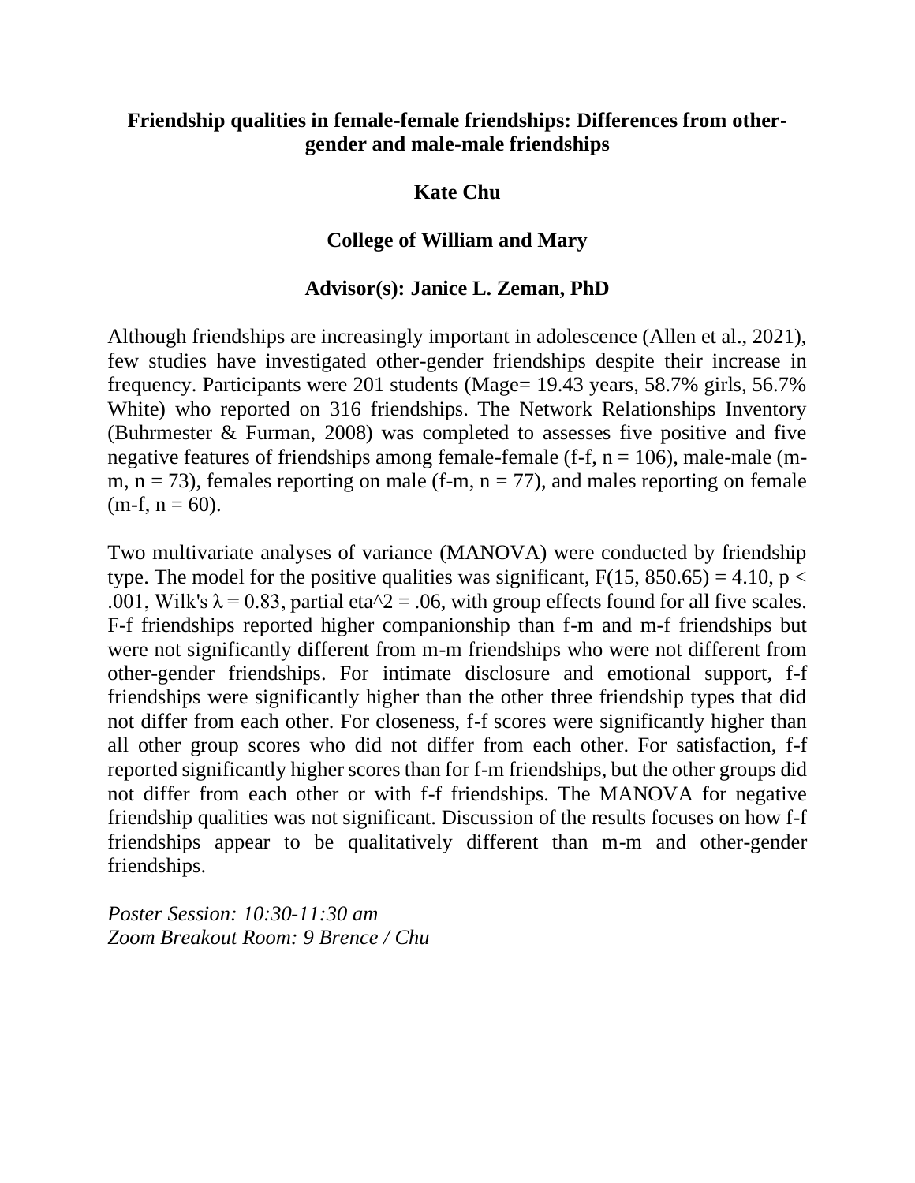**Friendship qualities in female-female friendships: Differences from other-gender and male-male friendships**

**Kate Chu**

**College of William and Mary**

**Advisor(s): Janice L. Zeman, PhD**

Although friendships are increasingly important in adolescence (Allen et al., 2021), few studies have investigated other-gender friendships despite their increase in frequency. Participants were 201 students (Mage= 19.43 years, 58.7% girls, 56.7% White) who reported on 316 friendships. The Network Relationships Inventory (Buhrmester & Furman, 2008) was completed to assesses five positive and five negative features of friendships among female-female (f-f, $n = 106$), male-male (m-m, $n = 73$), females reporting on male (f-m, $n = 77$), and males reporting on female (m-f, $n = 60$).

Two multivariate analyses of variance (MANOVA) were conducted by friendship type. The model for the positive qualities was significant, $F(15, 850.65) = 4.10$, $p < .001$, Wilk's $\lambda = 0.83$, partial eta^2 = .06, with group effects found for all five scales. F-f friendships reported higher companionship than f-m and m-f friendships but were not significantly different from m-m friendships who were not different from other-gender friendships. For intimate disclosure and emotional support, f-f friendships were significantly higher than the other three friendship types that did not differ from each other. For closeness, f-f scores were significantly higher than all other group scores who did not differ from each other. For satisfaction, f-f reported significantly higher scores than for f-m friendships, but the other groups did not differ from each other or with f-f friendships. The MANOVA for negative friendship qualities was not significant. Discussion of the results focuses on how f-f friendships appear to be qualitatively different than m-m and other-gender friendships.

*Poster Session: 10:30-11:30 am*
*Zoom Breakout Room: 9 Brence / Chu*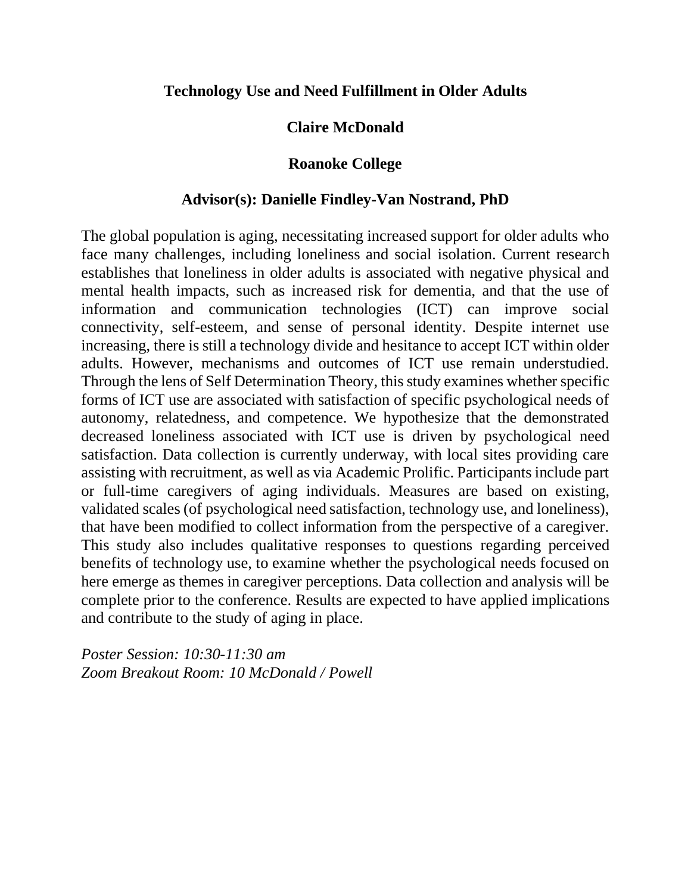## Technology Use and Need Fulfillment in Older Adults

**Claire McDonald**

**Roanoke College**

**Advisor(s): Danielle Findley-Van Nostrand, PhD**

The global population is aging, necessitating increased support for older adults who face many challenges, including loneliness and social isolation. Current research establishes that loneliness in older adults is associated with negative physical and mental health impacts, such as increased risk for dementia, and that the use of information and communication technologies (ICT) can improve social connectivity, self-esteem, and sense of personal identity. Despite internet use increasing, there is still a technology divide and hesitance to accept ICT within older adults. However, mechanisms and outcomes of ICT use remain understudied. Through the lens of Self Determination Theory, this study examines whether specific forms of ICT use are associated with satisfaction of specific psychological needs of autonomy, relatedness, and competence. We hypothesize that the demonstrated decreased loneliness associated with ICT use is driven by psychological need satisfaction. Data collection is currently underway, with local sites providing care assisting with recruitment, as well as via Academic Prolific. Participants include part or full-time caregivers of aging individuals. Measures are based on existing, validated scales (of psychological need satisfaction, technology use, and loneliness), that have been modified to collect information from the perspective of a caregiver. This study also includes qualitative responses to questions regarding perceived benefits of technology use, to examine whether the psychological needs focused on here emerge as themes in caregiver perceptions. Data collection and analysis will be complete prior to the conference. Results are expected to have applied implications and contribute to the study of aging in place.

*Poster Session: 10:30-11:30 am*
*Zoom Breakout Room: 10 McDonald / Powell*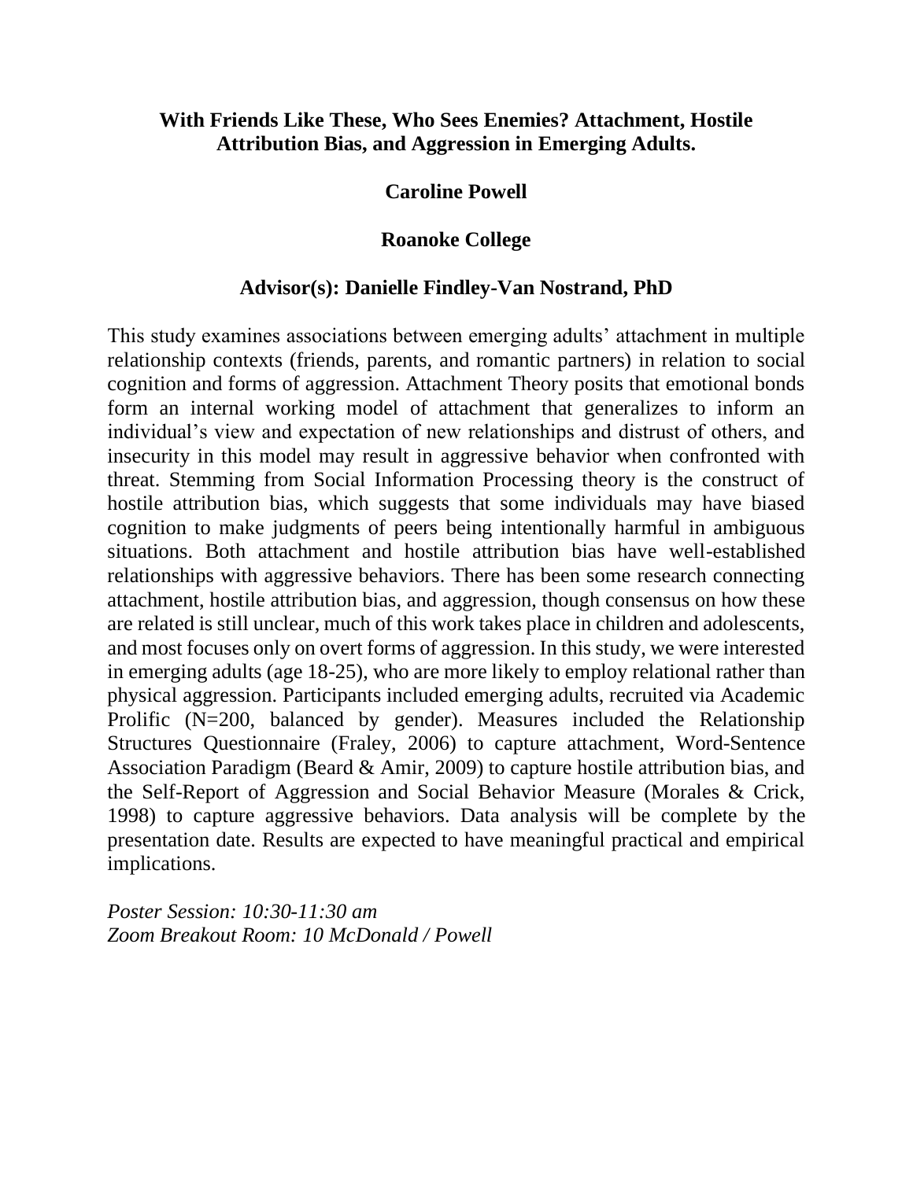### With Friends Like These, Who Sees Enemies? Attachment, Hostile Attribution Bias, and Aggression in Emerging Adults.

**Caroline Powell**

**Roanoke College**

**Advisor(s): Danielle Findley-Van Nostrand, PhD**

This study examines associations between emerging adults' attachment in multiple relationship contexts (friends, parents, and romantic partners) in relation to social cognition and forms of aggression. Attachment Theory posits that emotional bonds form an internal working model of attachment that generalizes to inform an individual's view and expectation of new relationships and distrust of others, and insecurity in this model may result in aggressive behavior when confronted with threat. Stemming from Social Information Processing theory is the construct of hostile attribution bias, which suggests that some individuals may have biased cognition to make judgments of peers being intentionally harmful in ambiguous situations. Both attachment and hostile attribution bias have well-established relationships with aggressive behaviors. There has been some research connecting attachment, hostile attribution bias, and aggression, though consensus on how these are related is still unclear, much of this work takes place in children and adolescents, and most focuses only on overt forms of aggression. In this study, we were interested in emerging adults (age 18-25), who are more likely to employ relational rather than physical aggression. Participants included emerging adults, recruited via Academic Prolific (N=200, balanced by gender). Measures included the Relationship Structures Questionnaire (Fraley, 2006) to capture attachment, Word-Sentence Association Paradigm (Beard & Amir, 2009) to capture hostile attribution bias, and the Self-Report of Aggression and Social Behavior Measure (Morales & Crick, 1998) to capture aggressive behaviors. Data analysis will be complete by the presentation date. Results are expected to have meaningful practical and empirical implications.

*Poster Session: 10:30-11:30 am*
*Zoom Breakout Room: 10 McDonald / Powell*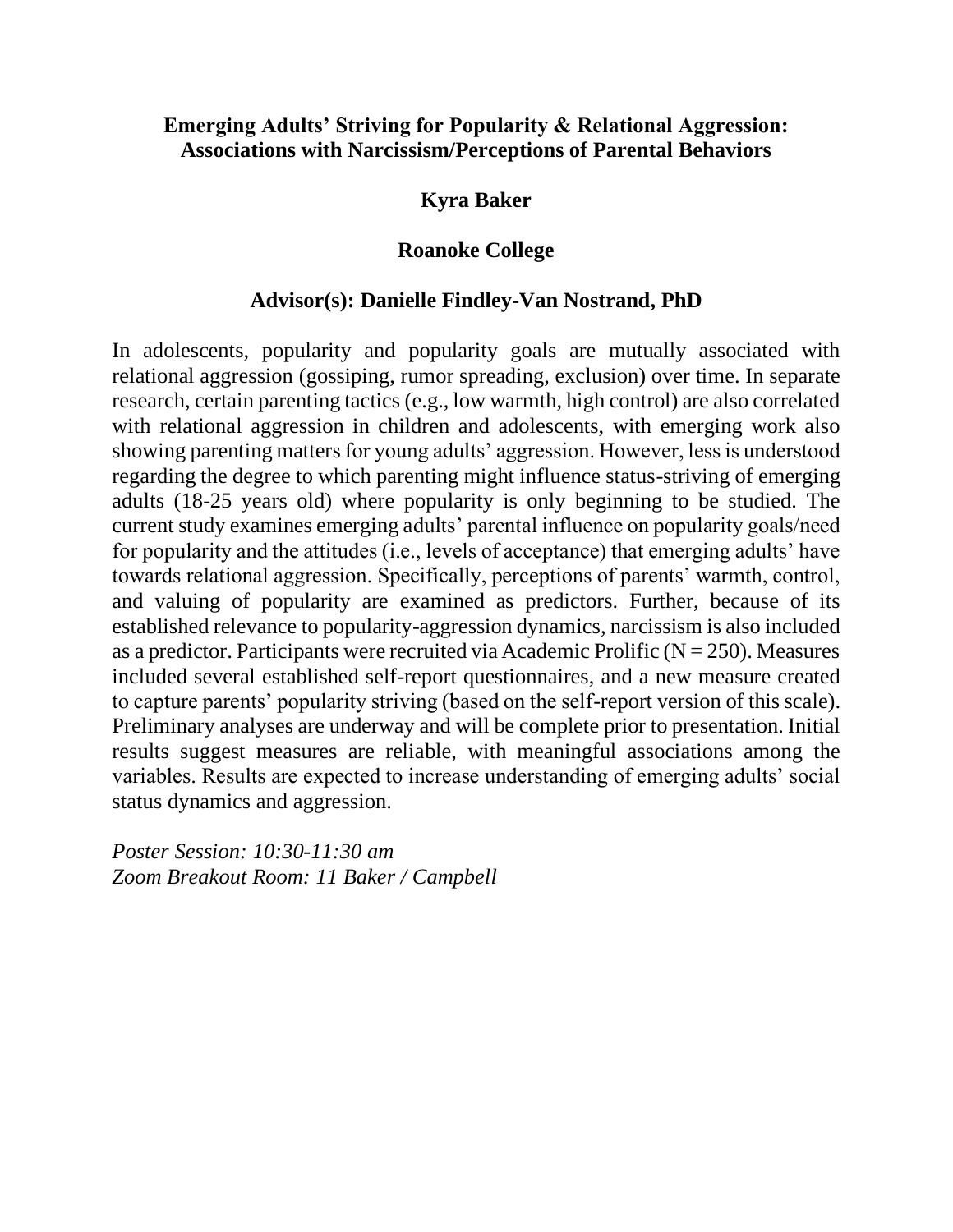## Emerging Adults' Striving for Popularity & Relational Aggression: Associations with Narcissism/Perceptions of Parental Behaviors

**Kyra Baker**

**Roanoke College**

**Advisor(s): Danielle Findley-Van Nostrand, PhD**

In adolescents, popularity and popularity goals are mutually associated with relational aggression (gossiping, rumor spreading, exclusion) over time. In separate research, certain parenting tactics (e.g., low warmth, high control) are also correlated with relational aggression in children and adolescents, with emerging work also showing parenting matters for young adults' aggression. However, less is understood regarding the degree to which parenting might influence status-striving of emerging adults (18-25 years old) where popularity is only beginning to be studied. The current study examines emerging adults' parental influence on popularity goals/need for popularity and the attitudes (i.e., levels of acceptance) that emerging adults' have towards relational aggression. Specifically, perceptions of parents' warmth, control, and valuing of popularity are examined as predictors. Further, because of its established relevance to popularity-aggression dynamics, narcissism is also included as a predictor. Participants were recruited via Academic Prolific (N = 250). Measures included several established self-report questionnaires, and a new measure created to capture parents' popularity striving (based on the self-report version of this scale). Preliminary analyses are underway and will be complete prior to presentation. Initial results suggest measures are reliable, with meaningful associations among the variables. Results are expected to increase understanding of emerging adults' social status dynamics and aggression.

*Poster Session: 10:30-11:30 am*
*Zoom Breakout Room: 11 Baker / Campbell*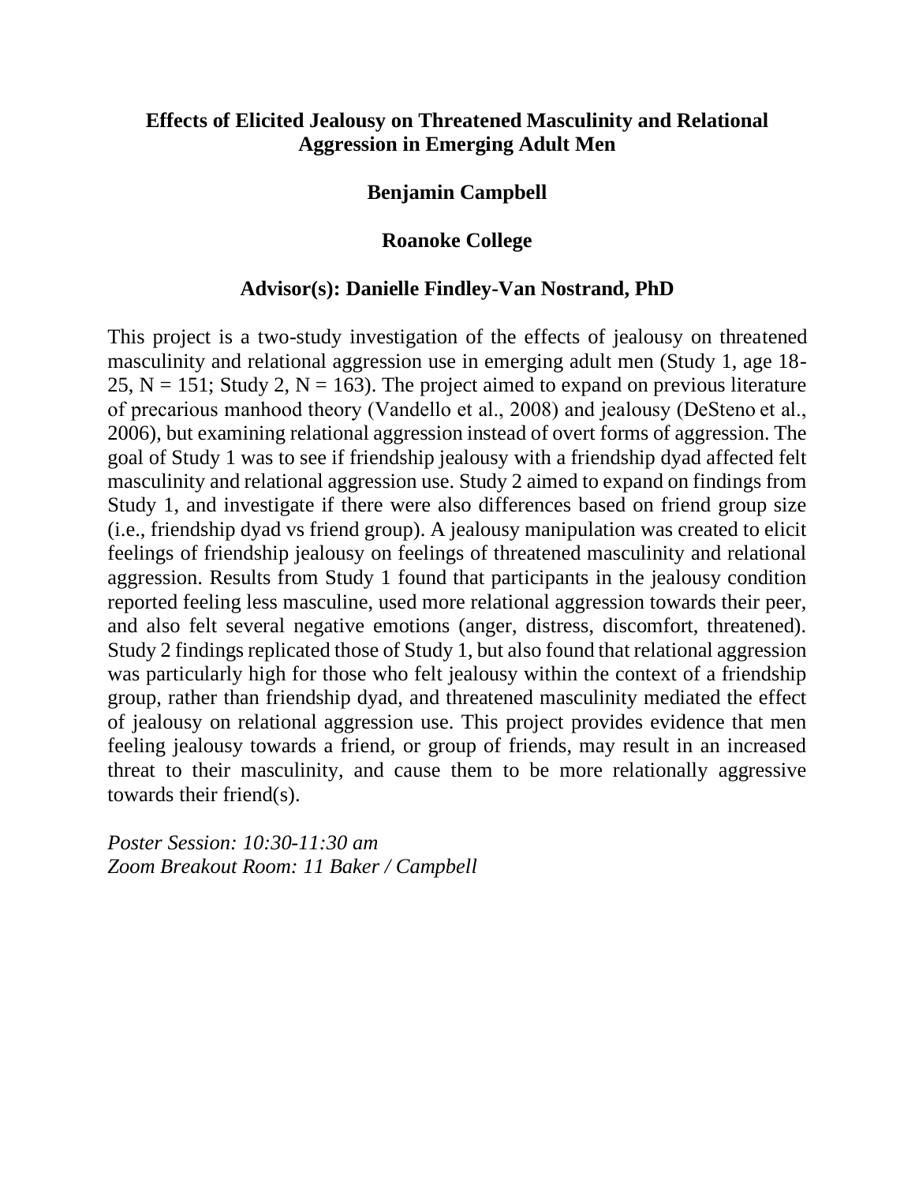**Effects of Elicited Jealousy on Threatened Masculinity and Relational Aggression in Emerging Adult Men**

**Benjamin Campbell**

**Roanoke College**

**Advisor(s): Danielle Findley-Van Nostrand, PhD**

This project is a two-study investigation of the effects of jealousy on threatened masculinity and relational aggression use in emerging adult men (Study 1, age 18-25, N = 151; Study 2, N = 163). The project aimed to expand on previous literature of precarious manhood theory (Vandello et al., 2008) and jealousy (DeSteno et al., 2006), but examining relational aggression instead of overt forms of aggression. The goal of Study 1 was to see if friendship jealousy with a friendship dyad affected felt masculinity and relational aggression use. Study 2 aimed to expand on findings from Study 1, and investigate if there were also differences based on friend group size (i.e., friendship dyad vs friend group). A jealousy manipulation was created to elicit feelings of friendship jealousy on feelings of threatened masculinity and relational aggression. Results from Study 1 found that participants in the jealousy condition reported feeling less masculine, used more relational aggression towards their peer, and also felt several negative emotions (anger, distress, discomfort, threatened). Study 2 findings replicated those of Study 1, but also found that relational aggression was particularly high for those who felt jealousy within the context of a friendship group, rather than friendship dyad, and threatened masculinity mediated the effect of jealousy on relational aggression use. This project provides evidence that men feeling jealousy towards a friend, or group of friends, may result in an increased threat to their masculinity, and cause them to be more relationally aggressive towards their friend(s).

*Poster Session: 10:30-11:30 am*
*Zoom Breakout Room: 11 Baker / Campbell*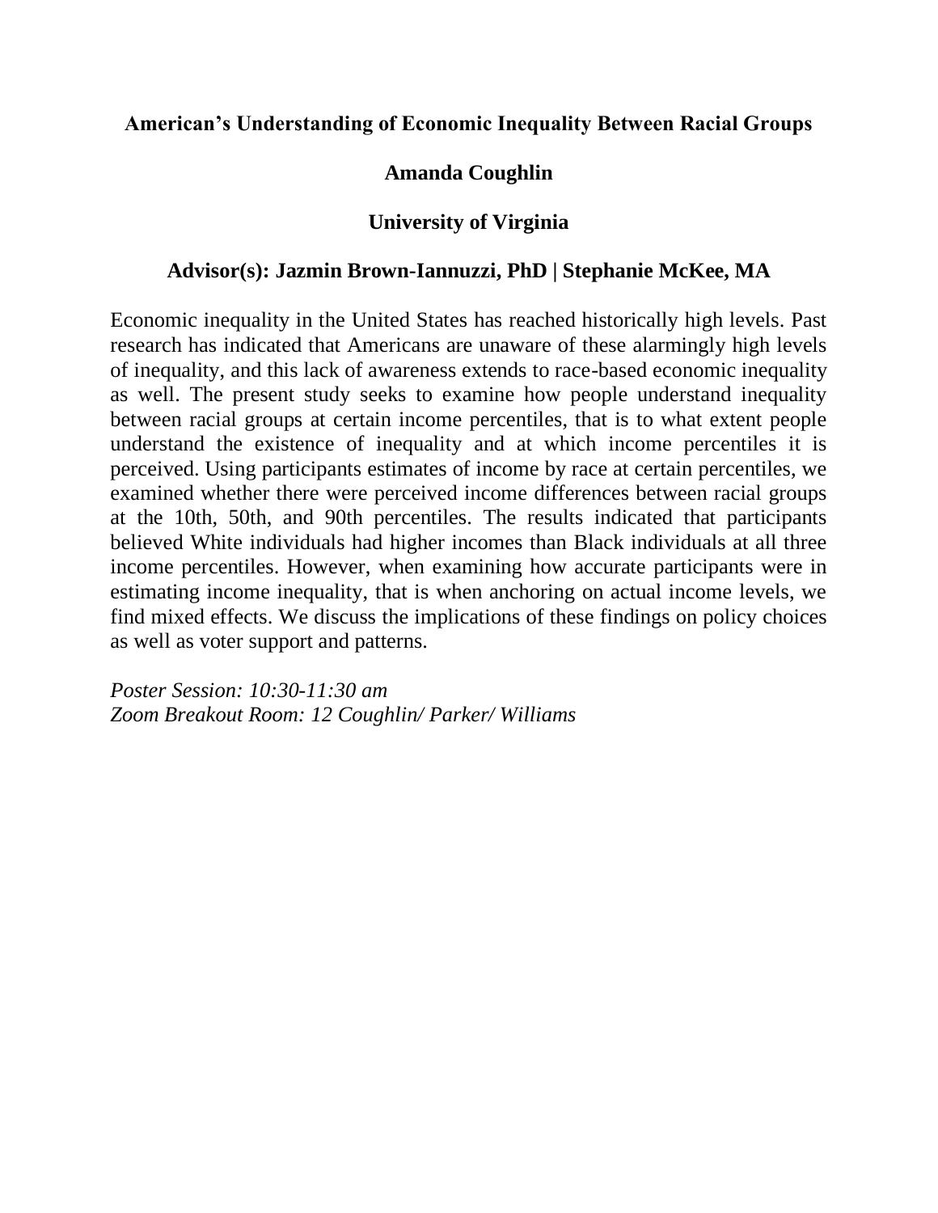**American's Understanding of Economic Inequality Between Racial Groups**

**Amanda Coughlin**

**University of Virginia**

**Advisor(s): Jazmin Brown-Iannuzzi, PhD | Stephanie McKee, MA**

Economic inequality in the United States has reached historically high levels. Past research has indicated that Americans are unaware of these alarmingly high levels of inequality, and this lack of awareness extends to race-based economic inequality as well. The present study seeks to examine how people understand inequality between racial groups at certain income percentiles, that is to what extent people understand the existence of inequality and at which income percentiles it is perceived. Using participants estimates of income by race at certain percentiles, we examined whether there were perceived income differences between racial groups at the 10th, 50th, and 90th percentiles. The results indicated that participants believed White individuals had higher incomes than Black individuals at all three income percentiles. However, when examining how accurate participants were in estimating income inequality, that is when anchoring on actual income levels, we find mixed effects. We discuss the implications of these findings on policy choices as well as voter support and patterns.

*Poster Session: 10:30-11:30 am*
*Zoom Breakout Room: 12 Coughlin/ Parker/ Williams*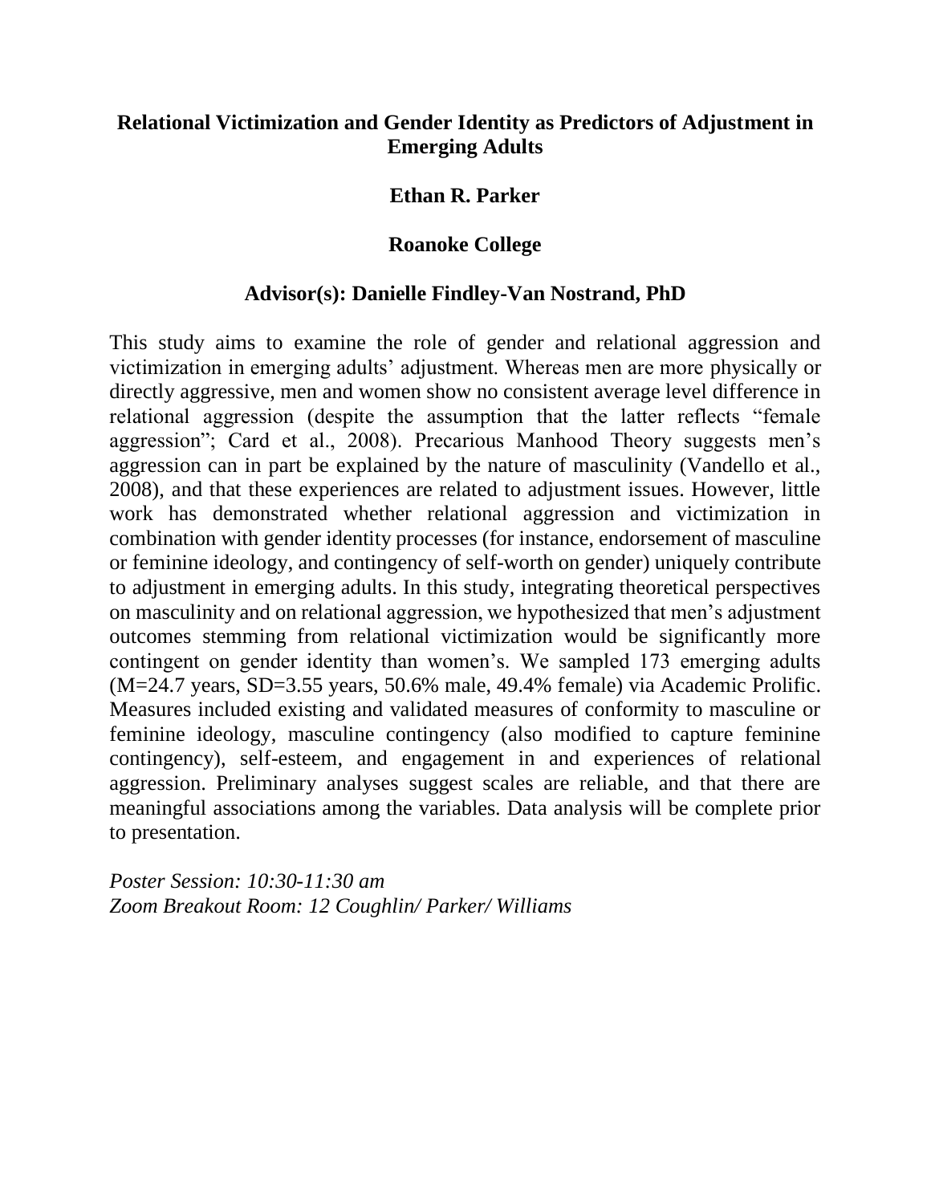**Relational Victimization and Gender Identity as Predictors of Adjustment in Emerging Adults**

**Ethan R. Parker**

**Roanoke College**

**Advisor(s): Danielle Findley-Van Nostrand, PhD**

This study aims to examine the role of gender and relational aggression and victimization in emerging adults' adjustment. Whereas men are more physically or directly aggressive, men and women show no consistent average level difference in relational aggression (despite the assumption that the latter reflects "female aggression"; Card et al., 2008). Precarious Manhood Theory suggests men's aggression can in part be explained by the nature of masculinity (Vandello et al., 2008), and that these experiences are related to adjustment issues. However, little work has demonstrated whether relational aggression and victimization in combination with gender identity processes (for instance, endorsement of masculine or feminine ideology, and contingency of self-worth on gender) uniquely contribute to adjustment in emerging adults. In this study, integrating theoretical perspectives on masculinity and on relational aggression, we hypothesized that men's adjustment outcomes stemming from relational victimization would be significantly more contingent on gender identity than women's. We sampled 173 emerging adults (M=24.7 years, SD=3.55 years, 50.6% male, 49.4% female) via Academic Prolific. Measures included existing and validated measures of conformity to masculine or feminine ideology, masculine contingency (also modified to capture feminine contingency), self-esteem, and engagement in and experiences of relational aggression. Preliminary analyses suggest scales are reliable, and that there are meaningful associations among the variables. Data analysis will be complete prior to presentation.

*Poster Session: 10:30-11:30 am*
*Zoom Breakout Room: 12 Coughlin/ Parker/ Williams*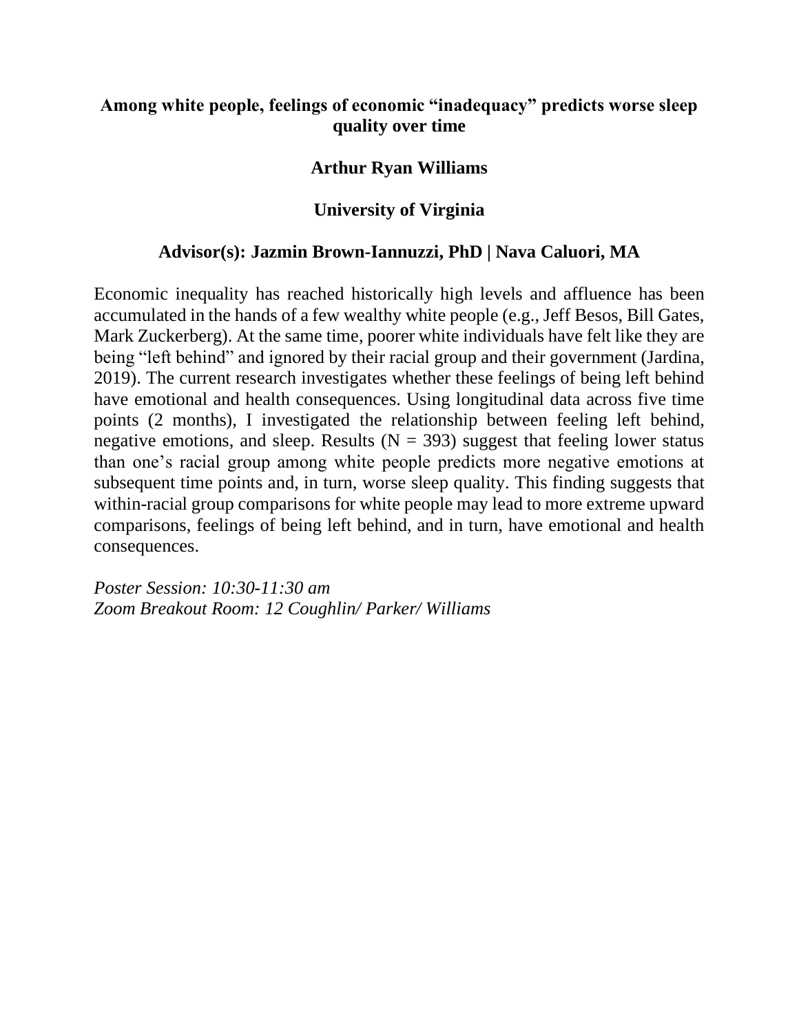**Among white people, feelings of economic "inadequacy" predicts worse sleep quality over time**

**Arthur Ryan Williams**

**University of Virginia**

**Advisor(s): Jazmin Brown-Iannuzzi, PhD | Nava Caluori, MA**

Economic inequality has reached historically high levels and affluence has been accumulated in the hands of a few wealthy white people (e.g., Jeff Besos, Bill Gates, Mark Zuckerberg). At the same time, poorer white individuals have felt like they are being "left behind" and ignored by their racial group and their government (Jardina, 2019). The current research investigates whether these feelings of being left behind have emotional and health consequences. Using longitudinal data across five time points (2 months), I investigated the relationship between feeling left behind, negative emotions, and sleep. Results ($N = 393$) suggest that feeling lower status than one's racial group among white people predicts more negative emotions at subsequent time points and, in turn, worse sleep quality. This finding suggests that within-racial group comparisons for white people may lead to more extreme upward comparisons, feelings of being left behind, and in turn, have emotional and health consequences.

*Poster Session: 10:30-11:30 am*
*Zoom Breakout Room: 12 Coughlin/ Parker/ Williams*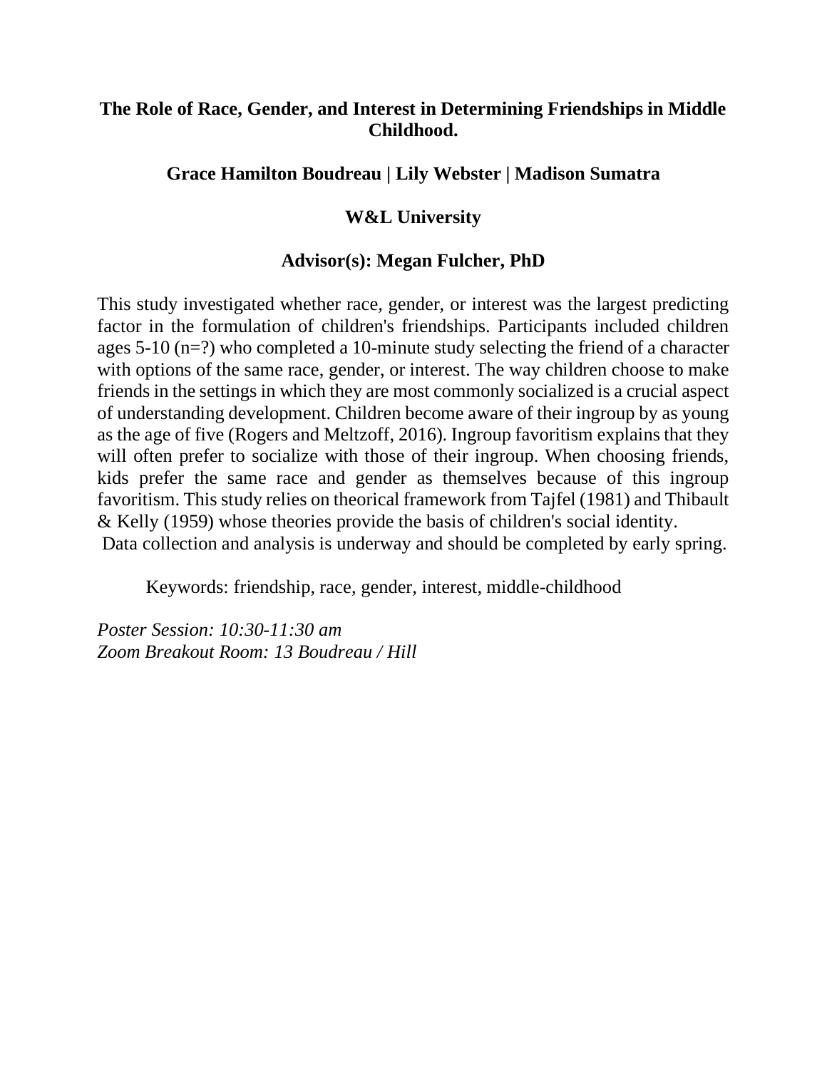**The Role of Race, Gender, and Interest in Determining Friendships in Middle Childhood.**

**Grace Hamilton Boudreau | Lily Webster | Madison Sumatra**

**W&L University**

**Advisor(s): Megan Fulcher, PhD**

This study investigated whether race, gender, or interest was the largest predicting factor in the formulation of children's friendships. Participants included children ages 5-10 (n=?) who completed a 10-minute study selecting the friend of a character with options of the same race, gender, or interest. The way children choose to make friends in the settings in which they are most commonly socialized is a crucial aspect of understanding development. Children become aware of their ingroup by as young as the age of five (Rogers and Meltzoff, 2016). Ingroup favoritism explains that they will often prefer to socialize with those of their ingroup. When choosing friends, kids prefer the same race and gender as themselves because of this ingroup favoritism. This study relies on theorical framework from Tajfel (1981) and Thibault & Kelly (1959) whose theories provide the basis of children's social identity.
Data collection and analysis is underway and should be completed by early spring.

Keywords: friendship, race, gender, interest, middle-childhood

*Poster Session: 10:30-11:30 am*
*Zoom Breakout Room: 13 Boudreau / Hill*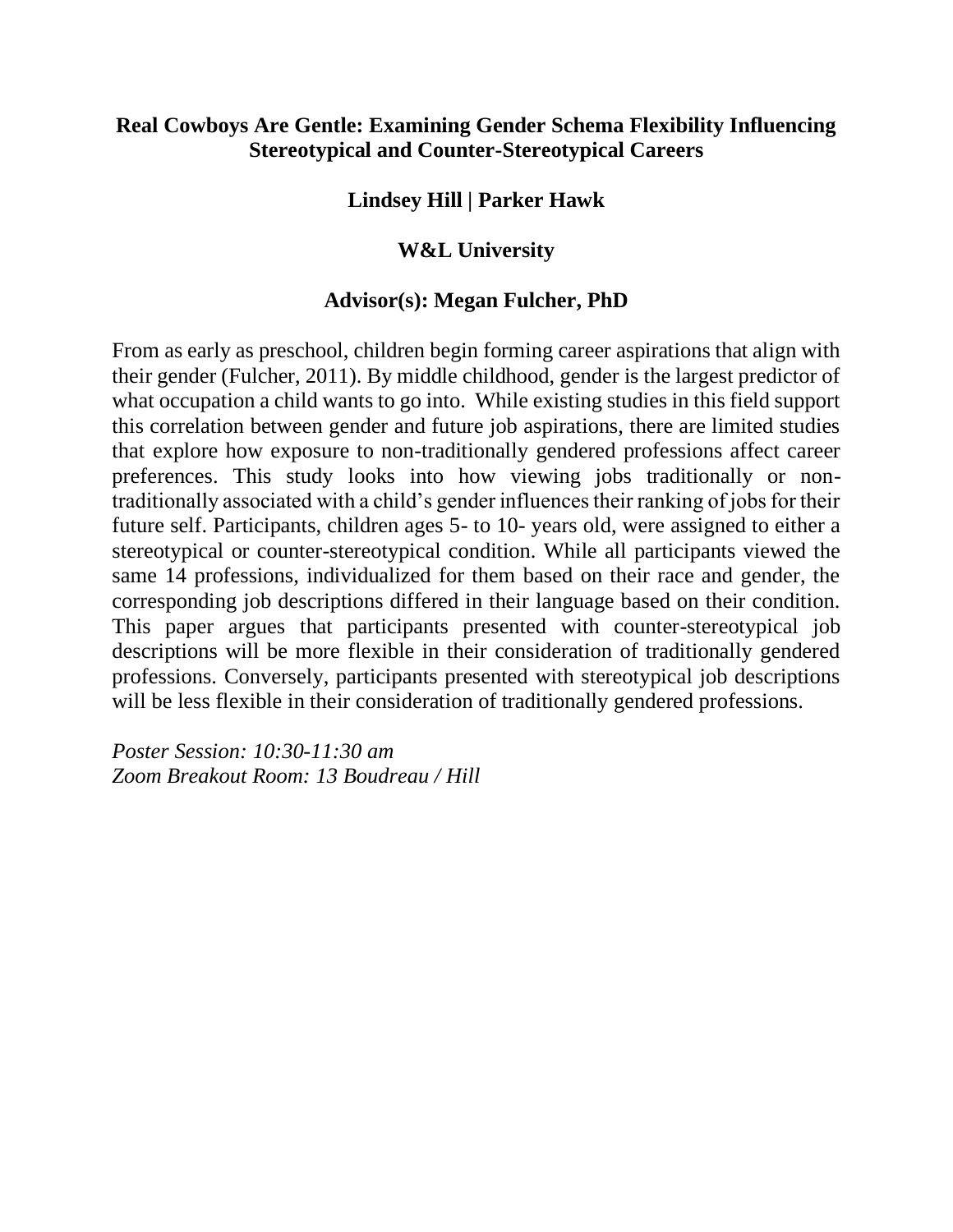# Real Cowboys Are Gentle: Examining Gender Schema Flexibility Influencing Stereotypical and Counter-Stereotypical Careers

**Lindsey Hill | Parker Hawk**

**W&L University**

**Advisor(s): Megan Fulcher, PhD**

From as early as preschool, children begin forming career aspirations that align with their gender (Fulcher, 2011). By middle childhood, gender is the largest predictor of what occupation a child wants to go into. While existing studies in this field support this correlation between gender and future job aspirations, there are limited studies that explore how exposure to non-traditionally gendered professions affect career preferences. This study looks into how viewing jobs traditionally or non-traditionally associated with a child's gender influences their ranking of jobs for their future self. Participants, children ages 5- to 10- years old, were assigned to either a stereotypical or counter-stereotypical condition. While all participants viewed the same 14 professions, individualized for them based on their race and gender, the corresponding job descriptions differed in their language based on their condition. This paper argues that participants presented with counter-stereotypical job descriptions will be more flexible in their consideration of traditionally gendered professions. Conversely, participants presented with stereotypical job descriptions will be less flexible in their consideration of traditionally gendered professions.

*Poster Session: 10:30-11:30 am*
*Zoom Breakout Room: 13 Boudreau / Hill*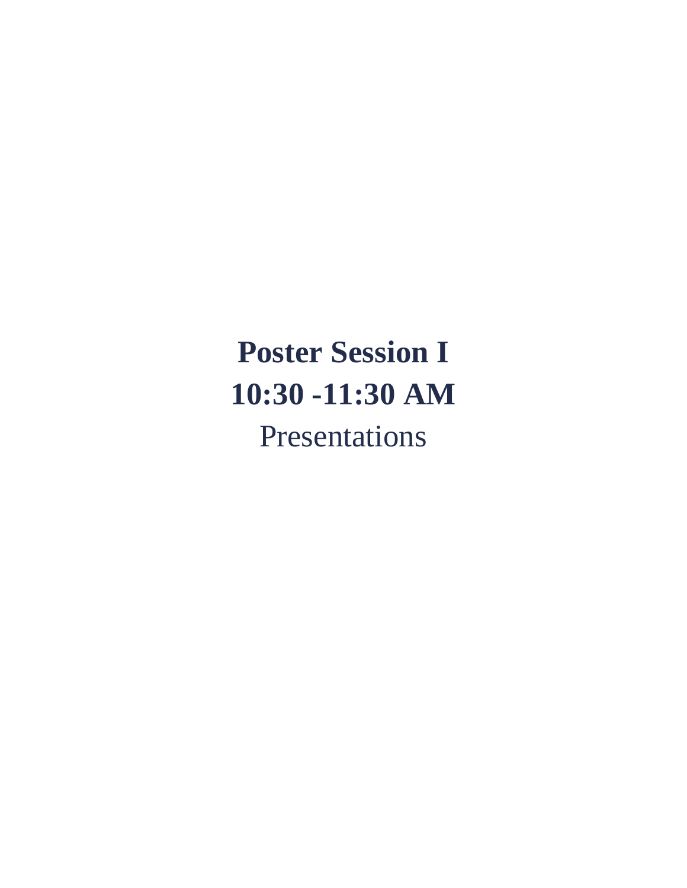# Poster Session I

# 10:30 -11:30 AM

Presentations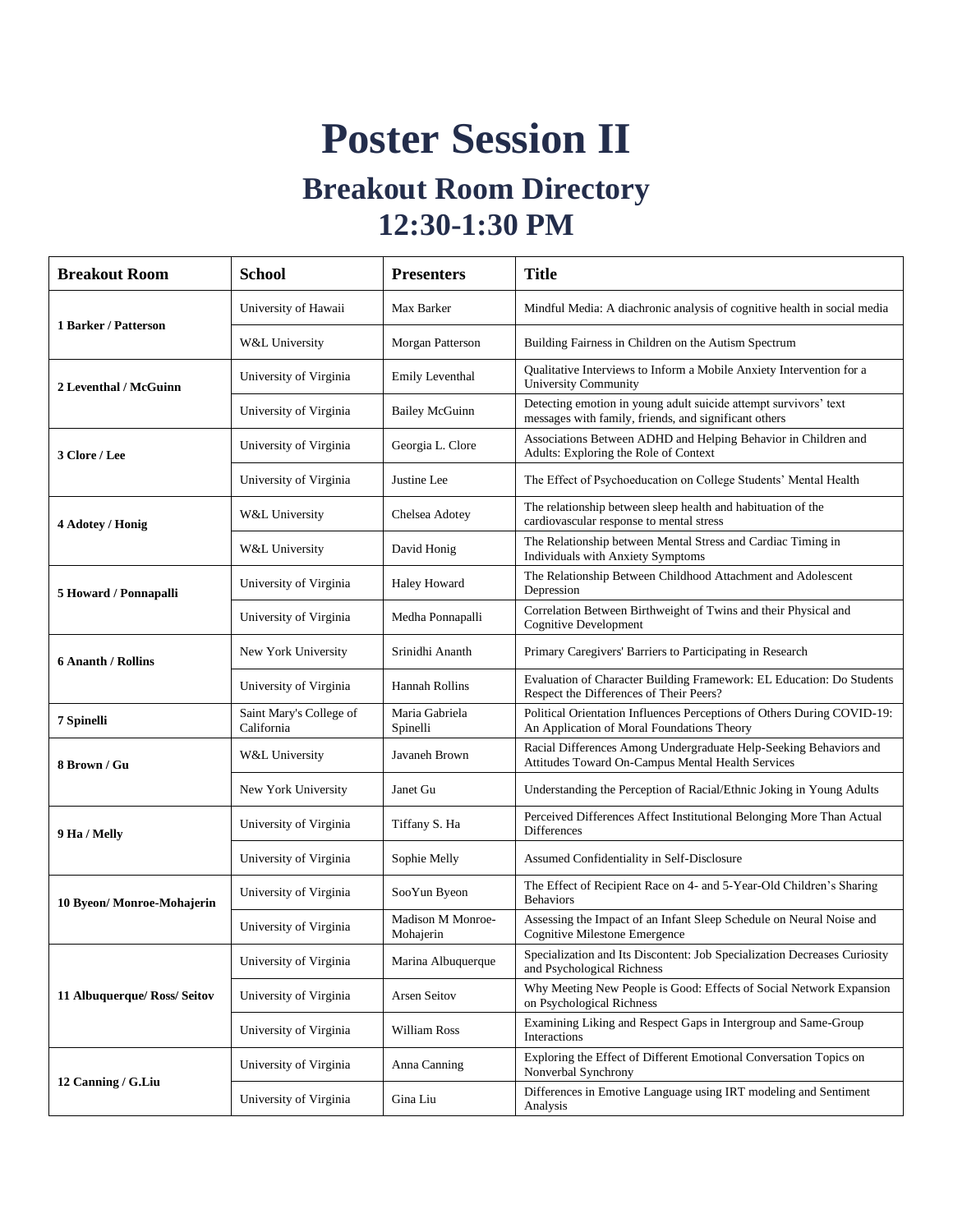# Poster Session II

## Breakout Room Directory

## 12:30-1:30 PM

| Breakout Room | School | Presenters | Title |
|---|---|---|---|
| **1 Barker / Patterson** | University of Hawaii | Max Barker | Mindful Media: A diachronic analysis of cognitive health in social media |
| | W&L University | Morgan Patterson | Building Fairness in Children on the Autism Spectrum |
| **2 Leventhal / McGuinn** | University of Virginia | Emily Leventhal | Qualitative Interviews to Inform a Mobile Anxiety Intervention for a University Community |
| | University of Virginia | Bailey McGuinn | Detecting emotion in young adult suicide attempt survivors' text messages with family, friends, and significant others |
| **3 Clore / Lee** | University of Virginia | Georgia L. Clore | Associations Between ADHD and Helping Behavior in Children and Adults: Exploring the Role of Context |
| | University of Virginia | Justine Lee | The Effect of Psychoeducation on College Students' Mental Health |
| **4 Adotey / Honig** | W&L University | Chelsea Adotey | The relationship between sleep health and habituation of the cardiovascular response to mental stress |
| | W&L University | David Honig | The Relationship between Mental Stress and Cardiac Timing in Individuals with Anxiety Symptoms |
| **5 Howard / Ponnapalli** | University of Virginia | Haley Howard | The Relationship Between Childhood Attachment and Adolescent Depression |
| | University of Virginia | Medha Ponnapalli | Correlation Between Birthweight of Twins and their Physical and Cognitive Development |
| **6 Ananth / Rollins** | New York University | Srinidhi Ananth | Primary Caregivers' Barriers to Participating in Research |
| | University of Virginia | Hannah Rollins | Evaluation of Character Building Framework: EL Education: Do Students Respect the Differences of Their Peers? |
| **7 Spinelli** | Saint Mary's College of California | Maria Gabriela Spinelli | Political Orientation Influences Perceptions of Others During COVID-19: An Application of Moral Foundations Theory |
| **8 Brown / Gu** | W&L University | Javaneh Brown | Racial Differences Among Undergraduate Help-Seeking Behaviors and Attitudes Toward On-Campus Mental Health Services |
| | New York University | Janet Gu | Understanding the Perception of Racial/Ethnic Joking in Young Adults |
| **9 Ha / Melly** | University of Virginia | Tiffany S. Ha | Perceived Differences Affect Institutional Belonging More Than Actual Differences |
| | University of Virginia | Sophie Melly | Assumed Confidentiality in Self-Disclosure |
| **10 Byeon/ Monroe-Mohajerin** | University of Virginia | SooYun Byeon | The Effect of Recipient Race on 4- and 5-Year-Old Children's Sharing Behaviors |
| | University of Virginia | Madison M Monroe-Mohajerin | Assessing the Impact of an Infant Sleep Schedule on Neural Noise and Cognitive Milestone Emergence |
| **11 Albuquerque/ Ross/ Seitov** | University of Virginia | Marina Albuquerque | Specialization and Its Discontent: Job Specialization Decreases Curiosity and Psychological Richness |
| | University of Virginia | Arsen Seitov | Why Meeting New People is Good: Effects of Social Network Expansion on Psychological Richness |
| | University of Virginia | William Ross | Examining Liking and Respect Gaps in Intergroup and Same-Group Interactions |
| **12 Canning / G.Liu** | University of Virginia | Anna Canning | Exploring the Effect of Different Emotional Conversation Topics on Nonverbal Synchrony |
| | University of Virginia | Gina Liu | Differences in Emotive Language using IRT modeling and Sentiment Analysis |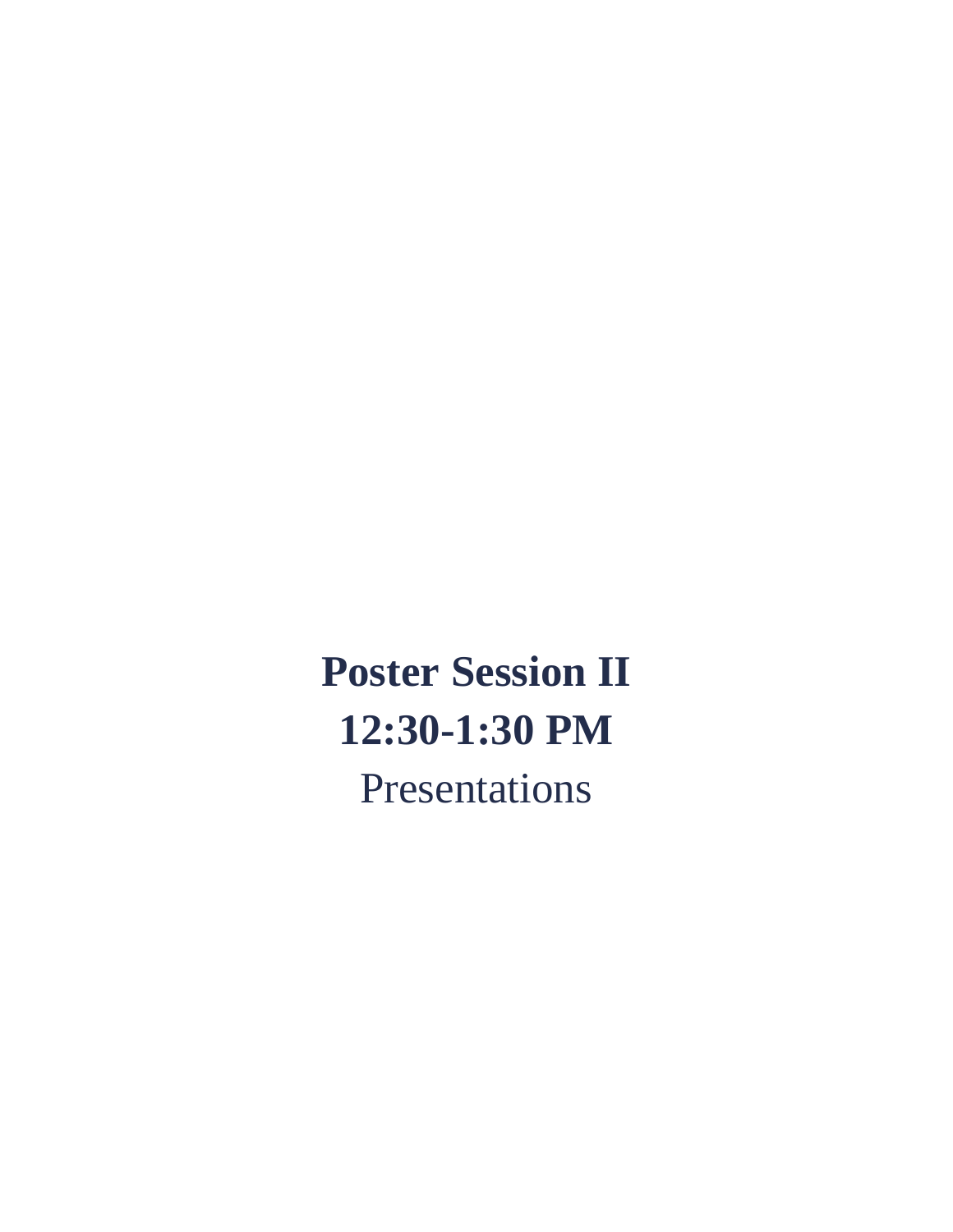# Poster Session II
# 12:30-1:30 PM

Presentations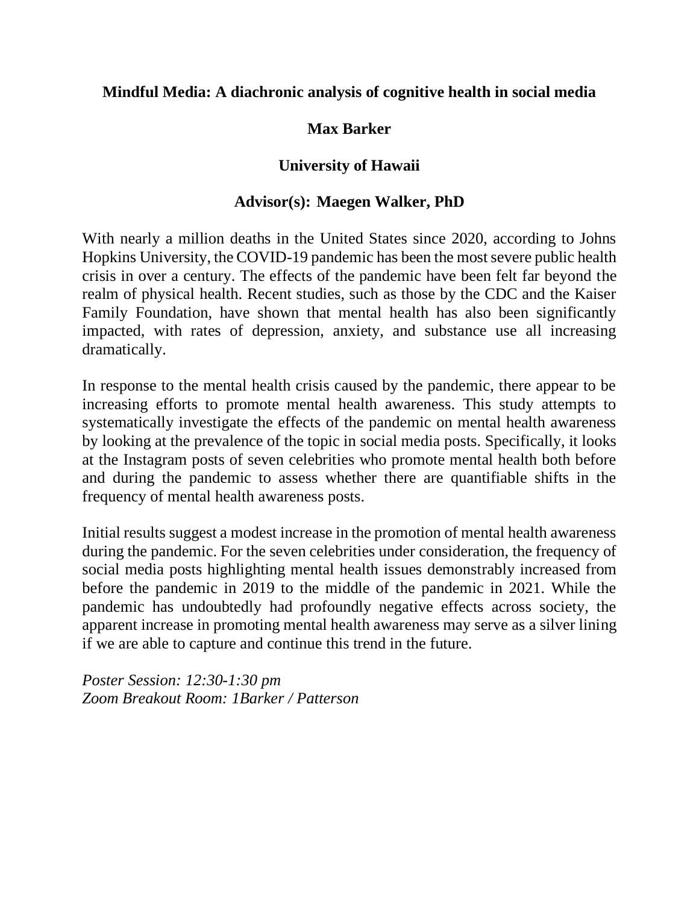# Mindful Media: A diachronic analysis of cognitive health in social media

**Max Barker**

**University of Hawaii**

**Advisor(s): Maegen Walker, PhD**

With nearly a million deaths in the United States since 2020, according to Johns Hopkins University, the COVID-19 pandemic has been the most severe public health crisis in over a century. The effects of the pandemic have been felt far beyond the realm of physical health. Recent studies, such as those by the CDC and the Kaiser Family Foundation, have shown that mental health has also been significantly impacted, with rates of depression, anxiety, and substance use all increasing dramatically.

In response to the mental health crisis caused by the pandemic, there appear to be increasing efforts to promote mental health awareness. This study attempts to systematically investigate the effects of the pandemic on mental health awareness by looking at the prevalence of the topic in social media posts. Specifically, it looks at the Instagram posts of seven celebrities who promote mental health both before and during the pandemic to assess whether there are quantifiable shifts in the frequency of mental health awareness posts.

Initial results suggest a modest increase in the promotion of mental health awareness during the pandemic. For the seven celebrities under consideration, the frequency of social media posts highlighting mental health issues demonstrably increased from before the pandemic in 2019 to the middle of the pandemic in 2021. While the pandemic has undoubtedly had profoundly negative effects across society, the apparent increase in promoting mental health awareness may serve as a silver lining if we are able to capture and continue this trend in the future.

*Poster Session: 12:30-1:30 pm*
*Zoom Breakout Room: 1Barker / Patterson*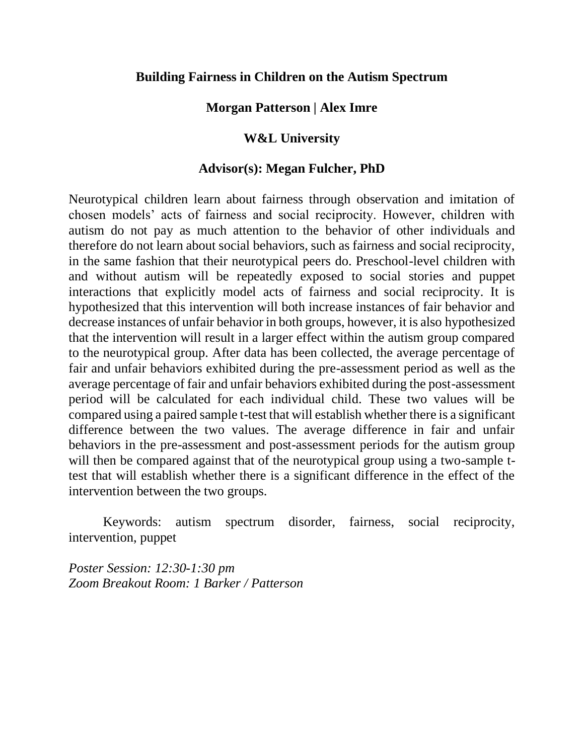## Building Fairness in Children on the Autism Spectrum

**Morgan Patterson | Alex Imre**

**W&L University**

**Advisor(s): Megan Fulcher, PhD**

Neurotypical children learn about fairness through observation and imitation of chosen models' acts of fairness and social reciprocity. However, children with autism do not pay as much attention to the behavior of other individuals and therefore do not learn about social behaviors, such as fairness and social reciprocity, in the same fashion that their neurotypical peers do. Preschool-level children with and without autism will be repeatedly exposed to social stories and puppet interactions that explicitly model acts of fairness and social reciprocity. It is hypothesized that this intervention will both increase instances of fair behavior and decrease instances of unfair behavior in both groups, however, it is also hypothesized that the intervention will result in a larger effect within the autism group compared to the neurotypical group. After data has been collected, the average percentage of fair and unfair behaviors exhibited during the pre-assessment period as well as the average percentage of fair and unfair behaviors exhibited during the post-assessment period will be calculated for each individual child. These two values will be compared using a paired sample t-test that will establish whether there is a significant difference between the two values. The average difference in fair and unfair behaviors in the pre-assessment and post-assessment periods for the autism group will then be compared against that of the neurotypical group using a two-sample t-test that will establish whether there is a significant difference in the effect of the intervention between the two groups.

Keywords: autism spectrum disorder, fairness, social reciprocity, intervention, puppet

*Poster Session: 12:30-1:30 pm*
*Zoom Breakout Room: 1 Barker / Patterson*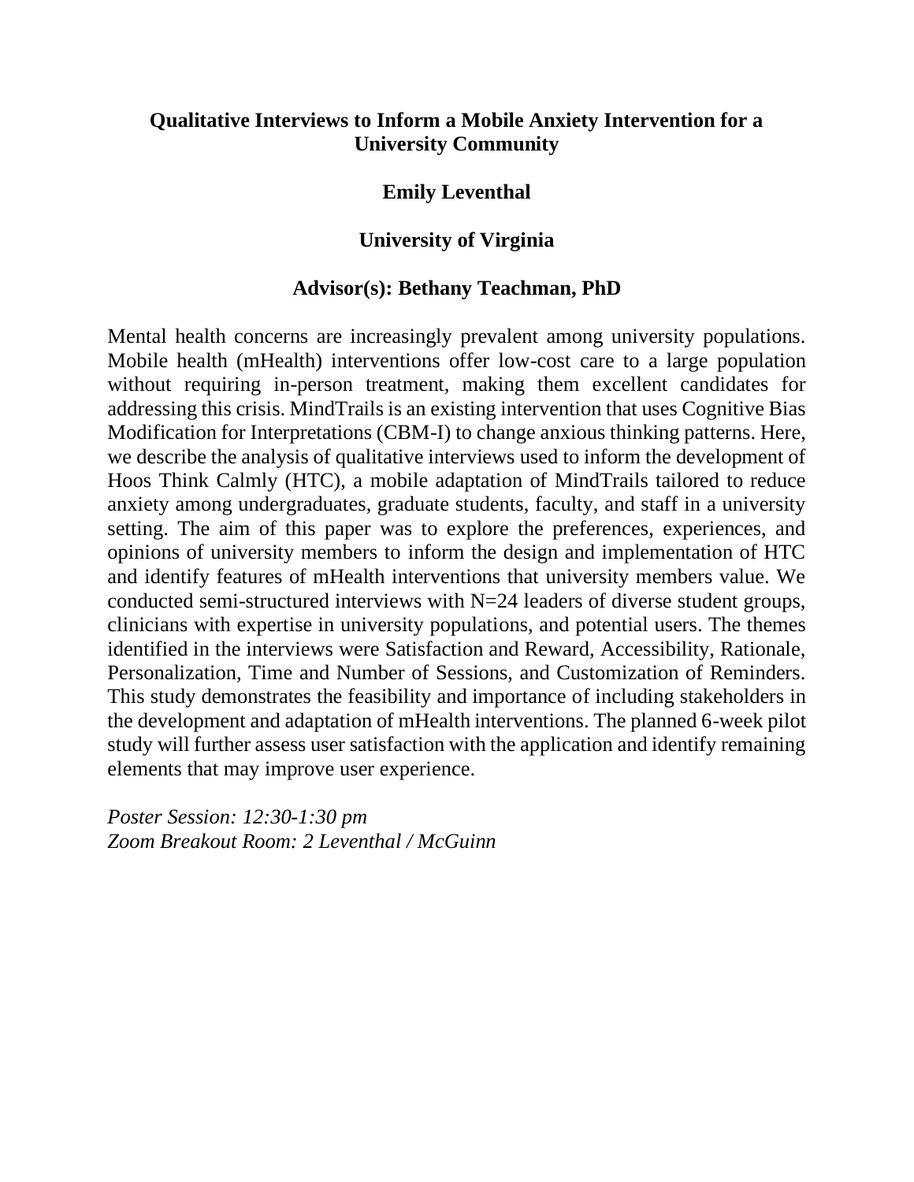## Qualitative Interviews to Inform a Mobile Anxiety Intervention for a University Community

**Emily Leventhal**

**University of Virginia**

**Advisor(s): Bethany Teachman, PhD**

Mental health concerns are increasingly prevalent among university populations. Mobile health (mHealth) interventions offer low-cost care to a large population without requiring in-person treatment, making them excellent candidates for addressing this crisis. MindTrails is an existing intervention that uses Cognitive Bias Modification for Interpretations (CBM-I) to change anxious thinking patterns. Here, we describe the analysis of qualitative interviews used to inform the development of Hoos Think Calmly (HTC), a mobile adaptation of MindTrails tailored to reduce anxiety among undergraduates, graduate students, faculty, and staff in a university setting. The aim of this paper was to explore the preferences, experiences, and opinions of university members to inform the design and implementation of HTC and identify features of mHealth interventions that university members value. We conducted semi-structured interviews with N=24 leaders of diverse student groups, clinicians with expertise in university populations, and potential users. The themes identified in the interviews were Satisfaction and Reward, Accessibility, Rationale, Personalization, Time and Number of Sessions, and Customization of Reminders. This study demonstrates the feasibility and importance of including stakeholders in the development and adaptation of mHealth interventions. The planned 6-week pilot study will further assess user satisfaction with the application and identify remaining elements that may improve user experience.

*Poster Session: 12:30-1:30 pm*
*Zoom Breakout Room: 2 Leventhal / McGuinn*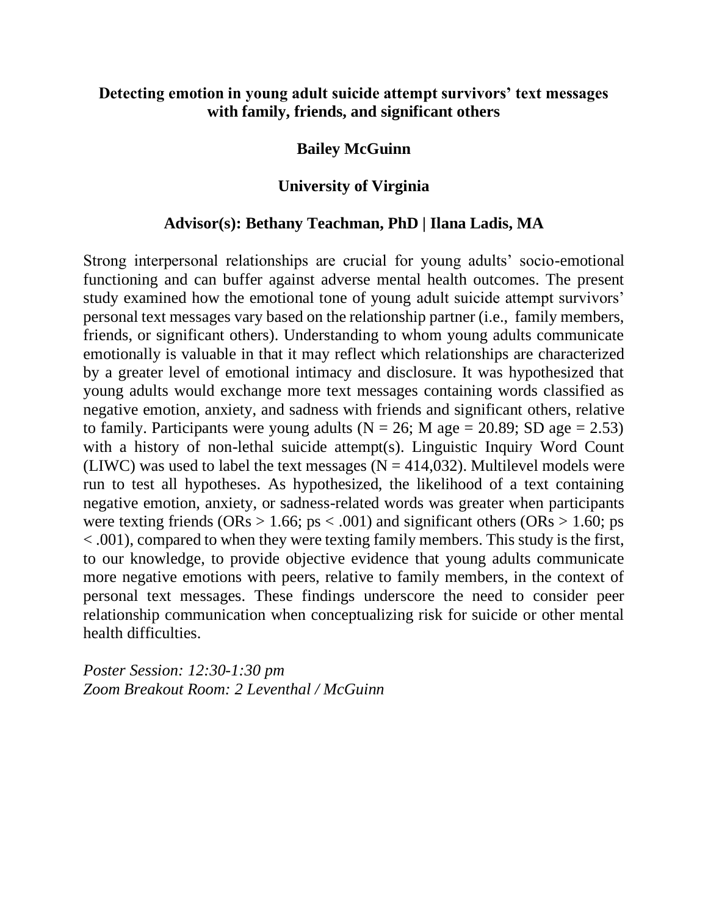## Detecting emotion in young adult suicide attempt survivors' text messages with family, friends, and significant others

**Bailey McGuinn**

**University of Virginia**

**Advisor(s): Bethany Teachman, PhD | Ilana Ladis, MA**

Strong interpersonal relationships are crucial for young adults' socio-emotional functioning and can buffer against adverse mental health outcomes. The present study examined how the emotional tone of young adult suicide attempt survivors' personal text messages vary based on the relationship partner (i.e., family members, friends, or significant others). Understanding to whom young adults communicate emotionally is valuable in that it may reflect which relationships are characterized by a greater level of emotional intimacy and disclosure. It was hypothesized that young adults would exchange more text messages containing words classified as negative emotion, anxiety, and sadness with friends and significant others, relative to family. Participants were young adults ($N = 26$; M age = 20.89; SD age = 2.53) with a history of non-lethal suicide attempt(s). Linguistic Inquiry Word Count (LIWC) was used to label the text messages ($N = 414{,}032$). Multilevel models were run to test all hypotheses. As hypothesized, the likelihood of a text containing negative emotion, anxiety, or sadness-related words was greater when participants were texting friends (ORs $> 1.66$; ps $< .001$) and significant others (ORs $> 1.60$; ps $< .001$), compared to when they were texting family members. This study is the first, to our knowledge, to provide objective evidence that young adults communicate more negative emotions with peers, relative to family members, in the context of personal text messages. These findings underscore the need to consider peer relationship communication when conceptualizing risk for suicide or other mental health difficulties.

*Poster Session: 12:30-1:30 pm*
*Zoom Breakout Room: 2 Leventhal / McGuinn*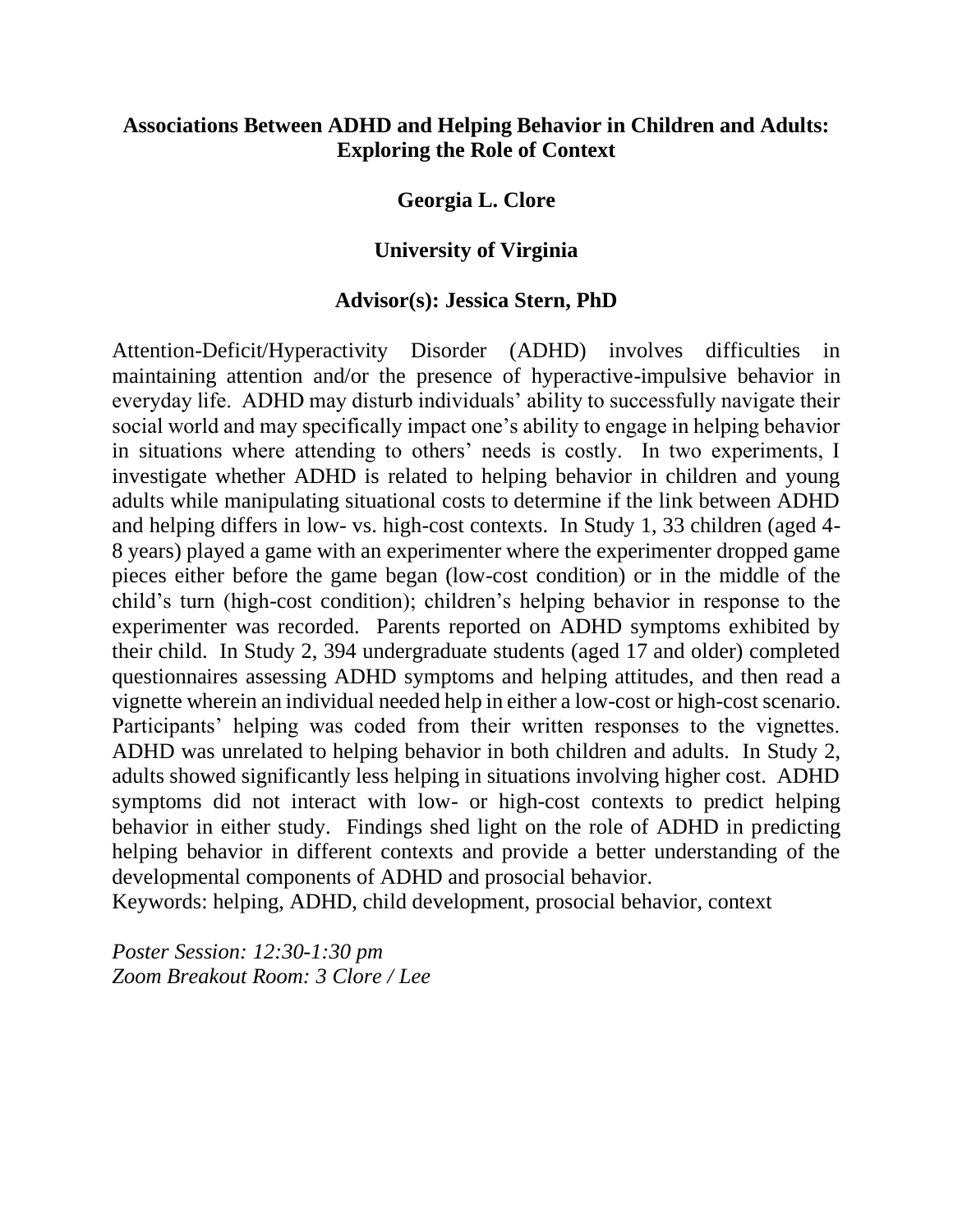# Associations Between ADHD and Helping Behavior in Children and Adults: Exploring the Role of Context

**Georgia L. Clore**

**University of Virginia**

**Advisor(s): Jessica Stern, PhD**

Attention-Deficit/Hyperactivity Disorder (ADHD) involves difficulties in maintaining attention and/or the presence of hyperactive-impulsive behavior in everyday life. ADHD may disturb individuals' ability to successfully navigate their social world and may specifically impact one's ability to engage in helping behavior in situations where attending to others' needs is costly. In two experiments, I investigate whether ADHD is related to helping behavior in children and young adults while manipulating situational costs to determine if the link between ADHD and helping differs in low- vs. high-cost contexts. In Study 1, 33 children (aged 4-8 years) played a game with an experimenter where the experimenter dropped game pieces either before the game began (low-cost condition) or in the middle of the child's turn (high-cost condition); children's helping behavior in response to the experimenter was recorded. Parents reported on ADHD symptoms exhibited by their child. In Study 2, 394 undergraduate students (aged 17 and older) completed questionnaires assessing ADHD symptoms and helping attitudes, and then read a vignette wherein an individual needed help in either a low-cost or high-cost scenario. Participants' helping was coded from their written responses to the vignettes. ADHD was unrelated to helping behavior in both children and adults. In Study 2, adults showed significantly less helping in situations involving higher cost. ADHD symptoms did not interact with low- or high-cost contexts to predict helping behavior in either study. Findings shed light on the role of ADHD in predicting helping behavior in different contexts and provide a better understanding of the developmental components of ADHD and prosocial behavior.

Keywords: helping, ADHD, child development, prosocial behavior, context

*Poster Session: 12:30-1:30 pm*
*Zoom Breakout Room: 3 Clore / Lee*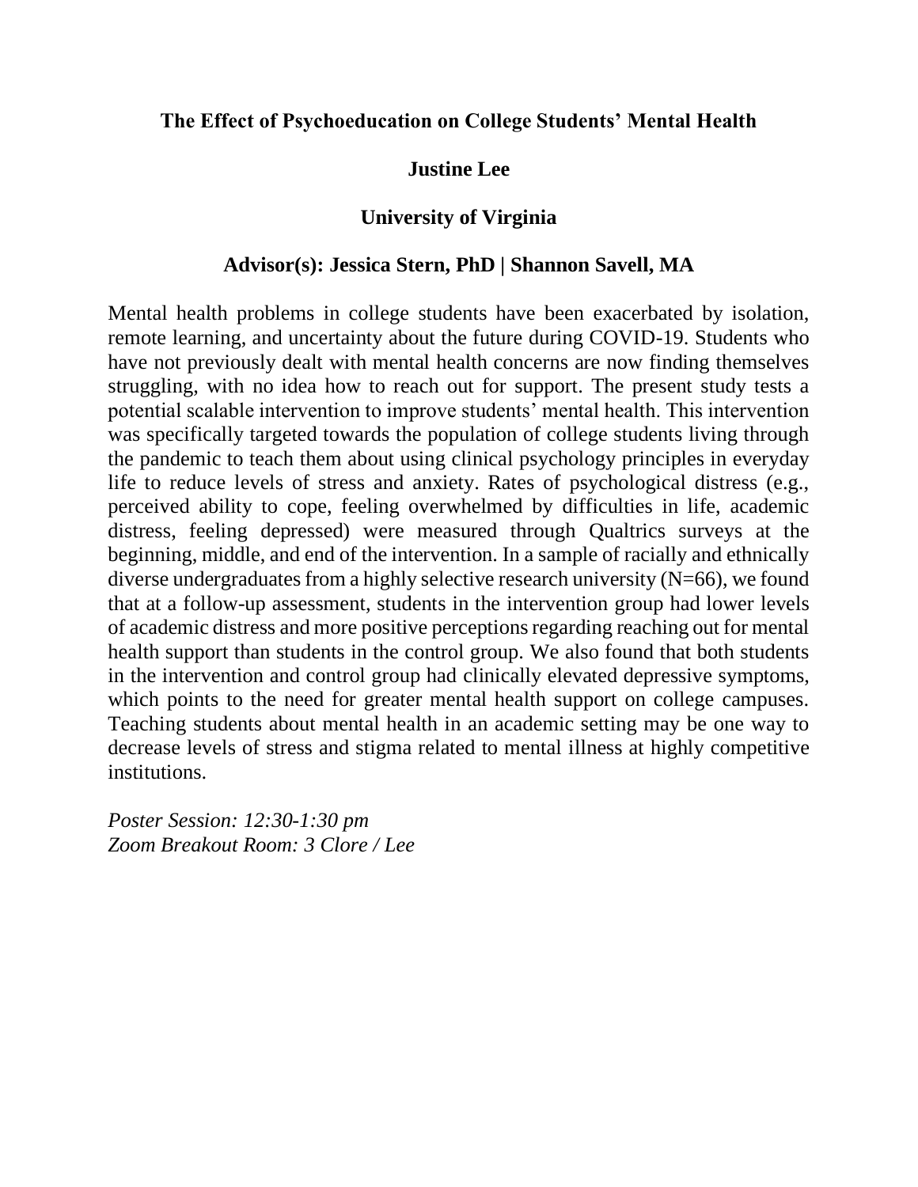## The Effect of Psychoeducation on College Students' Mental Health

**Justine Lee**

**University of Virginia**

**Advisor(s): Jessica Stern, PhD | Shannon Savell, MA**

Mental health problems in college students have been exacerbated by isolation, remote learning, and uncertainty about the future during COVID-19. Students who have not previously dealt with mental health concerns are now finding themselves struggling, with no idea how to reach out for support. The present study tests a potential scalable intervention to improve students' mental health. This intervention was specifically targeted towards the population of college students living through the pandemic to teach them about using clinical psychology principles in everyday life to reduce levels of stress and anxiety. Rates of psychological distress (e.g., perceived ability to cope, feeling overwhelmed by difficulties in life, academic distress, feeling depressed) were measured through Qualtrics surveys at the beginning, middle, and end of the intervention. In a sample of racially and ethnically diverse undergraduates from a highly selective research university (N=66), we found that at a follow-up assessment, students in the intervention group had lower levels of academic distress and more positive perceptions regarding reaching out for mental health support than students in the control group. We also found that both students in the intervention and control group had clinically elevated depressive symptoms, which points to the need for greater mental health support on college campuses. Teaching students about mental health in an academic setting may be one way to decrease levels of stress and stigma related to mental illness at highly competitive institutions.

*Poster Session: 12:30-1:30 pm*
*Zoom Breakout Room: 3 Clore / Lee*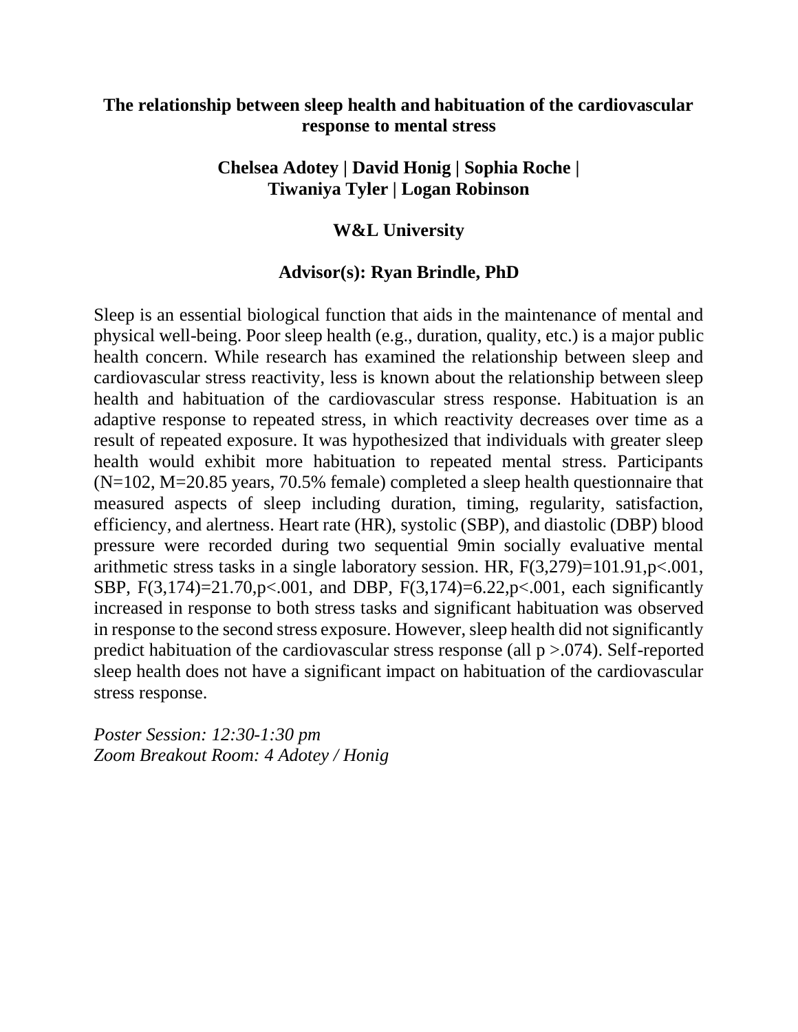**The relationship between sleep health and habituation of the cardiovascular response to mental stress**

**Chelsea Adotey | David Honig | Sophia Roche | Tiwaniya Tyler | Logan Robinson**

**W&L University**

**Advisor(s): Ryan Brindle, PhD**

Sleep is an essential biological function that aids in the maintenance of mental and physical well-being. Poor sleep health (e.g., duration, quality, etc.) is a major public health concern. While research has examined the relationship between sleep and cardiovascular stress reactivity, less is known about the relationship between sleep health and habituation of the cardiovascular stress response. Habituation is an adaptive response to repeated stress, in which reactivity decreases over time as a result of repeated exposure. It was hypothesized that individuals with greater sleep health would exhibit more habituation to repeated mental stress. Participants ($N=102$, $M=20.85$ years, 70.5% female) completed a sleep health questionnaire that measured aspects of sleep including duration, timing, regularity, satisfaction, efficiency, and alertness. Heart rate (HR), systolic (SBP), and diastolic (DBP) blood pressure were recorded during two sequential 9min socially evaluative mental arithmetic stress tasks in a single laboratory session. HR, $F(3,279)=101.91, p<.001$, SBP, $F(3,174)=21.70, p<.001$, and DBP, $F(3,174)=6.22, p<.001$, each significantly increased in response to both stress tasks and significant habituation was observed in response to the second stress exposure. However, sleep health did not significantly predict habituation of the cardiovascular stress response (all $p>.074$). Self-reported sleep health does not have a significant impact on habituation of the cardiovascular stress response.

*Poster Session: 12:30-1:30 pm*
*Zoom Breakout Room: 4 Adotey / Honig*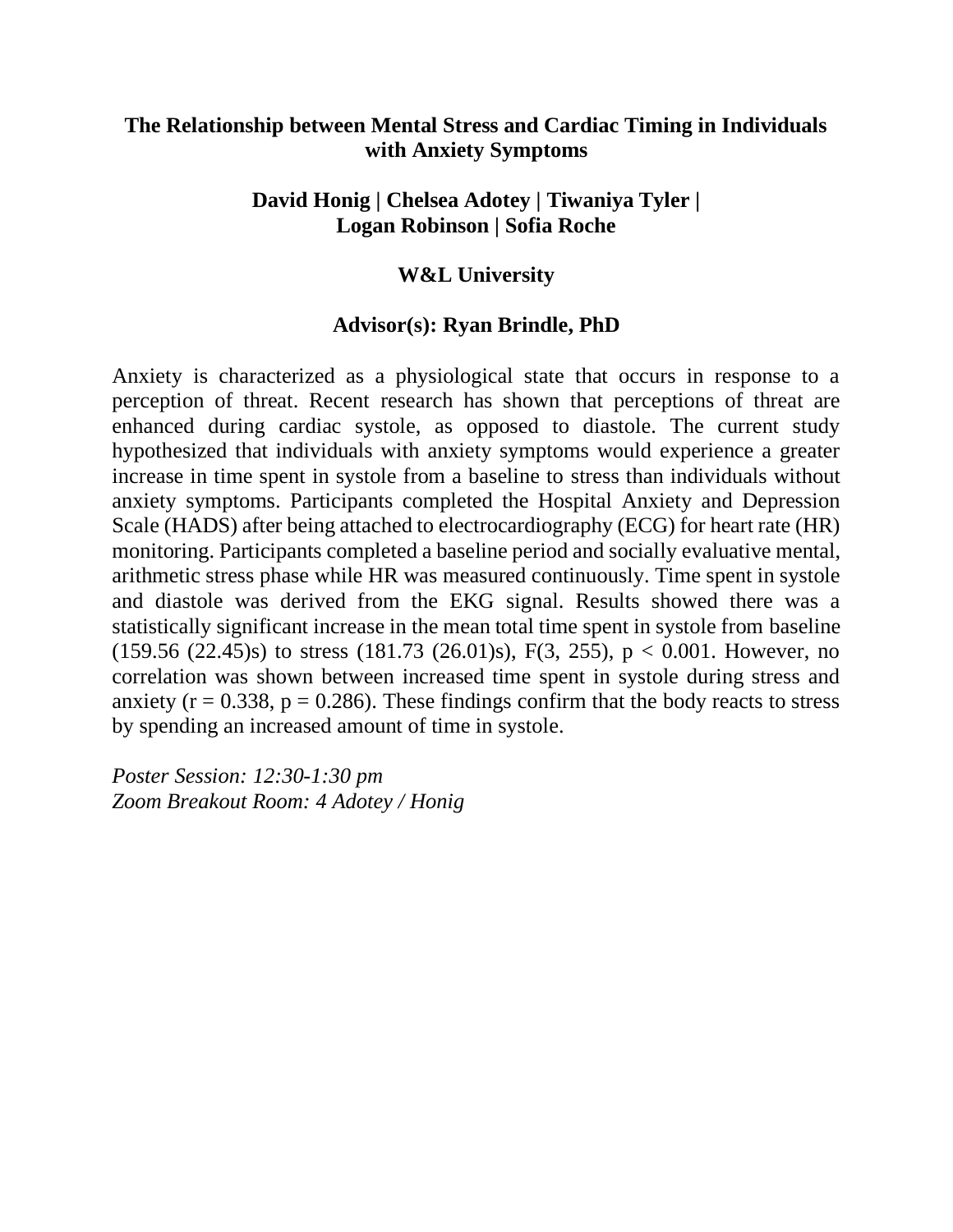## The Relationship between Mental Stress and Cardiac Timing in Individuals with Anxiety Symptoms

**David Honig | Chelsea Adotey | Tiwaniya Tyler | Logan Robinson | Sofia Roche**

**W&L University**

**Advisor(s): Ryan Brindle, PhD**

Anxiety is characterized as a physiological state that occurs in response to a perception of threat. Recent research has shown that perceptions of threat are enhanced during cardiac systole, as opposed to diastole. The current study hypothesized that individuals with anxiety symptoms would experience a greater increase in time spent in systole from a baseline to stress than individuals without anxiety symptoms. Participants completed the Hospital Anxiety and Depression Scale (HADS) after being attached to electrocardiography (ECG) for heart rate (HR) monitoring. Participants completed a baseline period and socially evaluative mental, arithmetic stress phase while HR was measured continuously. Time spent in systole and diastole was derived from the EKG signal. Results showed there was a statistically significant increase in the mean total time spent in systole from baseline (159.56 (22.45)s) to stress (181.73 (26.01)s), $F(3, 255)$, $p < 0.001$. However, no correlation was shown between increased time spent in systole during stress and anxiety ($r = 0.338$, $p = 0.286$). These findings confirm that the body reacts to stress by spending an increased amount of time in systole.

*Poster Session: 12:30-1:30 pm*
*Zoom Breakout Room: 4 Adotey / Honig*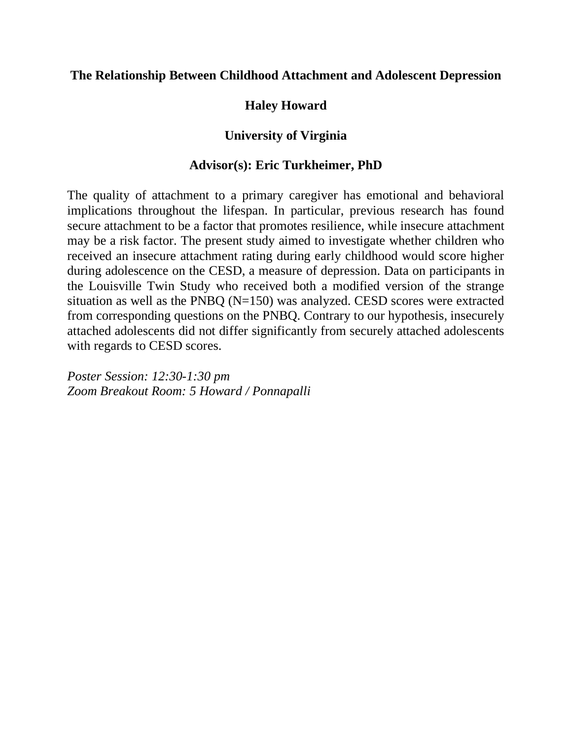# The Relationship Between Childhood Attachment and Adolescent Depression

**Haley Howard**

**University of Virginia**

**Advisor(s): Eric Turkheimer, PhD**

The quality of attachment to a primary caregiver has emotional and behavioral implications throughout the lifespan. In particular, previous research has found secure attachment to be a factor that promotes resilience, while insecure attachment may be a risk factor. The present study aimed to investigate whether children who received an insecure attachment rating during early childhood would score higher during adolescence on the CESD, a measure of depression. Data on participants in the Louisville Twin Study who received both a modified version of the strange situation as well as the PNBQ (N=150) was analyzed. CESD scores were extracted from corresponding questions on the PNBQ. Contrary to our hypothesis, insecurely attached adolescents did not differ significantly from securely attached adolescents with regards to CESD scores.

*Poster Session: 12:30-1:30 pm*
*Zoom Breakout Room: 5 Howard / Ponnapalli*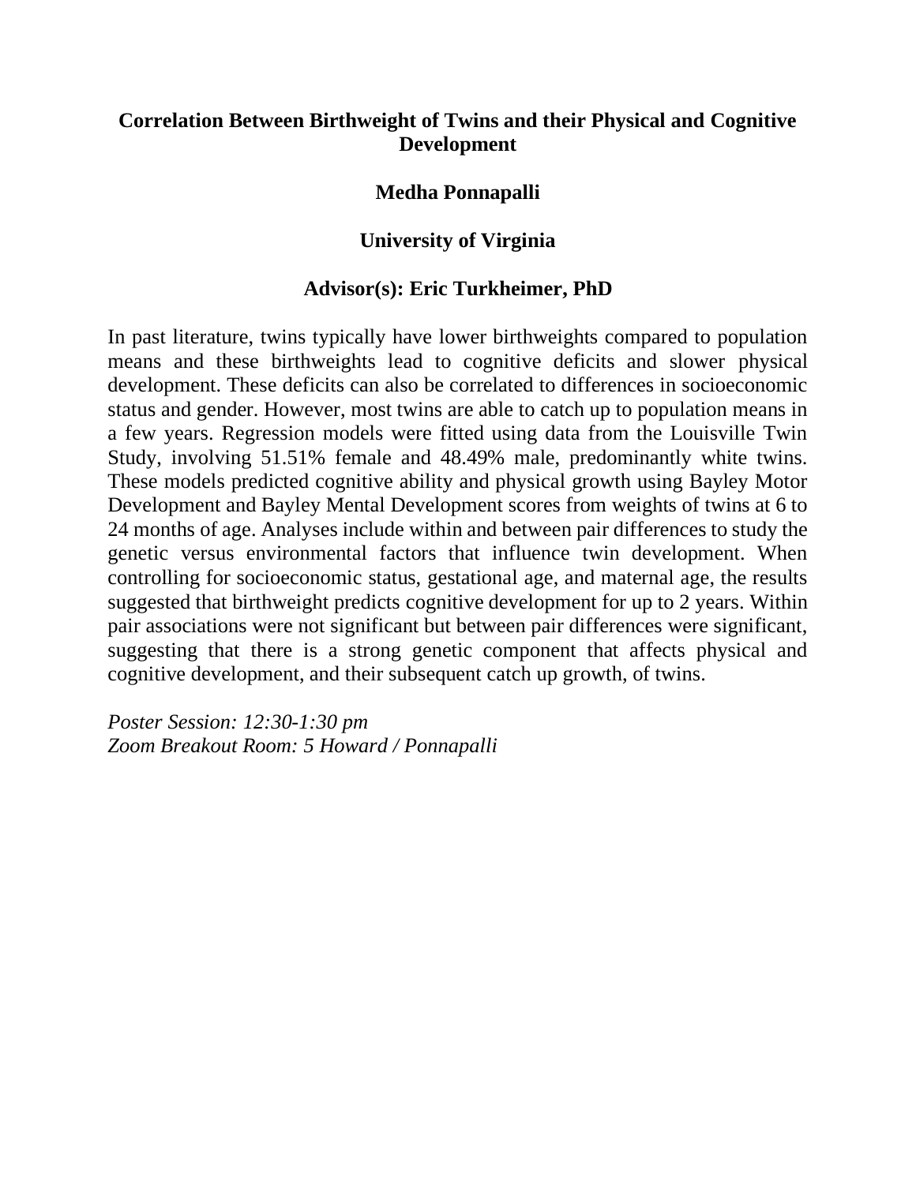## Correlation Between Birthweight of Twins and their Physical and Cognitive Development

**Medha Ponnapalli**

**University of Virginia**

**Advisor(s): Eric Turkheimer, PhD**

In past literature, twins typically have lower birthweights compared to population means and these birthweights lead to cognitive deficits and slower physical development. These deficits can also be correlated to differences in socioeconomic status and gender. However, most twins are able to catch up to population means in a few years. Regression models were fitted using data from the Louisville Twin Study, involving 51.51% female and 48.49% male, predominantly white twins. These models predicted cognitive ability and physical growth using Bayley Motor Development and Bayley Mental Development scores from weights of twins at 6 to 24 months of age. Analyses include within and between pair differences to study the genetic versus environmental factors that influence twin development. When controlling for socioeconomic status, gestational age, and maternal age, the results suggested that birthweight predicts cognitive development for up to 2 years. Within pair associations were not significant but between pair differences were significant, suggesting that there is a strong genetic component that affects physical and cognitive development, and their subsequent catch up growth, of twins.

*Poster Session: 12:30-1:30 pm*
*Zoom Breakout Room: 5 Howard / Ponnapalli*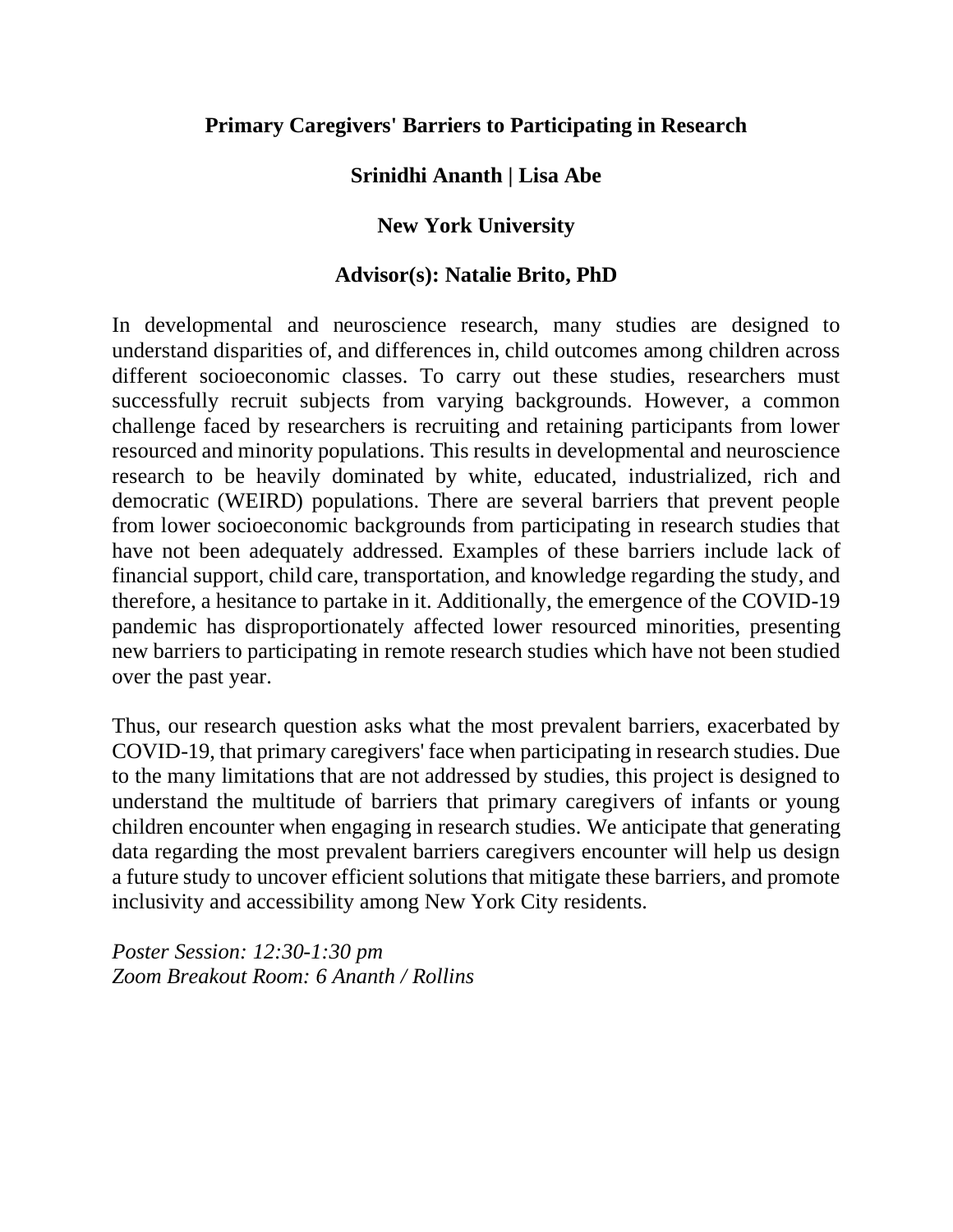**Primary Caregivers' Barriers to Participating in Research**

**Srinidhi Ananth | Lisa Abe**

**New York University**

**Advisor(s): Natalie Brito, PhD**

In developmental and neuroscience research, many studies are designed to understand disparities of, and differences in, child outcomes among children across different socioeconomic classes. To carry out these studies, researchers must successfully recruit subjects from varying backgrounds. However, a common challenge faced by researchers is recruiting and retaining participants from lower resourced and minority populations. This results in developmental and neuroscience research to be heavily dominated by white, educated, industrialized, rich and democratic (WEIRD) populations. There are several barriers that prevent people from lower socioeconomic backgrounds from participating in research studies that have not been adequately addressed. Examples of these barriers include lack of financial support, child care, transportation, and knowledge regarding the study, and therefore, a hesitance to partake in it. Additionally, the emergence of the COVID-19 pandemic has disproportionately affected lower resourced minorities, presenting new barriers to participating in remote research studies which have not been studied over the past year.

Thus, our research question asks what the most prevalent barriers, exacerbated by COVID-19, that primary caregivers' face when participating in research studies. Due to the many limitations that are not addressed by studies, this project is designed to understand the multitude of barriers that primary caregivers of infants or young children encounter when engaging in research studies. We anticipate that generating data regarding the most prevalent barriers caregivers encounter will help us design a future study to uncover efficient solutions that mitigate these barriers, and promote inclusivity and accessibility among New York City residents.

*Poster Session: 12:30-1:30 pm*
*Zoom Breakout Room: 6 Ananth / Rollins*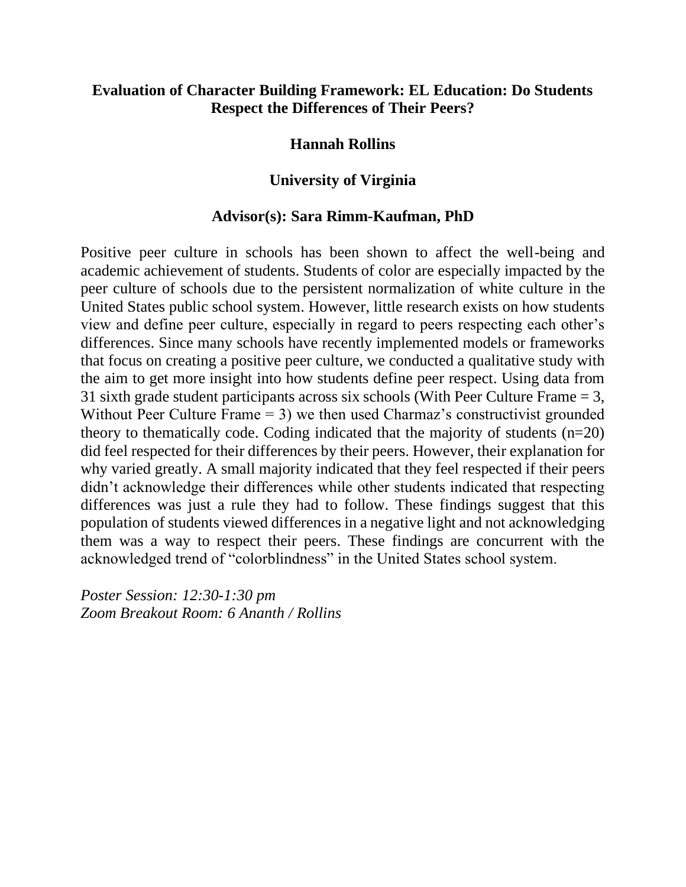## Evaluation of Character Building Framework: EL Education: Do Students Respect the Differences of Their Peers?

**Hannah Rollins**

**University of Virginia**

**Advisor(s): Sara Rimm-Kaufman, PhD**

Positive peer culture in schools has been shown to affect the well-being and academic achievement of students. Students of color are especially impacted by the peer culture of schools due to the persistent normalization of white culture in the United States public school system. However, little research exists on how students view and define peer culture, especially in regard to peers respecting each other's differences. Since many schools have recently implemented models or frameworks that focus on creating a positive peer culture, we conducted a qualitative study with the aim to get more insight into how students define peer respect. Using data from 31 sixth grade student participants across six schools (With Peer Culture Frame = 3, Without Peer Culture Frame = 3) we then used Charmaz's constructivist grounded theory to thematically code. Coding indicated that the majority of students (n=20) did feel respected for their differences by their peers. However, their explanation for why varied greatly. A small majority indicated that they feel respected if their peers didn't acknowledge their differences while other students indicated that respecting differences was just a rule they had to follow. These findings suggest that this population of students viewed differences in a negative light and not acknowledging them was a way to respect their peers. These findings are concurrent with the acknowledged trend of "colorblindness" in the United States school system.

*Poster Session: 12:30-1:30 pm*
*Zoom Breakout Room: 6 Ananth / Rollins*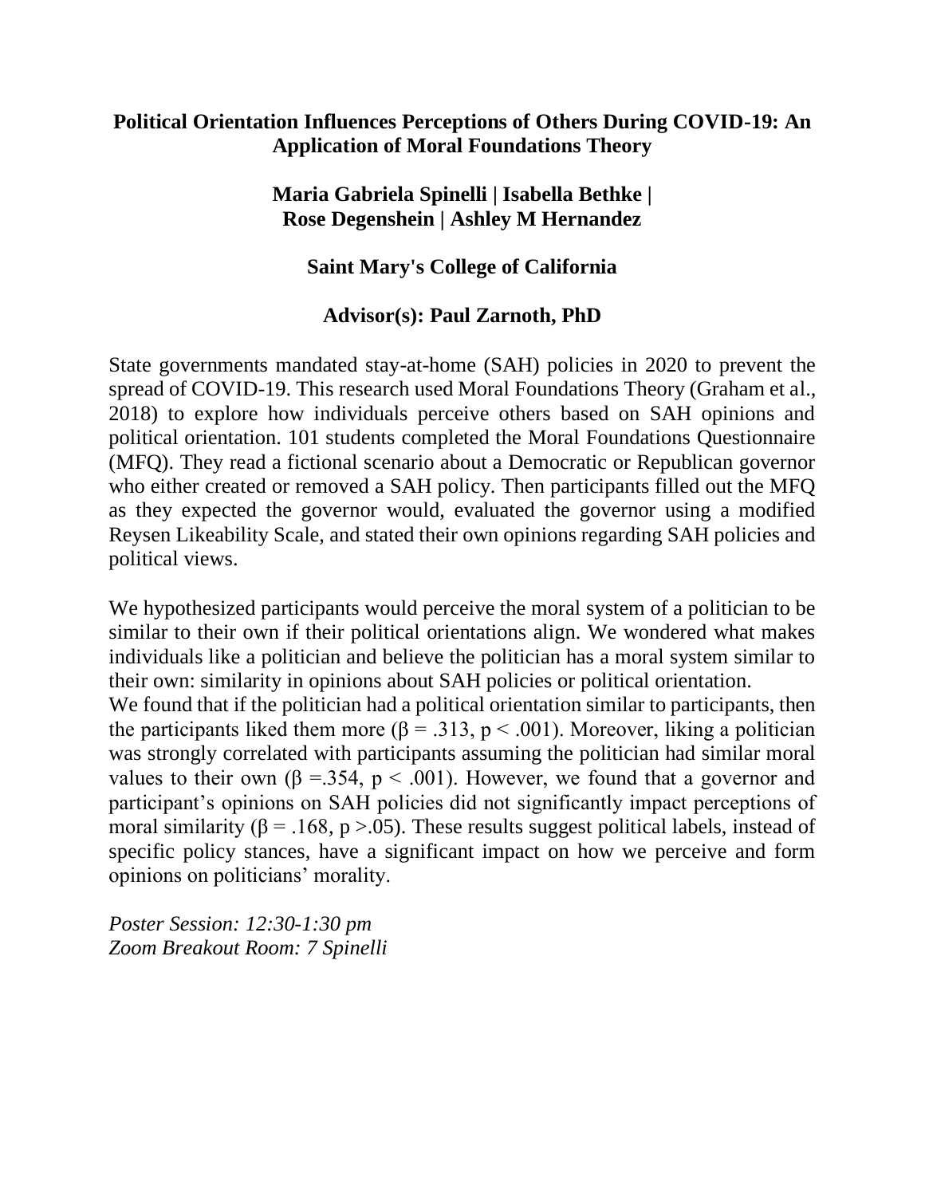# Political Orientation Influences Perceptions of Others During COVID-19: An Application of Moral Foundations Theory

**Maria Gabriela Spinelli | Isabella Bethke | Rose Degenshein | Ashley M Hernandez**

**Saint Mary's College of California**

**Advisor(s): Paul Zarnoth, PhD**

State governments mandated stay-at-home (SAH) policies in 2020 to prevent the spread of COVID-19. This research used Moral Foundations Theory (Graham et al., 2018) to explore how individuals perceive others based on SAH opinions and political orientation. 101 students completed the Moral Foundations Questionnaire (MFQ). They read a fictional scenario about a Democratic or Republican governor who either created or removed a SAH policy. Then participants filled out the MFQ as they expected the governor would, evaluated the governor using a modified Reysen Likeability Scale, and stated their own opinions regarding SAH policies and political views.

We hypothesized participants would perceive the moral system of a politician to be similar to their own if their political orientations align. We wondered what makes individuals like a politician and believe the politician has a moral system similar to their own: similarity in opinions about SAH policies or political orientation.

We found that if the politician had a political orientation similar to participants, then the participants liked them more ($\beta = .313$, $p < .001$). Moreover, liking a politician was strongly correlated with participants assuming the politician had similar moral values to their own ($\beta = .354$, $p < .001$). However, we found that a governor and participant's opinions on SAH policies did not significantly impact perceptions of moral similarity ($\beta = .168$, $p > .05$). These results suggest political labels, instead of specific policy stances, have a significant impact on how we perceive and form opinions on politicians' morality.

*Poster Session: 12:30-1:30 pm*
*Zoom Breakout Room: 7 Spinelli*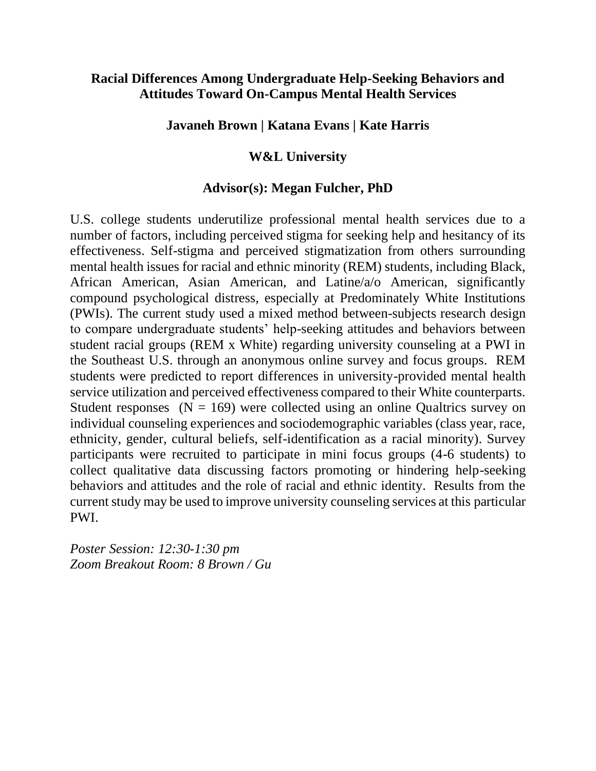## Racial Differences Among Undergraduate Help-Seeking Behaviors and Attitudes Toward On-Campus Mental Health Services

**Javaneh Brown | Katana Evans | Kate Harris**

**W&L University**

**Advisor(s): Megan Fulcher, PhD**

U.S. college students underutilize professional mental health services due to a number of factors, including perceived stigma for seeking help and hesitancy of its effectiveness. Self-stigma and perceived stigmatization from others surrounding mental health issues for racial and ethnic minority (REM) students, including Black, African American, Asian American, and Latine/a/o American, significantly compound psychological distress, especially at Predominately White Institutions (PWIs). The current study used a mixed method between-subjects research design to compare undergraduate students' help-seeking attitudes and behaviors between student racial groups (REM x White) regarding university counseling at a PWI in the Southeast U.S. through an anonymous online survey and focus groups. REM students were predicted to report differences in university-provided mental health service utilization and perceived effectiveness compared to their White counterparts. Student responses ($N = 169$) were collected using an online Qualtrics survey on individual counseling experiences and sociodemographic variables (class year, race, ethnicity, gender, cultural beliefs, self-identification as a racial minority). Survey participants were recruited to participate in mini focus groups (4-6 students) to collect qualitative data discussing factors promoting or hindering help-seeking behaviors and attitudes and the role of racial and ethnic identity. Results from the current study may be used to improve university counseling services at this particular PWI.

*Poster Session: 12:30-1:30 pm*
*Zoom Breakout Room: 8 Brown / Gu*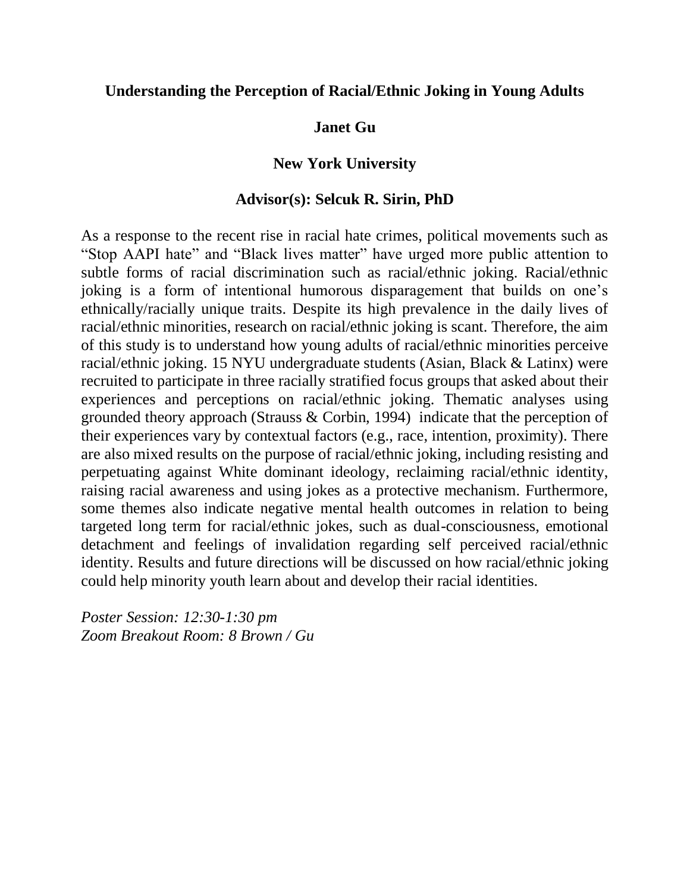**Understanding the Perception of Racial/Ethnic Joking in Young Adults**

**Janet Gu**

**New York University**

**Advisor(s): Selcuk R. Sirin, PhD**

As a response to the recent rise in racial hate crimes, political movements such as “Stop AAPI hate” and “Black lives matter” have urged more public attention to subtle forms of racial discrimination such as racial/ethnic joking. Racial/ethnic joking is a form of intentional humorous disparagement that builds on one’s ethnically/racially unique traits. Despite its high prevalence in the daily lives of racial/ethnic minorities, research on racial/ethnic joking is scant. Therefore, the aim of this study is to understand how young adults of racial/ethnic minorities perceive racial/ethnic joking. 15 NYU undergraduate students (Asian, Black & Latinx) were recruited to participate in three racially stratified focus groups that asked about their experiences and perceptions on racial/ethnic joking. Thematic analyses using grounded theory approach (Strauss & Corbin, 1994) indicate that the perception of their experiences vary by contextual factors (e.g., race, intention, proximity). There are also mixed results on the purpose of racial/ethnic joking, including resisting and perpetuating against White dominant ideology, reclaiming racial/ethnic identity, raising racial awareness and using jokes as a protective mechanism. Furthermore, some themes also indicate negative mental health outcomes in relation to being targeted long term for racial/ethnic jokes, such as dual-consciousness, emotional detachment and feelings of invalidation regarding self perceived racial/ethnic identity. Results and future directions will be discussed on how racial/ethnic joking could help minority youth learn about and develop their racial identities.

*Poster Session: 12:30-1:30 pm*
*Zoom Breakout Room: 8 Brown / Gu*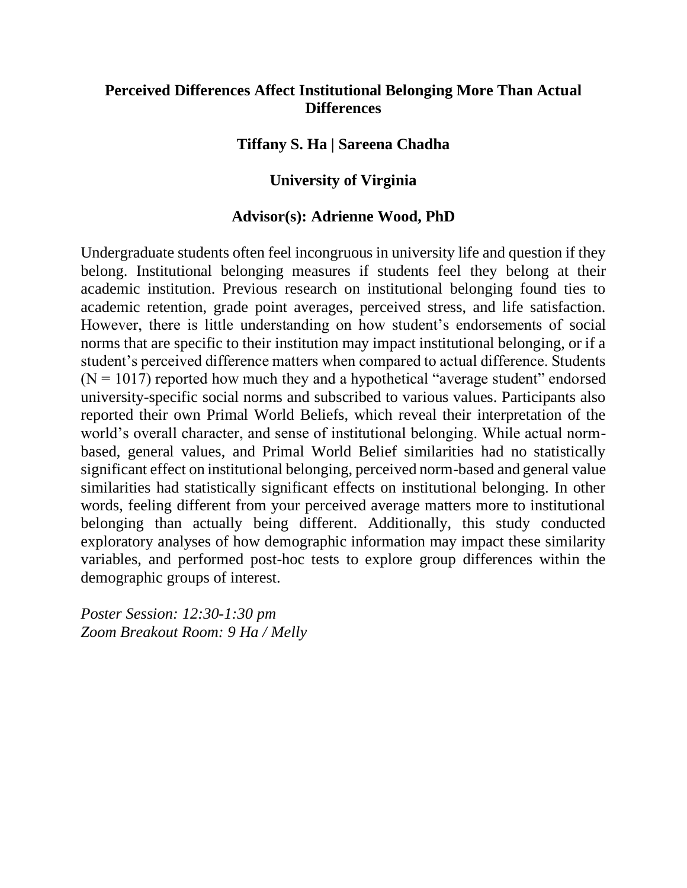# Perceived Differences Affect Institutional Belonging More Than Actual Differences

**Tiffany S. Ha | Sareena Chadha**

**University of Virginia**

**Advisor(s): Adrienne Wood, PhD**

Undergraduate students often feel incongruous in university life and question if they belong. Institutional belonging measures if students feel they belong at their academic institution. Previous research on institutional belonging found ties to academic retention, grade point averages, perceived stress, and life satisfaction. However, there is little understanding on how student's endorsements of social norms that are specific to their institution may impact institutional belonging, or if a student's perceived difference matters when compared to actual difference. Students ($N = 1017$) reported how much they and a hypothetical "average student" endorsed university-specific social norms and subscribed to various values. Participants also reported their own Primal World Beliefs, which reveal their interpretation of the world's overall character, and sense of institutional belonging. While actual norm-based, general values, and Primal World Belief similarities had no statistically significant effect on institutional belonging, perceived norm-based and general value similarities had statistically significant effects on institutional belonging. In other words, feeling different from your perceived average matters more to institutional belonging than actually being different. Additionally, this study conducted exploratory analyses of how demographic information may impact these similarity variables, and performed post-hoc tests to explore group differences within the demographic groups of interest.

*Poster Session: 12:30-1:30 pm*
*Zoom Breakout Room: 9 Ha / Melly*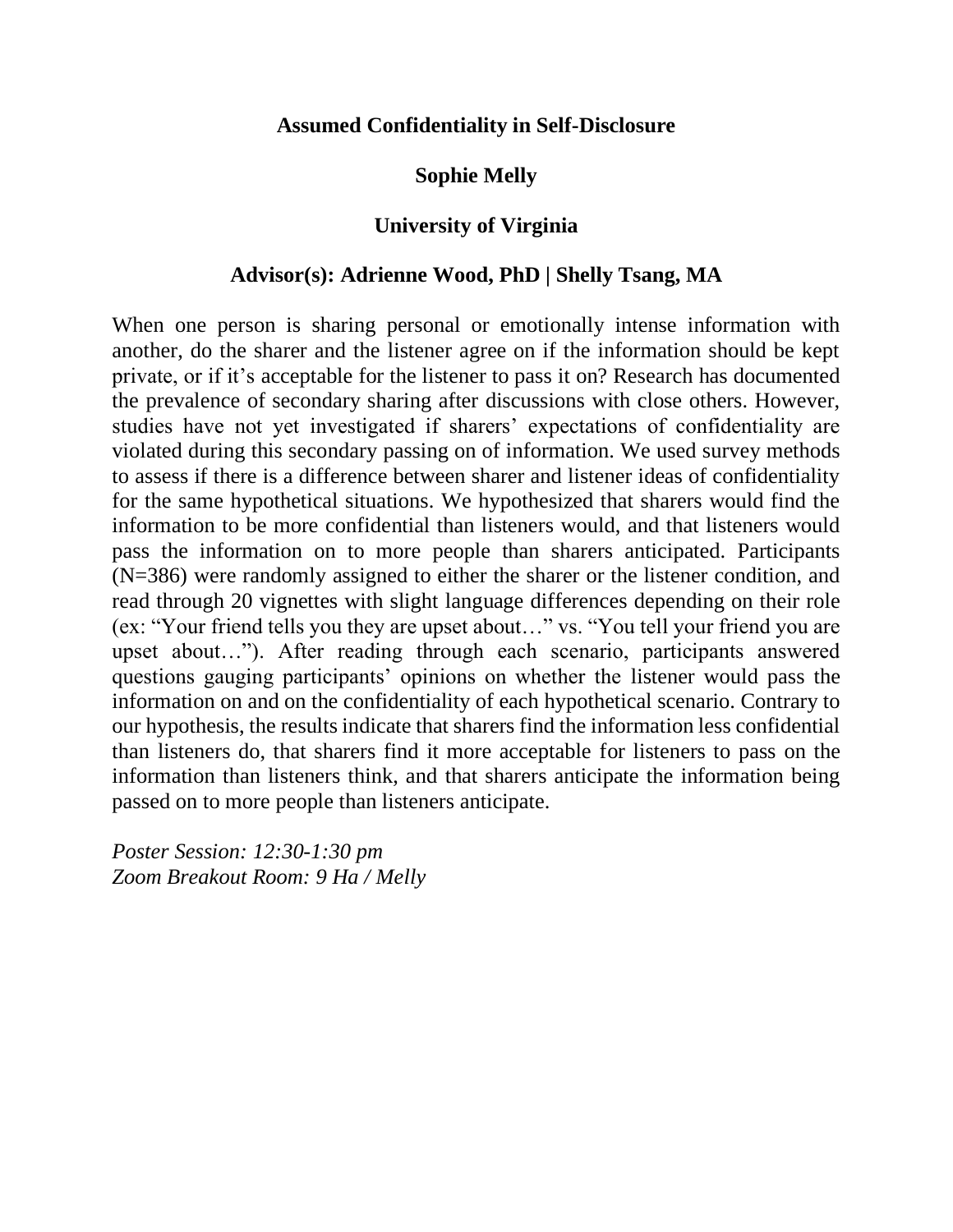## Assumed Confidentiality in Self-Disclosure

**Sophie Melly**

**University of Virginia**

**Advisor(s): Adrienne Wood, PhD | Shelly Tsang, MA**

When one person is sharing personal or emotionally intense information with another, do the sharer and the listener agree on if the information should be kept private, or if it's acceptable for the listener to pass it on? Research has documented the prevalence of secondary sharing after discussions with close others. However, studies have not yet investigated if sharers' expectations of confidentiality are violated during this secondary passing on of information. We used survey methods to assess if there is a difference between sharer and listener ideas of confidentiality for the same hypothetical situations. We hypothesized that sharers would find the information to be more confidential than listeners would, and that listeners would pass the information on to more people than sharers anticipated. Participants (N=386) were randomly assigned to either the sharer or the listener condition, and read through 20 vignettes with slight language differences depending on their role (ex: "Your friend tells you they are upset about…" vs. "You tell your friend you are upset about…"). After reading through each scenario, participants answered questions gauging participants' opinions on whether the listener would pass the information on and on the confidentiality of each hypothetical scenario. Contrary to our hypothesis, the results indicate that sharers find the information less confidential than listeners do, that sharers find it more acceptable for listeners to pass on the information than listeners think, and that sharers anticipate the information being passed on to more people than listeners anticipate.

*Poster Session: 12:30-1:30 pm*
*Zoom Breakout Room: 9 Ha / Melly*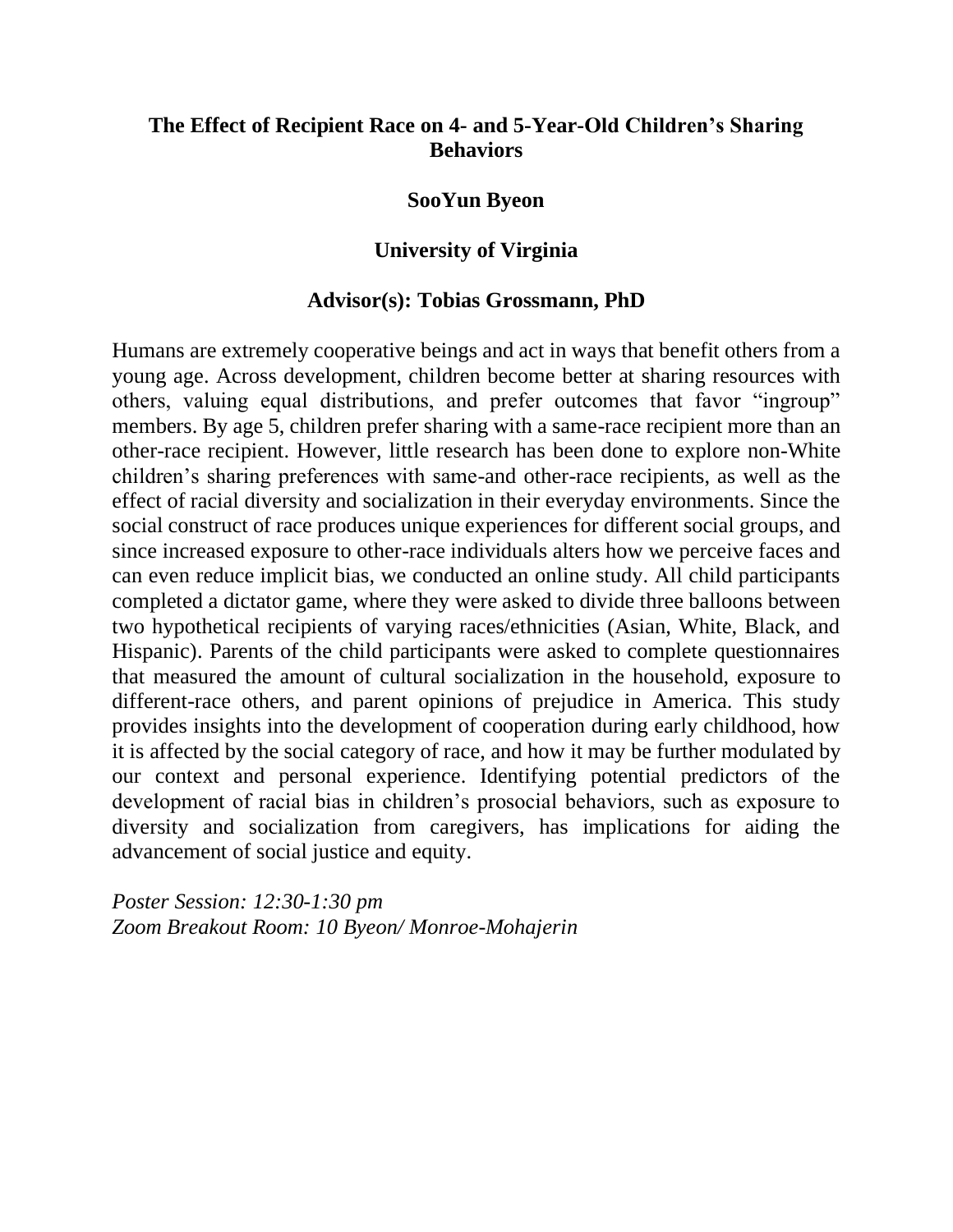### The Effect of Recipient Race on 4- and 5-Year-Old Children's Sharing Behaviors

**SooYun Byeon**

**University of Virginia**

**Advisor(s): Tobias Grossmann, PhD**

Humans are extremely cooperative beings and act in ways that benefit others from a young age. Across development, children become better at sharing resources with others, valuing equal distributions, and prefer outcomes that favor "ingroup" members. By age 5, children prefer sharing with a same-race recipient more than an other-race recipient. However, little research has been done to explore non-White children's sharing preferences with same-and other-race recipients, as well as the effect of racial diversity and socialization in their everyday environments. Since the social construct of race produces unique experiences for different social groups, and since increased exposure to other-race individuals alters how we perceive faces and can even reduce implicit bias, we conducted an online study. All child participants completed a dictator game, where they were asked to divide three balloons between two hypothetical recipients of varying races/ethnicities (Asian, White, Black, and Hispanic). Parents of the child participants were asked to complete questionnaires that measured the amount of cultural socialization in the household, exposure to different-race others, and parent opinions of prejudice in America. This study provides insights into the development of cooperation during early childhood, how it is affected by the social category of race, and how it may be further modulated by our context and personal experience. Identifying potential predictors of the development of racial bias in children's prosocial behaviors, such as exposure to diversity and socialization from caregivers, has implications for aiding the advancement of social justice and equity.

*Poster Session: 12:30-1:30 pm*
*Zoom Breakout Room: 10 Byeon/ Monroe-Mohajerin*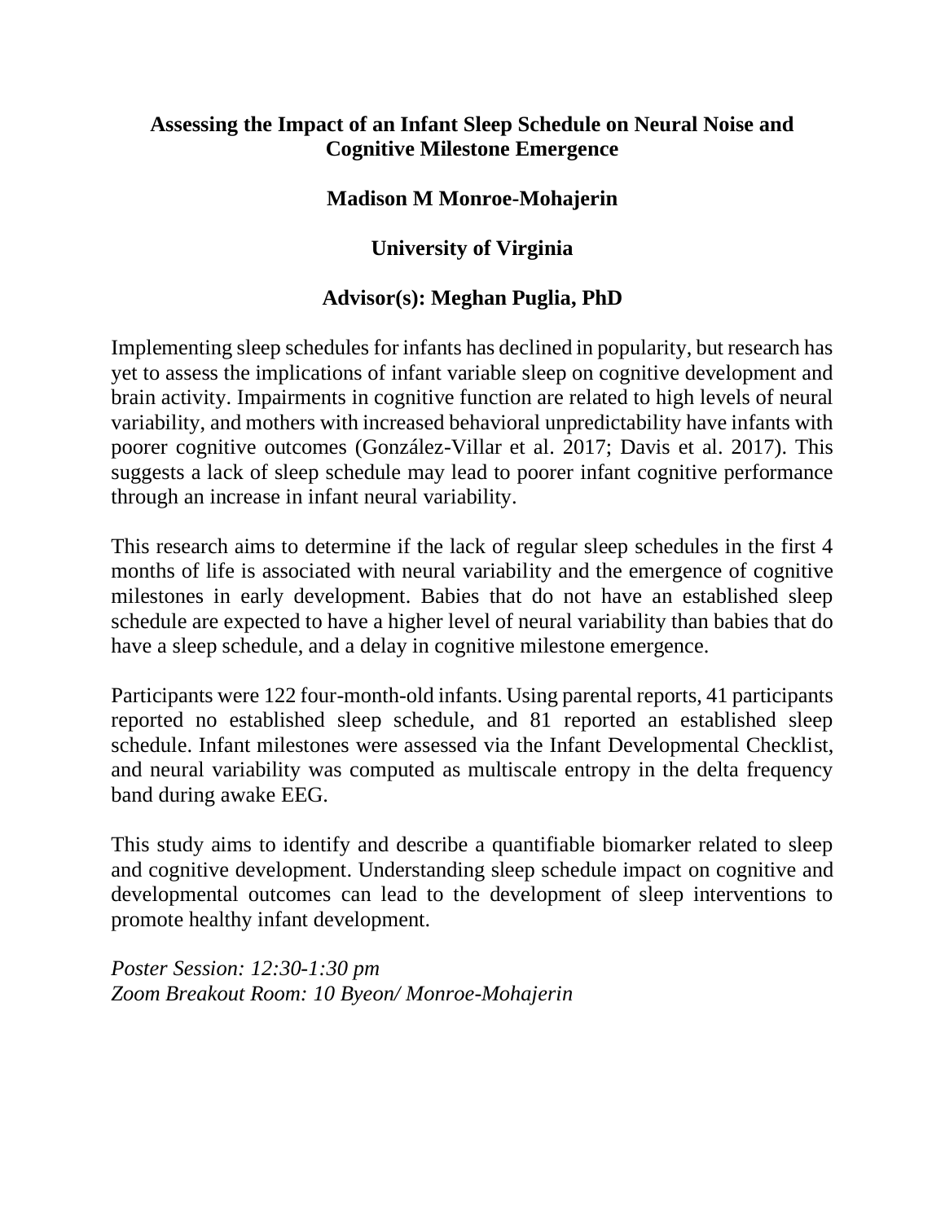## Assessing the Impact of an Infant Sleep Schedule on Neural Noise and Cognitive Milestone Emergence

**Madison M Monroe-Mohajerin**

**University of Virginia**

**Advisor(s): Meghan Puglia, PhD**

Implementing sleep schedules for infants has declined in popularity, but research has yet to assess the implications of infant variable sleep on cognitive development and brain activity. Impairments in cognitive function are related to high levels of neural variability, and mothers with increased behavioral unpredictability have infants with poorer cognitive outcomes (González-Villar et al. 2017; Davis et al. 2017). This suggests a lack of sleep schedule may lead to poorer infant cognitive performance through an increase in infant neural variability.

This research aims to determine if the lack of regular sleep schedules in the first 4 months of life is associated with neural variability and the emergence of cognitive milestones in early development. Babies that do not have an established sleep schedule are expected to have a higher level of neural variability than babies that do have a sleep schedule, and a delay in cognitive milestone emergence.

Participants were 122 four-month-old infants. Using parental reports, 41 participants reported no established sleep schedule, and 81 reported an established sleep schedule. Infant milestones were assessed via the Infant Developmental Checklist, and neural variability was computed as multiscale entropy in the delta frequency band during awake EEG.

This study aims to identify and describe a quantifiable biomarker related to sleep and cognitive development. Understanding sleep schedule impact on cognitive and developmental outcomes can lead to the development of sleep interventions to promote healthy infant development.

*Poster Session: 12:30-1:30 pm*
*Zoom Breakout Room: 10 Byeon/ Monroe-Mohajerin*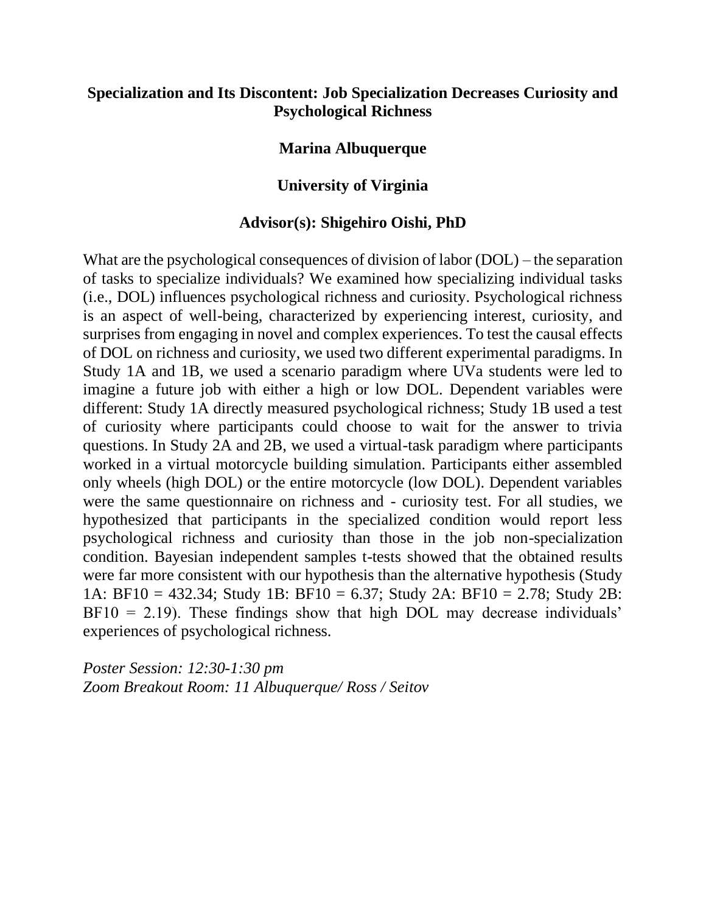**Specialization and Its Discontent: Job Specialization Decreases Curiosity and Psychological Richness**

**Marina Albuquerque**

**University of Virginia**

**Advisor(s): Shigehiro Oishi, PhD**

What are the psychological consequences of division of labor (DOL) – the separation of tasks to specialize individuals? We examined how specializing individual tasks (i.e., DOL) influences psychological richness and curiosity. Psychological richness is an aspect of well-being, characterized by experiencing interest, curiosity, and surprises from engaging in novel and complex experiences. To test the causal effects of DOL on richness and curiosity, we used two different experimental paradigms. In Study 1A and 1B, we used a scenario paradigm where UVa students were led to imagine a future job with either a high or low DOL. Dependent variables were different: Study 1A directly measured psychological richness; Study 1B used a test of curiosity where participants could choose to wait for the answer to trivia questions. In Study 2A and 2B, we used a virtual-task paradigm where participants worked in a virtual motorcycle building simulation. Participants either assembled only wheels (high DOL) or the entire motorcycle (low DOL). Dependent variables were the same questionnaire on richness and - curiosity test. For all studies, we hypothesized that participants in the specialized condition would report less psychological richness and curiosity than those in the job non-specialization condition. Bayesian independent samples t-tests showed that the obtained results were far more consistent with our hypothesis than the alternative hypothesis (Study 1A: $BF_{10} = 432.34$; Study 1B: $BF_{10} = 6.37$; Study 2A: $BF_{10} = 2.78$; Study 2B: $BF_{10} = 2.19$). These findings show that high DOL may decrease individuals' experiences of psychological richness.

*Poster Session: 12:30-1:30 pm*
*Zoom Breakout Room: 11 Albuquerque/ Ross / Seitov*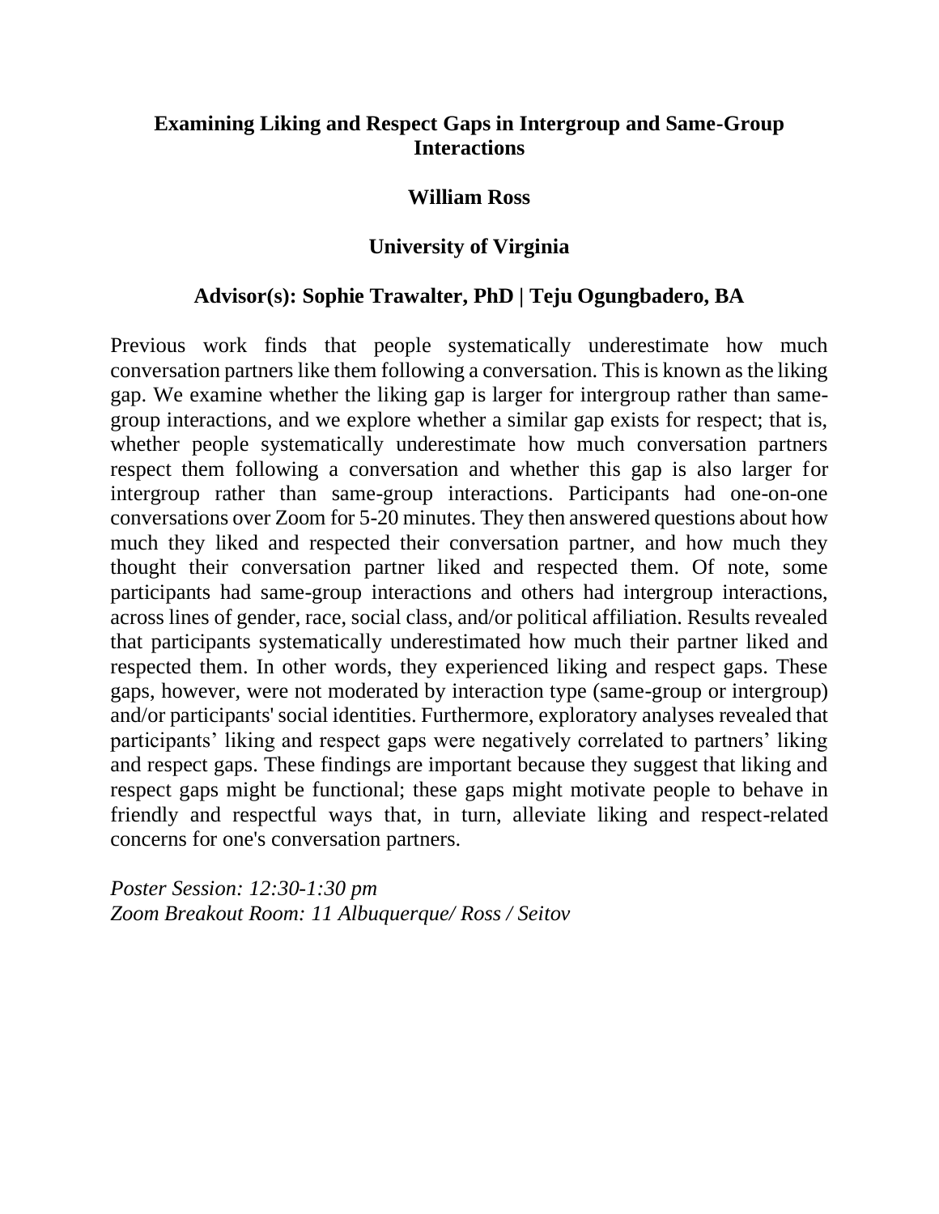## Examining Liking and Respect Gaps in Intergroup and Same-Group Interactions

**William Ross**

**University of Virginia**

**Advisor(s): Sophie Trawalter, PhD | Teju Ogungbadero, BA**

Previous work finds that people systematically underestimate how much conversation partners like them following a conversation. This is known as the liking gap. We examine whether the liking gap is larger for intergroup rather than same-group interactions, and we explore whether a similar gap exists for respect; that is, whether people systematically underestimate how much conversation partners respect them following a conversation and whether this gap is also larger for intergroup rather than same-group interactions. Participants had one-on-one conversations over Zoom for 5-20 minutes. They then answered questions about how much they liked and respected their conversation partner, and how much they thought their conversation partner liked and respected them. Of note, some participants had same-group interactions and others had intergroup interactions, across lines of gender, race, social class, and/or political affiliation. Results revealed that participants systematically underestimated how much their partner liked and respected them. In other words, they experienced liking and respect gaps. These gaps, however, were not moderated by interaction type (same-group or intergroup) and/or participants' social identities. Furthermore, exploratory analyses revealed that participants' liking and respect gaps were negatively correlated to partners' liking and respect gaps. These findings are important because they suggest that liking and respect gaps might be functional; these gaps might motivate people to behave in friendly and respectful ways that, in turn, alleviate liking and respect-related concerns for one's conversation partners.

*Poster Session: 12:30-1:30 pm*
*Zoom Breakout Room: 11 Albuquerque/ Ross / Seitov*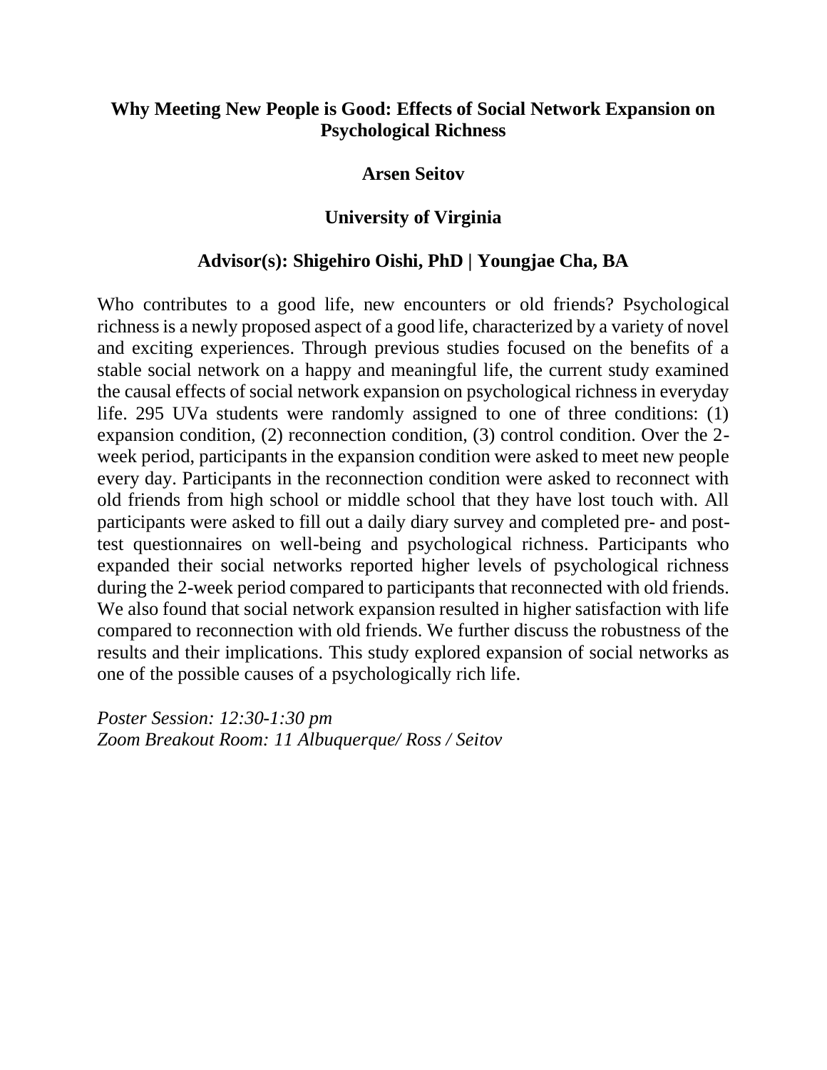## Why Meeting New People is Good: Effects of Social Network Expansion on Psychological Richness

**Arsen Seitov**

**University of Virginia**

**Advisor(s): Shigehiro Oishi, PhD | Youngjae Cha, BA**

Who contributes to a good life, new encounters or old friends? Psychological richness is a newly proposed aspect of a good life, characterized by a variety of novel and exciting experiences. Through previous studies focused on the benefits of a stable social network on a happy and meaningful life, the current study examined the causal effects of social network expansion on psychological richness in everyday life. 295 UVa students were randomly assigned to one of three conditions: (1) expansion condition, (2) reconnection condition, (3) control condition. Over the 2-week period, participants in the expansion condition were asked to meet new people every day. Participants in the reconnection condition were asked to reconnect with old friends from high school or middle school that they have lost touch with. All participants were asked to fill out a daily diary survey and completed pre- and post-test questionnaires on well-being and psychological richness. Participants who expanded their social networks reported higher levels of psychological richness during the 2-week period compared to participants that reconnected with old friends. We also found that social network expansion resulted in higher satisfaction with life compared to reconnection with old friends. We further discuss the robustness of the results and their implications. This study explored expansion of social networks as one of the possible causes of a psychologically rich life.

*Poster Session: 12:30-1:30 pm*
*Zoom Breakout Room: 11 Albuquerque/ Ross / Seitov*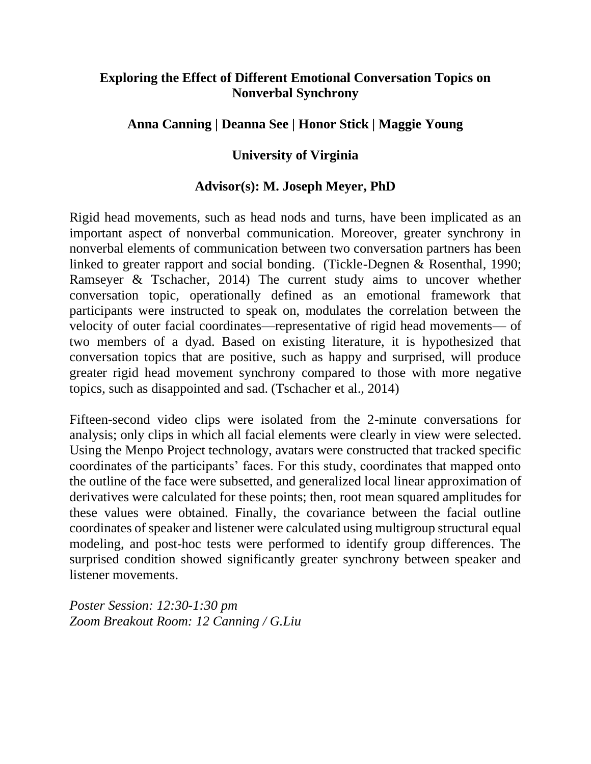# Exploring the Effect of Different Emotional Conversation Topics on Nonverbal Synchrony

**Anna Canning | Deanna See | Honor Stick | Maggie Young**

**University of Virginia**

**Advisor(s): M. Joseph Meyer, PhD**

Rigid head movements, such as head nods and turns, have been implicated as an important aspect of nonverbal communication. Moreover, greater synchrony in nonverbal elements of communication between two conversation partners has been linked to greater rapport and social bonding. (Tickle-Degnen & Rosenthal, 1990; Ramseyer & Tschacher, 2014) The current study aims to uncover whether conversation topic, operationally defined as an emotional framework that participants were instructed to speak on, modulates the correlation between the velocity of outer facial coordinates—representative of rigid head movements— of two members of a dyad. Based on existing literature, it is hypothesized that conversation topics that are positive, such as happy and surprised, will produce greater rigid head movement synchrony compared to those with more negative topics, such as disappointed and sad. (Tschacher et al., 2014)

Fifteen-second video clips were isolated from the 2-minute conversations for analysis; only clips in which all facial elements were clearly in view were selected. Using the Menpo Project technology, avatars were constructed that tracked specific coordinates of the participants' faces. For this study, coordinates that mapped onto the outline of the face were subsetted, and generalized local linear approximation of derivatives were calculated for these points; then, root mean squared amplitudes for these values were obtained. Finally, the covariance between the facial outline coordinates of speaker and listener were calculated using multigroup structural equal modeling, and post-hoc tests were performed to identify group differences. The surprised condition showed significantly greater synchrony between speaker and listener movements.

*Poster Session: 12:30-1:30 pm*
*Zoom Breakout Room: 12 Canning / G.Liu*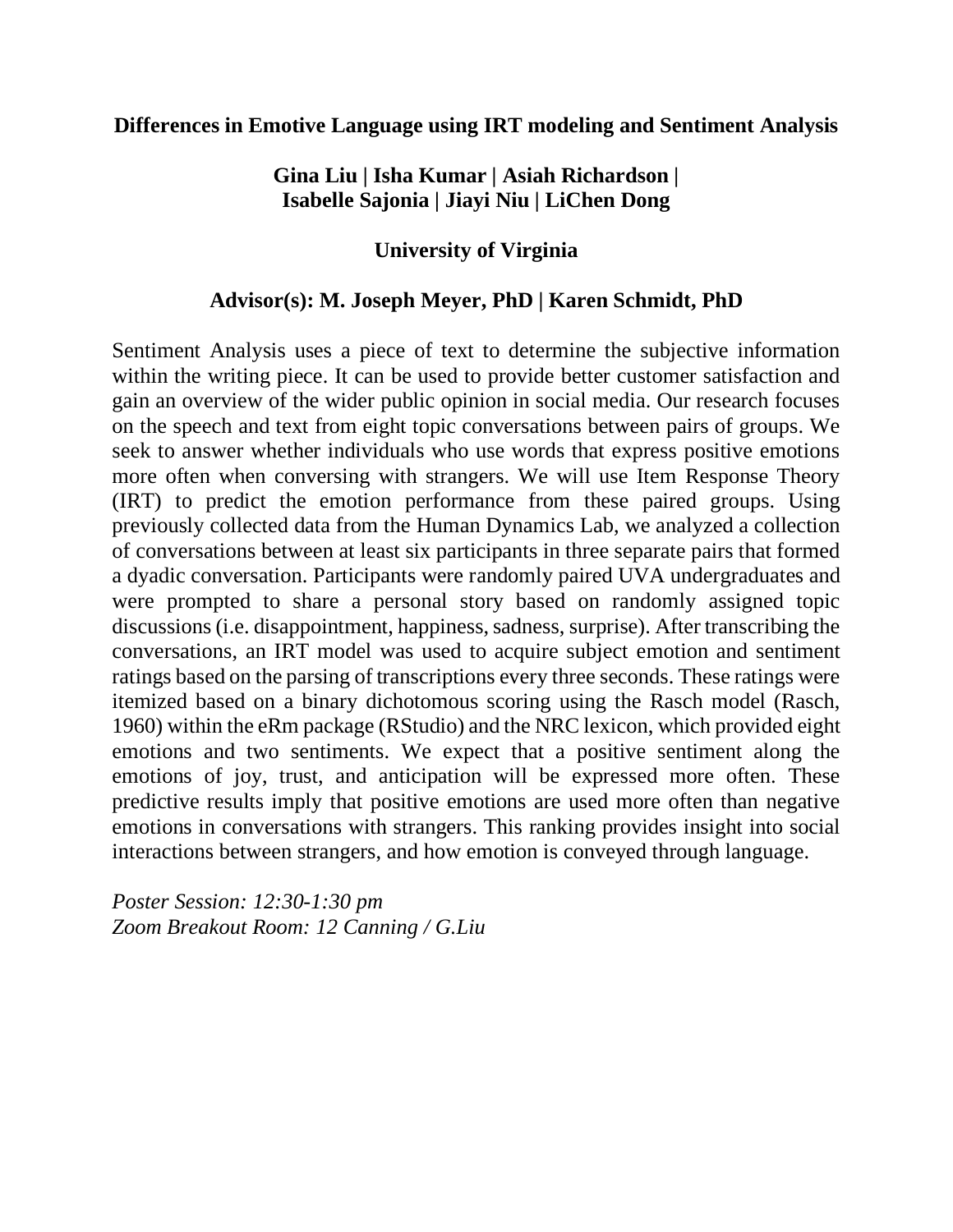## Differences in Emotive Language using IRT modeling and Sentiment Analysis

**Gina Liu | Isha Kumar | Asiah Richardson | Isabelle Sajonia | Jiayi Niu | LiChen Dong**

**University of Virginia**

**Advisor(s): M. Joseph Meyer, PhD | Karen Schmidt, PhD**

Sentiment Analysis uses a piece of text to determine the subjective information within the writing piece. It can be used to provide better customer satisfaction and gain an overview of the wider public opinion in social media. Our research focuses on the speech and text from eight topic conversations between pairs of groups. We seek to answer whether individuals who use words that express positive emotions more often when conversing with strangers. We will use Item Response Theory (IRT) to predict the emotion performance from these paired groups. Using previously collected data from the Human Dynamics Lab, we analyzed a collection of conversations between at least six participants in three separate pairs that formed a dyadic conversation. Participants were randomly paired UVA undergraduates and were prompted to share a personal story based on randomly assigned topic discussions (i.e. disappointment, happiness, sadness, surprise). After transcribing the conversations, an IRT model was used to acquire subject emotion and sentiment ratings based on the parsing of transcriptions every three seconds. These ratings were itemized based on a binary dichotomous scoring using the Rasch model (Rasch, 1960) within the eRm package (RStudio) and the NRC lexicon, which provided eight emotions and two sentiments. We expect that a positive sentiment along the emotions of joy, trust, and anticipation will be expressed more often. These predictive results imply that positive emotions are used more often than negative emotions in conversations with strangers. This ranking provides insight into social interactions between strangers, and how emotion is conveyed through language.

*Poster Session: 12:30-1:30 pm*
*Zoom Breakout Room: 12 Canning / G.Liu*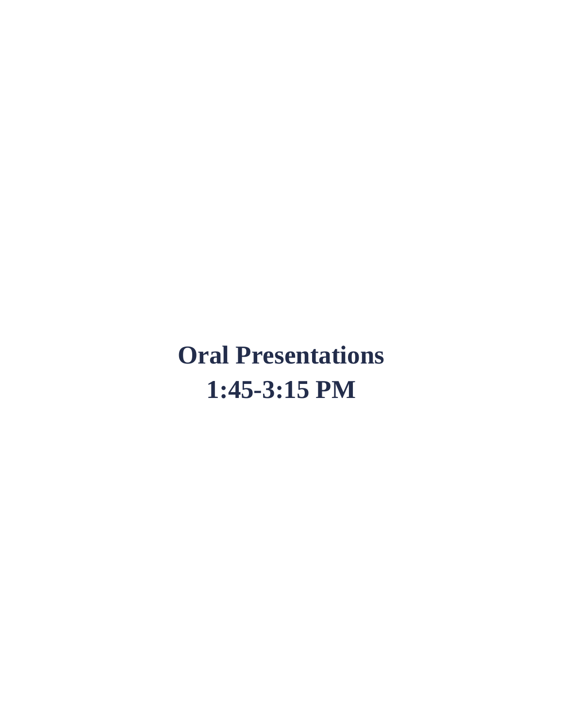# Oral Presentations
# 1:45-3:15 PM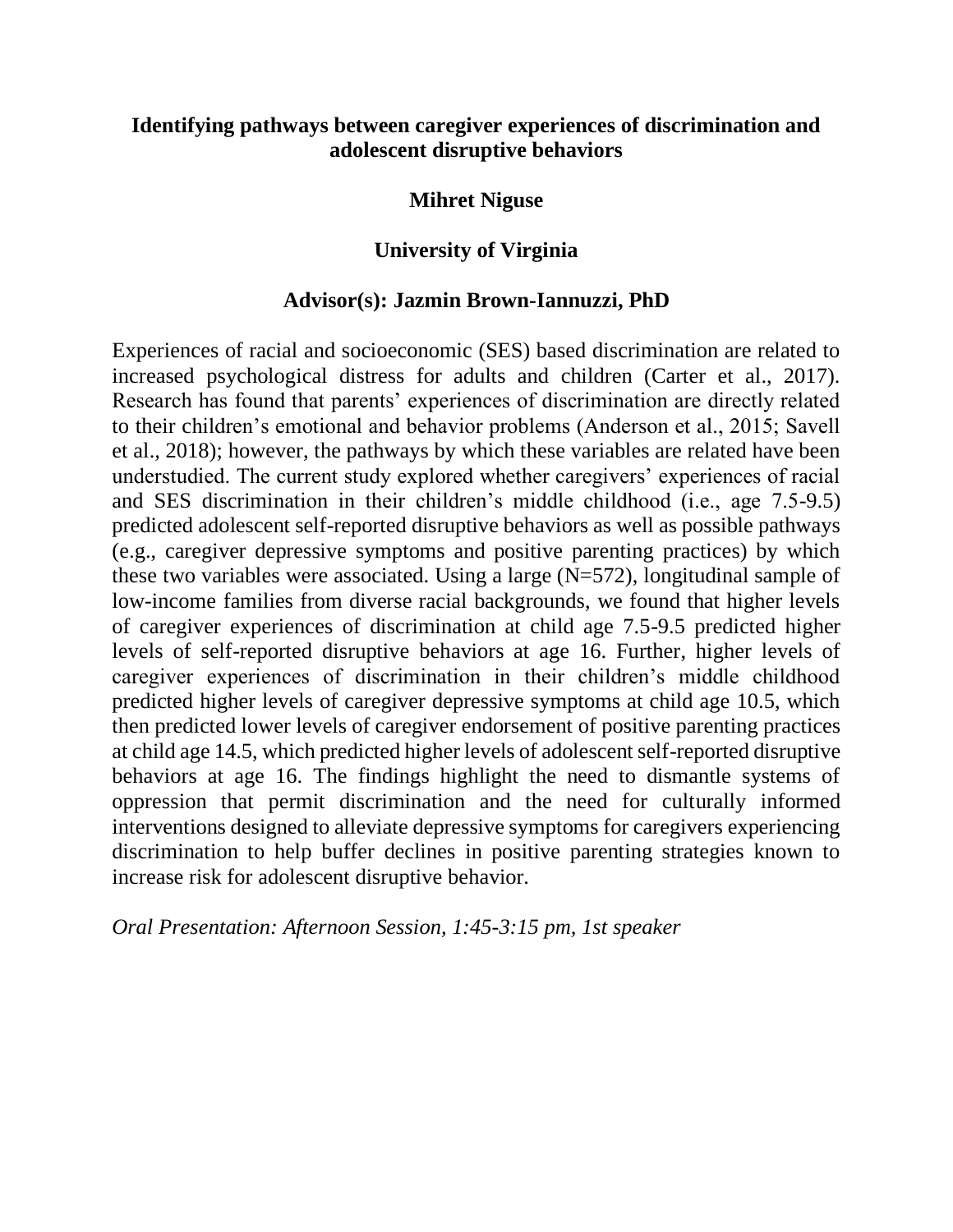**Identifying pathways between caregiver experiences of discrimination and adolescent disruptive behaviors**

**Mihret Niguse**

**University of Virginia**

**Advisor(s): Jazmin Brown-Iannuzzi, PhD**

Experiences of racial and socioeconomic (SES) based discrimination are related to increased psychological distress for adults and children (Carter et al., 2017). Research has found that parents' experiences of discrimination are directly related to their children's emotional and behavior problems (Anderson et al., 2015; Savell et al., 2018); however, the pathways by which these variables are related have been understudied. The current study explored whether caregivers' experiences of racial and SES discrimination in their children's middle childhood (i.e., age 7.5-9.5) predicted adolescent self-reported disruptive behaviors as well as possible pathways (e.g., caregiver depressive symptoms and positive parenting practices) by which these two variables were associated. Using a large (N=572), longitudinal sample of low-income families from diverse racial backgrounds, we found that higher levels of caregiver experiences of discrimination at child age 7.5-9.5 predicted higher levels of self-reported disruptive behaviors at age 16. Further, higher levels of caregiver experiences of discrimination in their children's middle childhood predicted higher levels of caregiver depressive symptoms at child age 10.5, which then predicted lower levels of caregiver endorsement of positive parenting practices at child age 14.5, which predicted higher levels of adolescent self-reported disruptive behaviors at age 16. The findings highlight the need to dismantle systems of oppression that permit discrimination and the need for culturally informed interventions designed to alleviate depressive symptoms for caregivers experiencing discrimination to help buffer declines in positive parenting strategies known to increase risk for adolescent disruptive behavior.

*Oral Presentation: Afternoon Session, 1:45-3:15 pm, 1st speaker*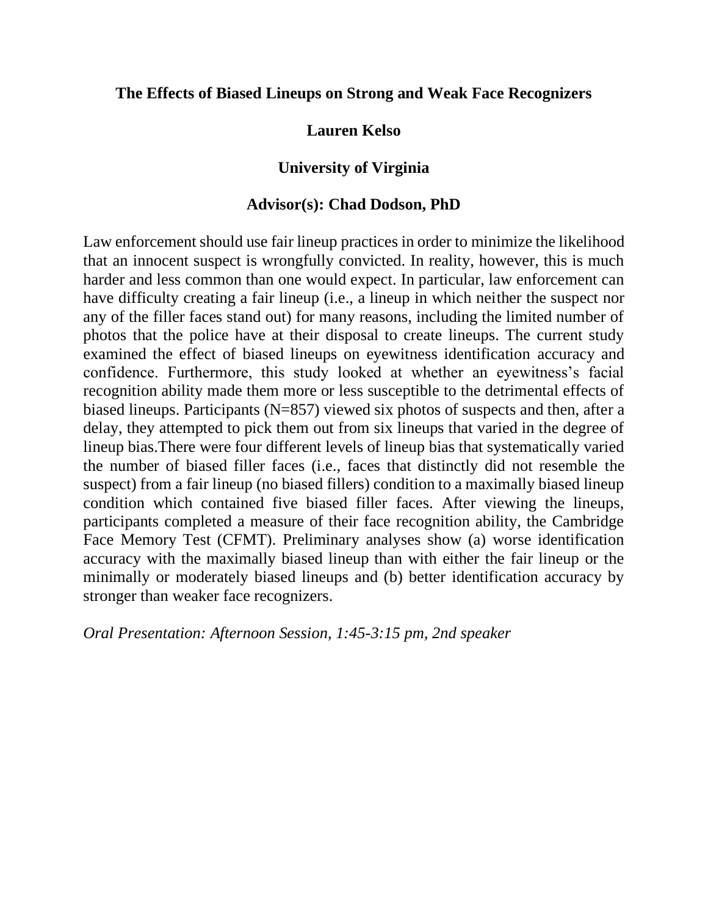**The Effects of Biased Lineups on Strong and Weak Face Recognizers**

**Lauren Kelso**

**University of Virginia**

**Advisor(s): Chad Dodson, PhD**

Law enforcement should use fair lineup practices in order to minimize the likelihood that an innocent suspect is wrongfully convicted. In reality, however, this is much harder and less common than one would expect. In particular, law enforcement can have difficulty creating a fair lineup (i.e., a lineup in which neither the suspect nor any of the filler faces stand out) for many reasons, including the limited number of photos that the police have at their disposal to create lineups. The current study examined the effect of biased lineups on eyewitness identification accuracy and confidence. Furthermore, this study looked at whether an eyewitness's facial recognition ability made them more or less susceptible to the detrimental effects of biased lineups. Participants (N=857) viewed six photos of suspects and then, after a delay, they attempted to pick them out from six lineups that varied in the degree of lineup bias.There were four different levels of lineup bias that systematically varied the number of biased filler faces (i.e., faces that distinctly did not resemble the suspect) from a fair lineup (no biased fillers) condition to a maximally biased lineup condition which contained five biased filler faces. After viewing the lineups, participants completed a measure of their face recognition ability, the Cambridge Face Memory Test (CFMT). Preliminary analyses show (a) worse identification accuracy with the maximally biased lineup than with either the fair lineup or the minimally or moderately biased lineups and (b) better identification accuracy by stronger than weaker face recognizers.

*Oral Presentation: Afternoon Session, 1:45-3:15 pm, 2nd speaker*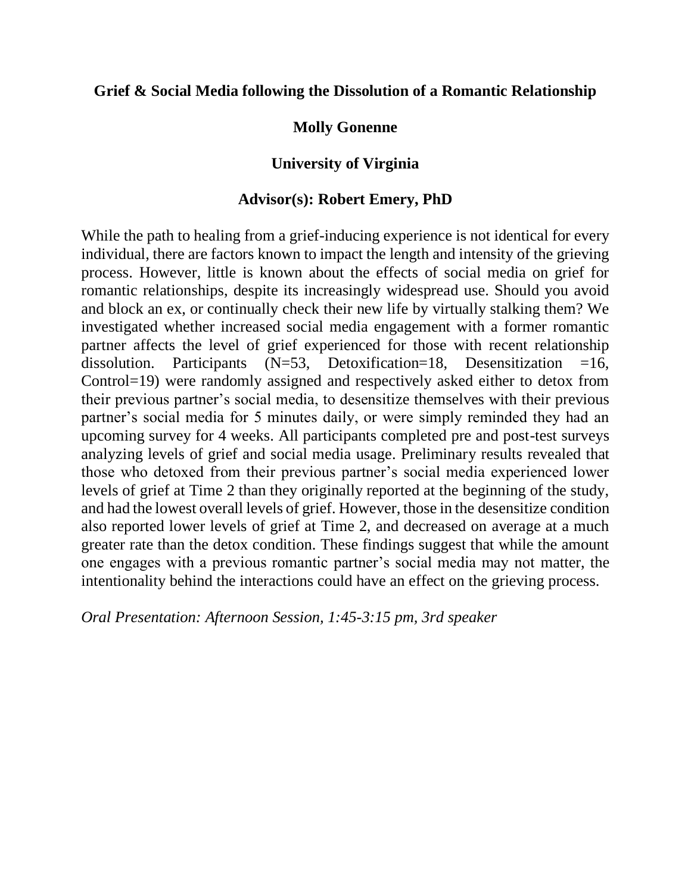**Grief & Social Media following the Dissolution of a Romantic Relationship**

**Molly Gonenne**

**University of Virginia**

**Advisor(s): Robert Emery, PhD**

While the path to healing from a grief-inducing experience is not identical for every individual, there are factors known to impact the length and intensity of the grieving process. However, little is known about the effects of social media on grief for romantic relationships, despite its increasingly widespread use. Should you avoid and block an ex, or continually check their new life by virtually stalking them? We investigated whether increased social media engagement with a former romantic partner affects the level of grief experienced for those with recent relationship dissolution. Participants (N=53, Detoxification=18, Desensitization =16, Control=19) were randomly assigned and respectively asked either to detox from their previous partner's social media, to desensitize themselves with their previous partner's social media for 5 minutes daily, or were simply reminded they had an upcoming survey for 4 weeks. All participants completed pre and post-test surveys analyzing levels of grief and social media usage. Preliminary results revealed that those who detoxed from their previous partner's social media experienced lower levels of grief at Time 2 than they originally reported at the beginning of the study, and had the lowest overall levels of grief. However, those in the desensitize condition also reported lower levels of grief at Time 2, and decreased on average at a much greater rate than the detox condition. These findings suggest that while the amount one engages with a previous romantic partner's social media may not matter, the intentionality behind the interactions could have an effect on the grieving process.

*Oral Presentation: Afternoon Session, 1:45-3:15 pm, 3rd speaker*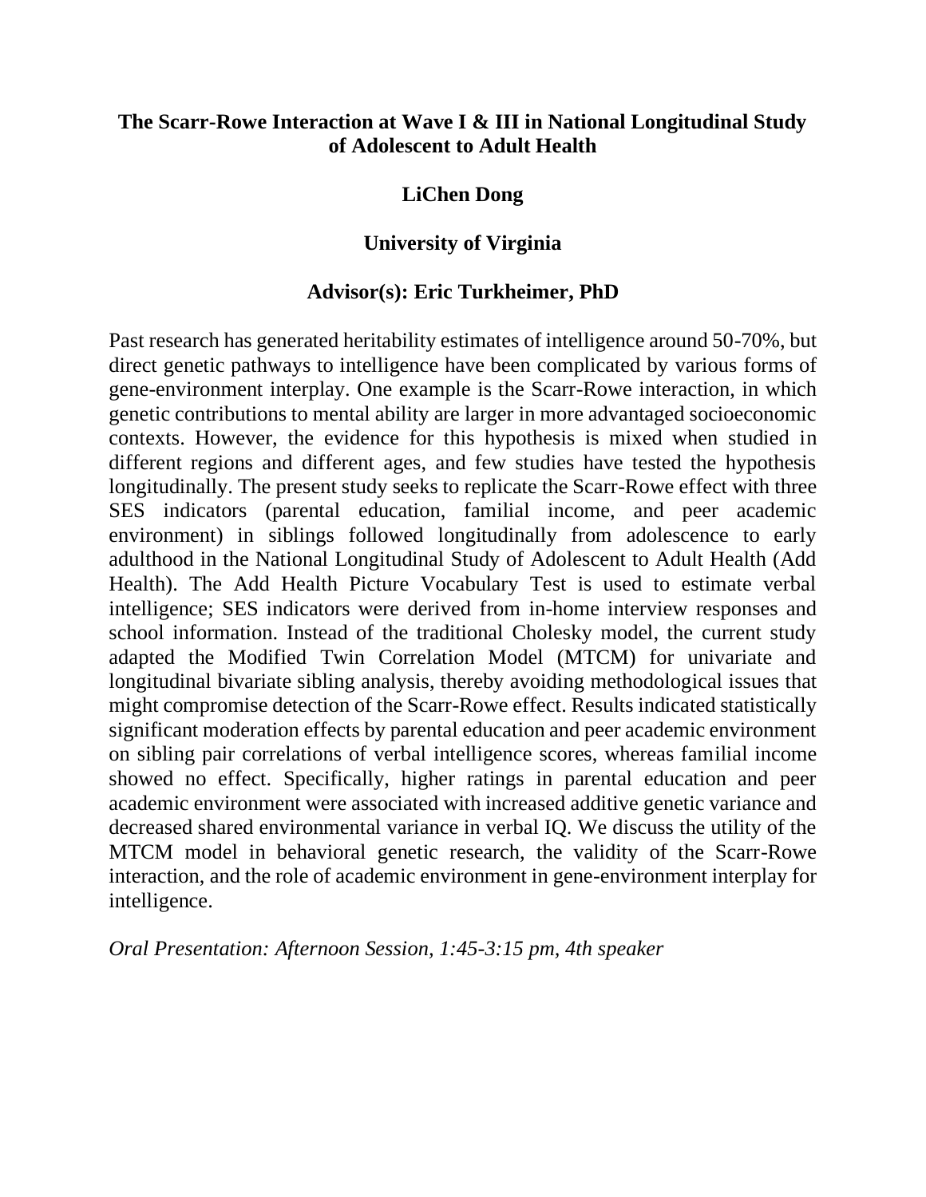## The Scarr-Rowe Interaction at Wave I & III in National Longitudinal Study of Adolescent to Adult Health

**LiChen Dong**

**University of Virginia**

**Advisor(s): Eric Turkheimer, PhD**

Past research has generated heritability estimates of intelligence around 50-70%, but direct genetic pathways to intelligence have been complicated by various forms of gene-environment interplay. One example is the Scarr-Rowe interaction, in which genetic contributions to mental ability are larger in more advantaged socioeconomic contexts. However, the evidence for this hypothesis is mixed when studied in different regions and different ages, and few studies have tested the hypothesis longitudinally. The present study seeks to replicate the Scarr-Rowe effect with three SES indicators (parental education, familial income, and peer academic environment) in siblings followed longitudinally from adolescence to early adulthood in the National Longitudinal Study of Adolescent to Adult Health (Add Health). The Add Health Picture Vocabulary Test is used to estimate verbal intelligence; SES indicators were derived from in-home interview responses and school information. Instead of the traditional Cholesky model, the current study adapted the Modified Twin Correlation Model (MTCM) for univariate and longitudinal bivariate sibling analysis, thereby avoiding methodological issues that might compromise detection of the Scarr-Rowe effect. Results indicated statistically significant moderation effects by parental education and peer academic environment on sibling pair correlations of verbal intelligence scores, whereas familial income showed no effect. Specifically, higher ratings in parental education and peer academic environment were associated with increased additive genetic variance and decreased shared environmental variance in verbal IQ. We discuss the utility of the MTCM model in behavioral genetic research, the validity of the Scarr-Rowe interaction, and the role of academic environment in gene-environment interplay for intelligence.

*Oral Presentation: Afternoon Session, 1:45-3:15 pm, 4th speaker*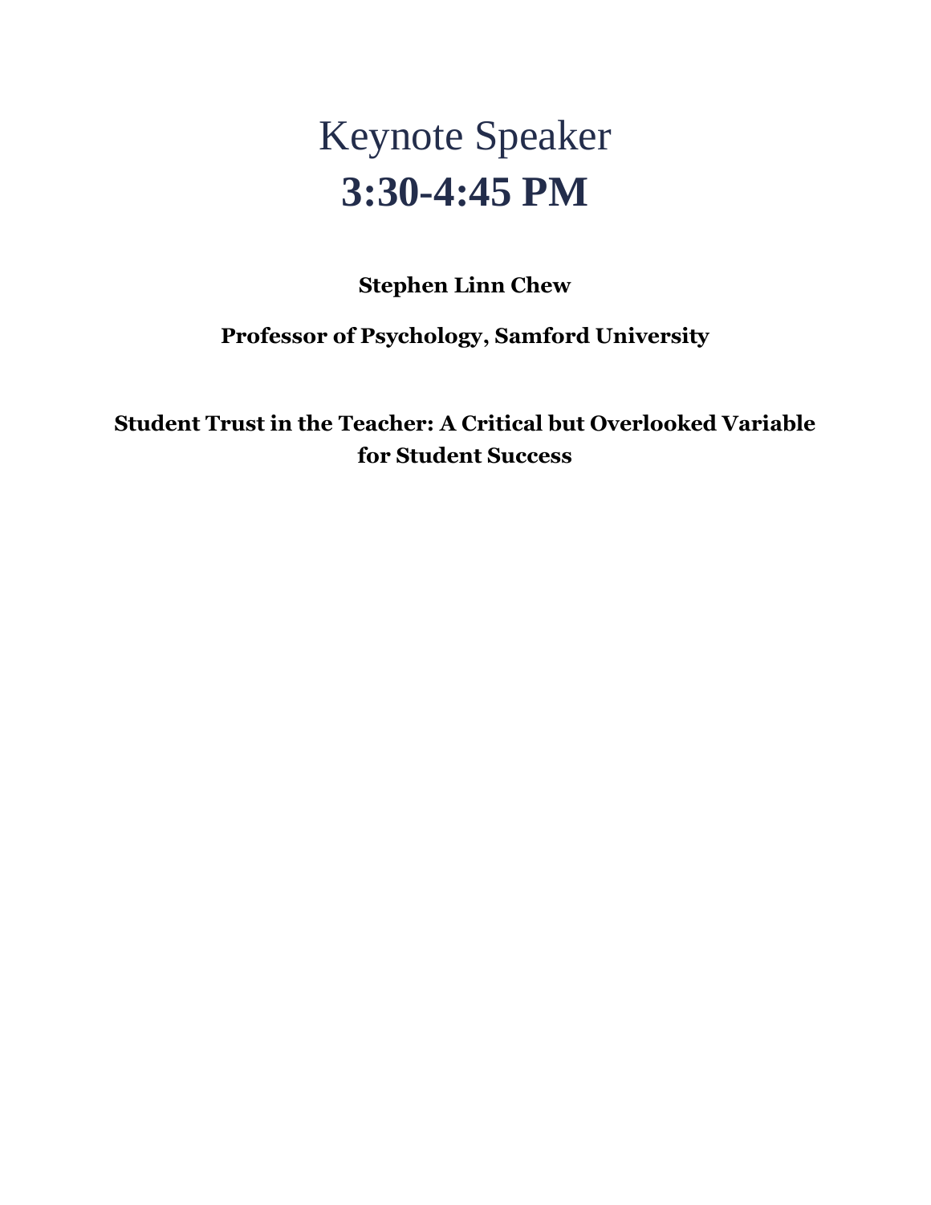# Keynote Speaker
# **3:30-4:45 PM**

**Stephen Linn Chew**

**Professor of Psychology, Samford University**

**Student Trust in the Teacher: A Critical but Overlooked Variable for Student Success**